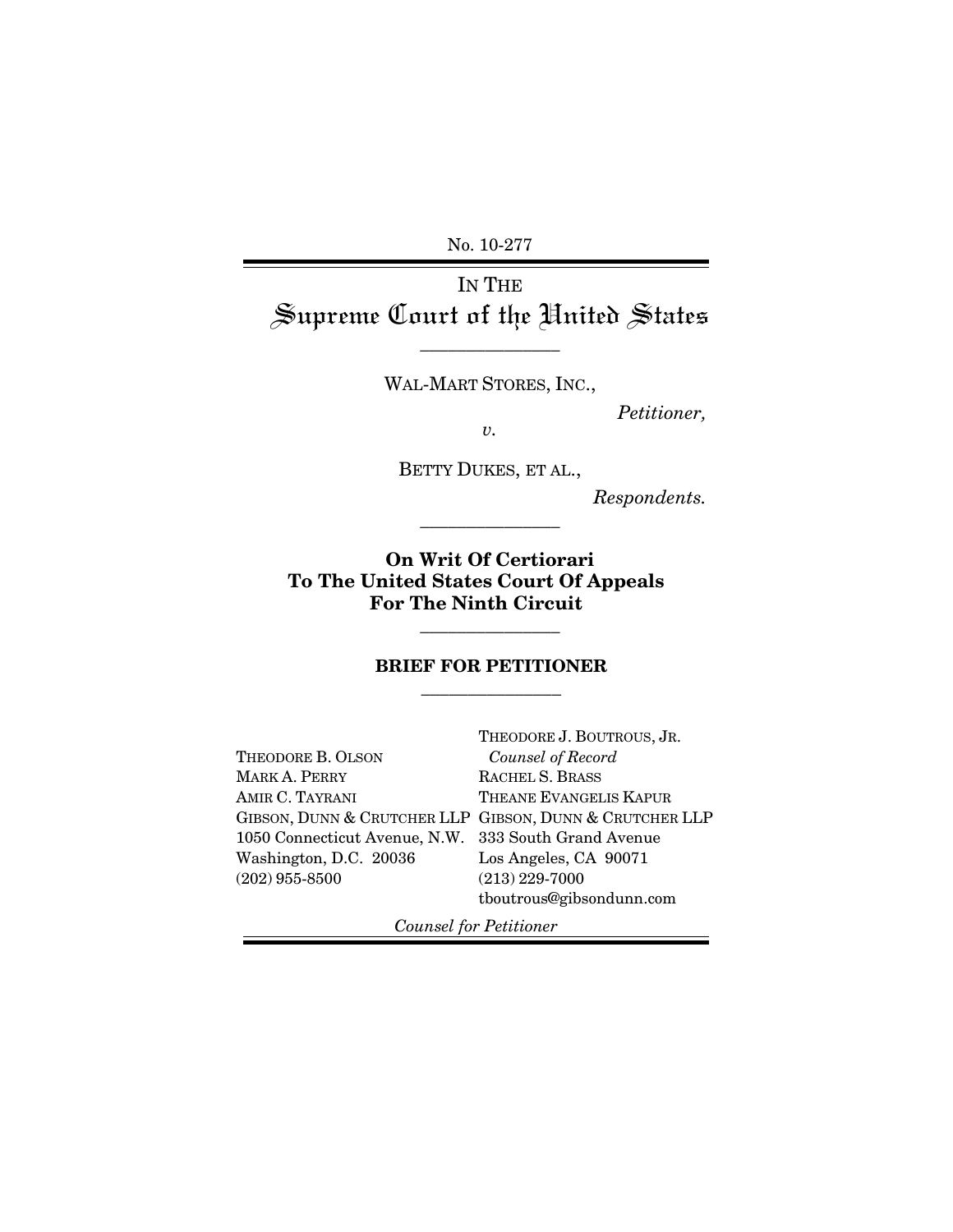No. 10-277

# IN THE Supreme Court of the United States

---

WAL-MART STORES, INC.,

*Petitioner,*

*v.*

BETTY DUKES, ET AL.,

*Respondents.*

---

**On Writ Of Certiorari To The United States Court Of Appeals For The Ninth Circuit**

---

**BRIEF FOR PETITIONER**

---

THEODORE B. OLSON
MARK A. PERRY
AMIR C. TAYRANI
GIBSON, DUNN & CRUTCHER LLP
1050 Connecticut Avenue, N.W.
Washington, D.C. 20036
(202) 955-8500

THEODORE J. BOUTROUS, JR.
*Counsel of Record*
RACHEL S. BRASS
THEANE EVANGELIS KAPUR
GIBSON, DUNN & CRUTCHER LLP
333 South Grand Avenue
Los Angeles, CA 90071
(213) 229-7000
tboutrous@gibsondunn.com

*Counsel for Petitioner*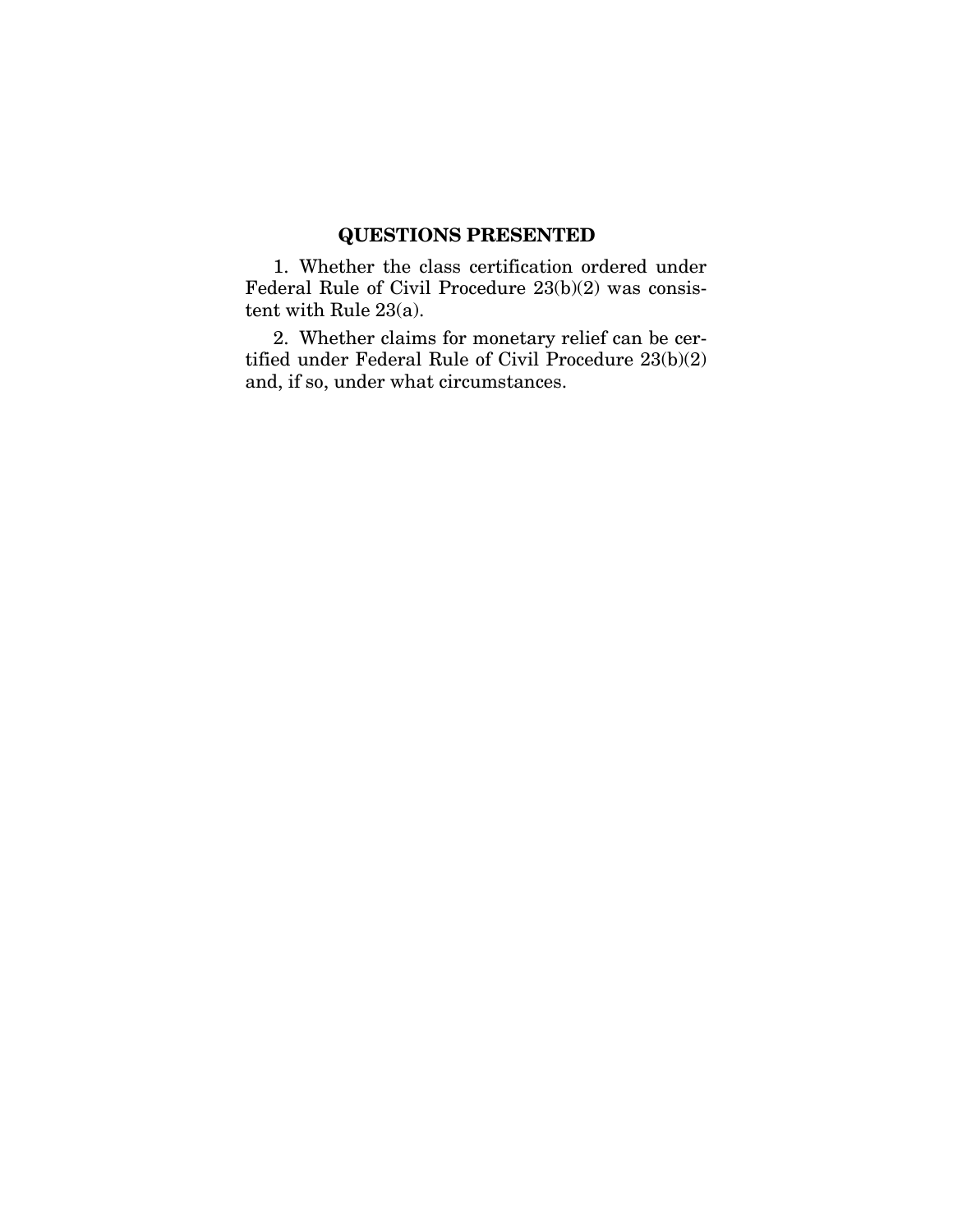## QUESTIONS PRESENTED

1. Whether the class certification ordered under Federal Rule of Civil Procedure 23(b)(2) was consistent with Rule 23(a).

2. Whether claims for monetary relief can be certified under Federal Rule of Civil Procedure 23(b)(2) and, if so, under what circumstances.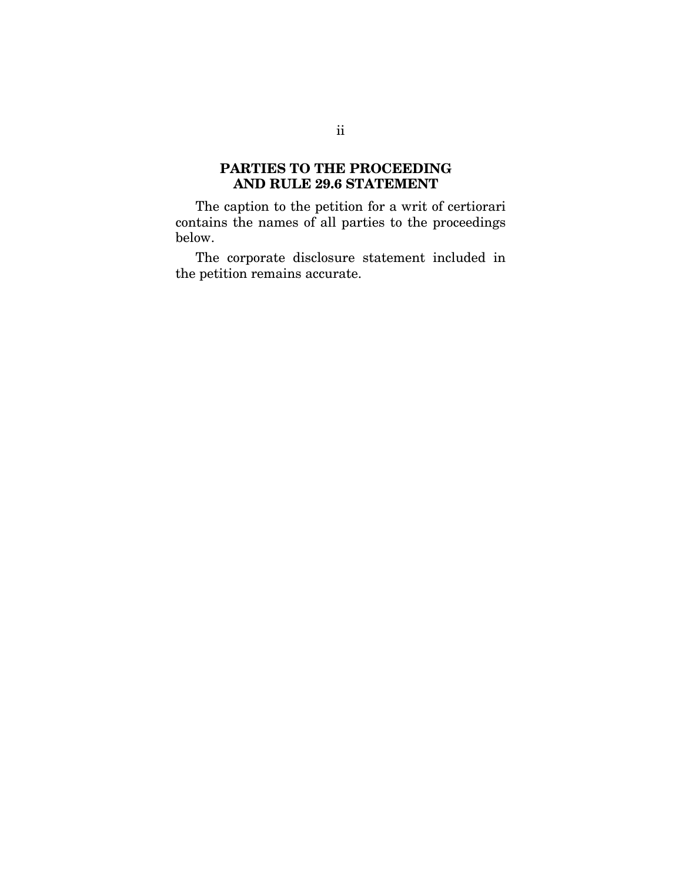## PARTIES TO THE PROCEEDING AND RULE 29.6 STATEMENT

The caption to the petition for a writ of certiorari contains the names of all parties to the proceedings below.

The corporate disclosure statement included in the petition remains accurate.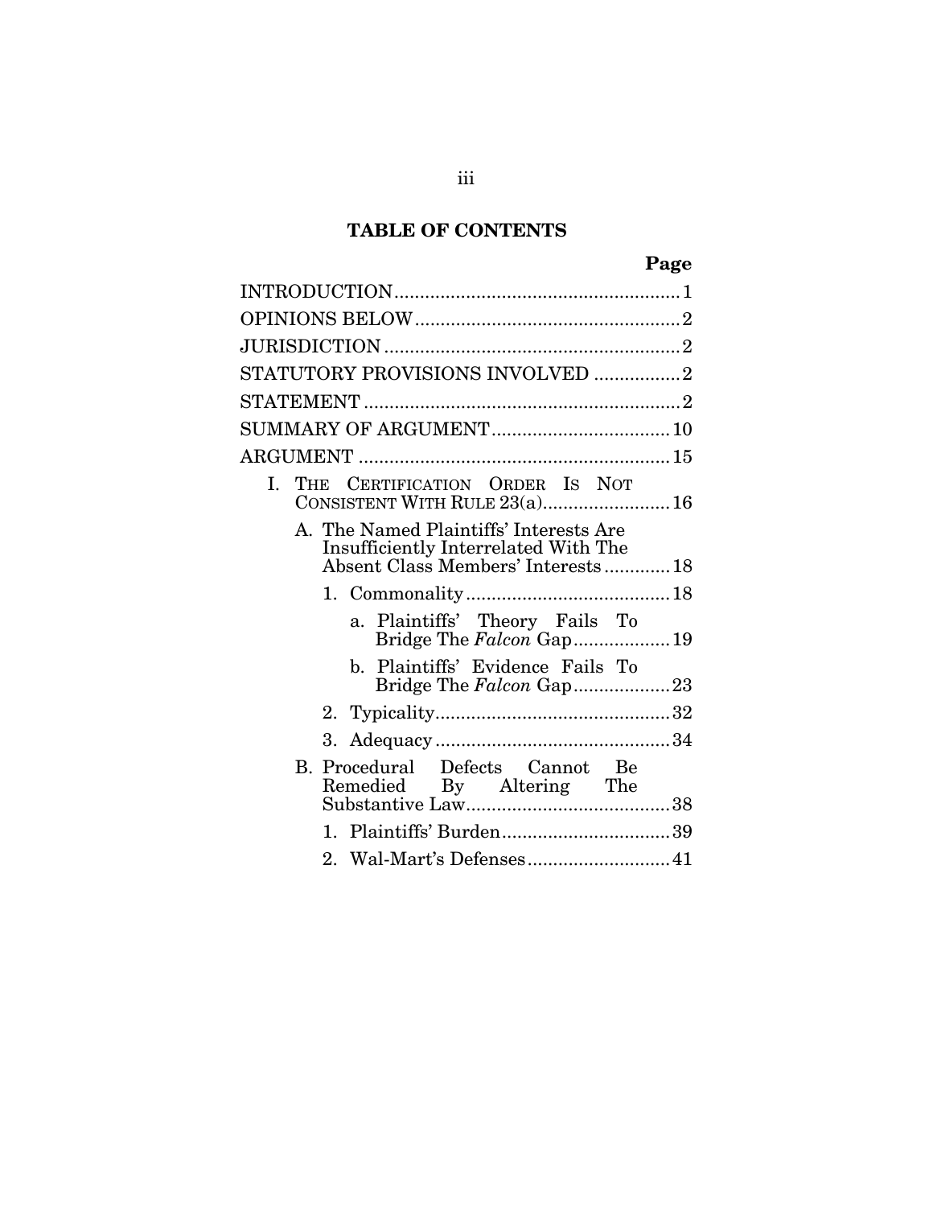## TABLE OF CONTENTS

| | Page |
|---|---|
| INTRODUCTION | 1 |
| OPINIONS BELOW | 2 |
| JURISDICTION | 2 |
| STATUTORY PROVISIONS INVOLVED | 2 |
| STATEMENT | 2 |
| SUMMARY OF ARGUMENT | 10 |
| ARGUMENT | 15 |
| I. THE CERTIFICATION ORDER IS NOT CONSISTENT WITH RULE 23(a) | 16 |
| A. The Named Plaintiffs' Interests Are Insufficiently Interrelated With The Absent Class Members' Interests | 18 |
| 1. Commonality | 18 |
| a. Plaintiffs' Theory Fails To Bridge The *Falcon* Gap | 19 |
| b. Plaintiffs' Evidence Fails To Bridge The *Falcon* Gap | 23 |
| 2. Typicality | 32 |
| 3. Adequacy | 34 |
| B. Procedural Defects Cannot Be Remedied By Altering The Substantive Law | 38 |
| 1. Plaintiffs' Burden | 39 |
| 2. Wal-Mart's Defenses | 41 |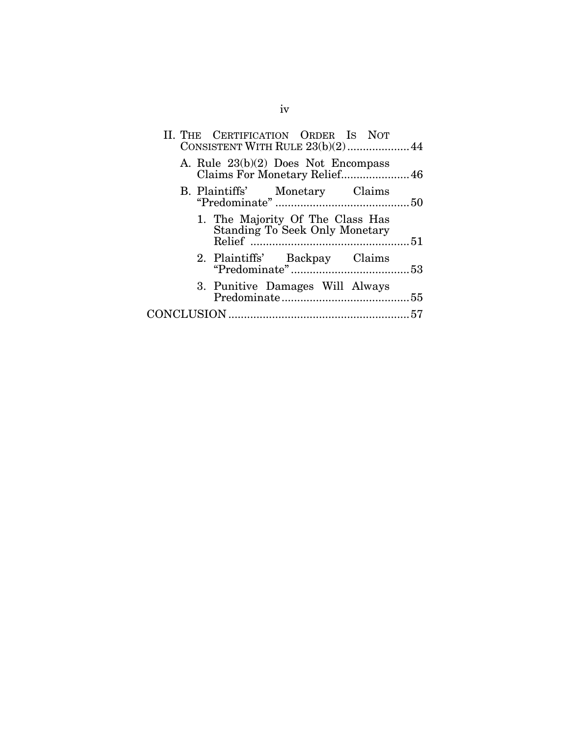II. THE CERTIFICATION ORDER IS NOT CONSISTENT WITH RULE 23(b)(2) .................... 44

   A. Rule 23(b)(2) Does Not Encompass Claims For Monetary Relief ...................... 46

   B. Plaintiffs' Monetary Claims "Predominate" ........................................... 50

      1. The Majority Of The Class Has Standing To Seek Only Monetary Relief ................................................... 51

      2. Plaintiffs' Backpay Claims "Predominate" ...................................... 53

      3. Punitive Damages Will Always Predominate ......................................... 55

CONCLUSION .......................................................... 57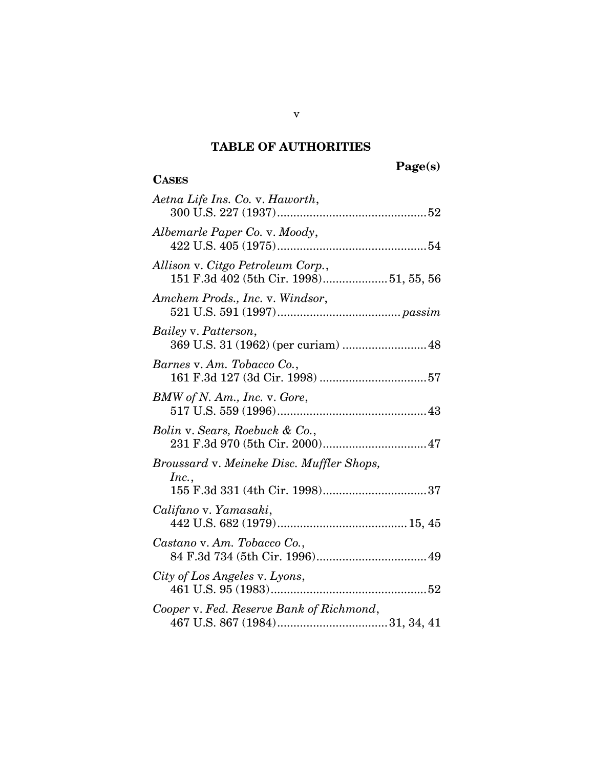# TABLE OF AUTHORITIES

Page(s)

**CASES**

*Aetna Life Ins. Co.* v. *Haworth*,
300 U.S. 227 (1937)............................................52

*Albemarle Paper Co.* v. *Moody*,
422 U.S. 405 (1975)............................................54

*Allison* v. *Citgo Petroleum Corp.*,
151 F.3d 402 (5th Cir. 1998)...................51, 55, 56

*Amchem Prods., Inc.* v. *Windsor*,
521 U.S. 591 (1997).....................................*passim*

*Bailey* v. *Patterson*,
369 U.S. 31 (1962) (per curiam) .........................48

*Barnes* v. *Am. Tobacco Co.*,
161 F.3d 127 (3d Cir. 1998) ................................57

*BMW of N. Am., Inc.* v. *Gore*,
517 U.S. 559 (1996)............................................43

*Bolin* v. *Sears, Roebuck & Co.*,
231 F.3d 970 (5th Cir. 2000)...............................47

*Broussard* v. *Meineke Disc. Muffler Shops, Inc.*,
155 F.3d 331 (4th Cir. 1998)...............................37

*Califano* v. *Yamasaki*,
442 U.S. 682 (1979).......................................15, 45

*Castano* v. *Am. Tobacco Co.*,
84 F.3d 734 (5th Cir. 1996).................................49

*City of Los Angeles* v. *Lyons*,
461 U.S. 95 (1983)..............................................52

*Cooper* v. *Fed. Reserve Bank of Richmond*,
467 U.S. 867 (1984).................................31, 34, 41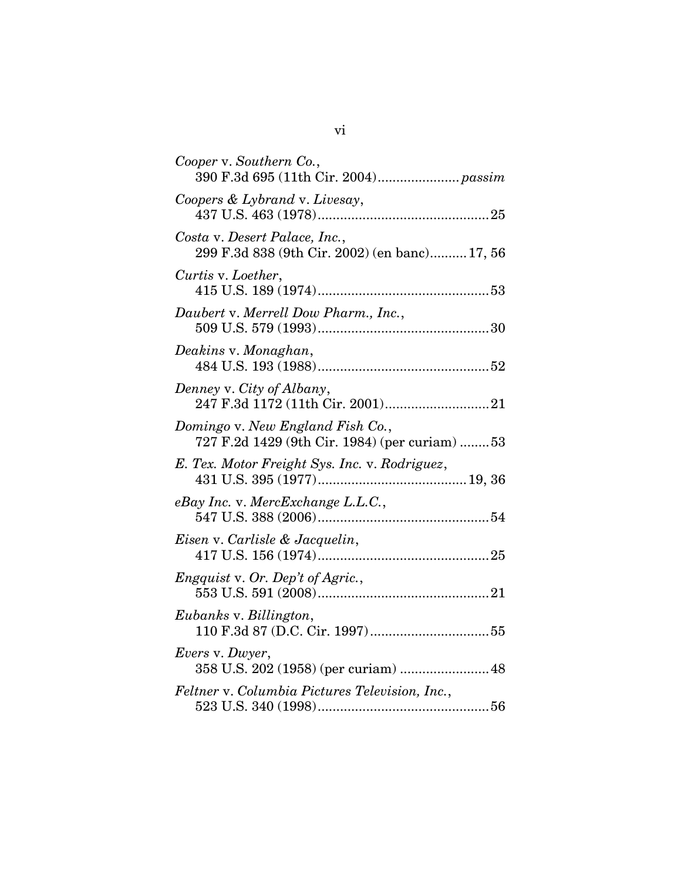*Cooper* v. *Southern Co.*,
390 F.3d 695 (11th Cir. 2004)...................... *passim*

*Coopers & Lybrand* v. *Livesay*,
437 U.S. 463 (1978)..............................................25

*Costa* v. *Desert Palace, Inc.*,
299 F.3d 838 (9th Cir. 2002) (en banc)..........17, 56

*Curtis* v. *Loether*,
415 U.S. 189 (1974)..............................................53

*Daubert* v. *Merrell Dow Pharm., Inc.*,
509 U.S. 579 (1993)..............................................30

*Deakins* v. *Monaghan*,
484 U.S. 193 (1988)..............................................52

*Denney* v. *City of Albany*,
247 F.3d 1172 (11th Cir. 2001)............................21

*Domingo* v. *New England Fish Co.*,
727 F.2d 1429 (9th Cir. 1984) (per curiam) ........53

*E. Tex. Motor Freight Sys. Inc.* v. *Rodriguez*,
431 U.S. 395 (1977)........................................19, 36

*eBay Inc.* v. *MercExchange L.L.C.*,
547 U.S. 388 (2006)..............................................54

*Eisen* v. *Carlisle & Jacquelin*,
417 U.S. 156 (1974)..............................................25

*Engquist* v. *Or. Dep't of Agric.*,
553 U.S. 591 (2008)..............................................21

*Eubanks* v. *Billington*,
110 F.3d 87 (D.C. Cir. 1997)................................55

*Evers* v. *Dwyer*,
358 U.S. 202 (1958) (per curiam) ........................48

*Feltner* v. *Columbia Pictures Television, Inc.*,
523 U.S. 340 (1998)..............................................56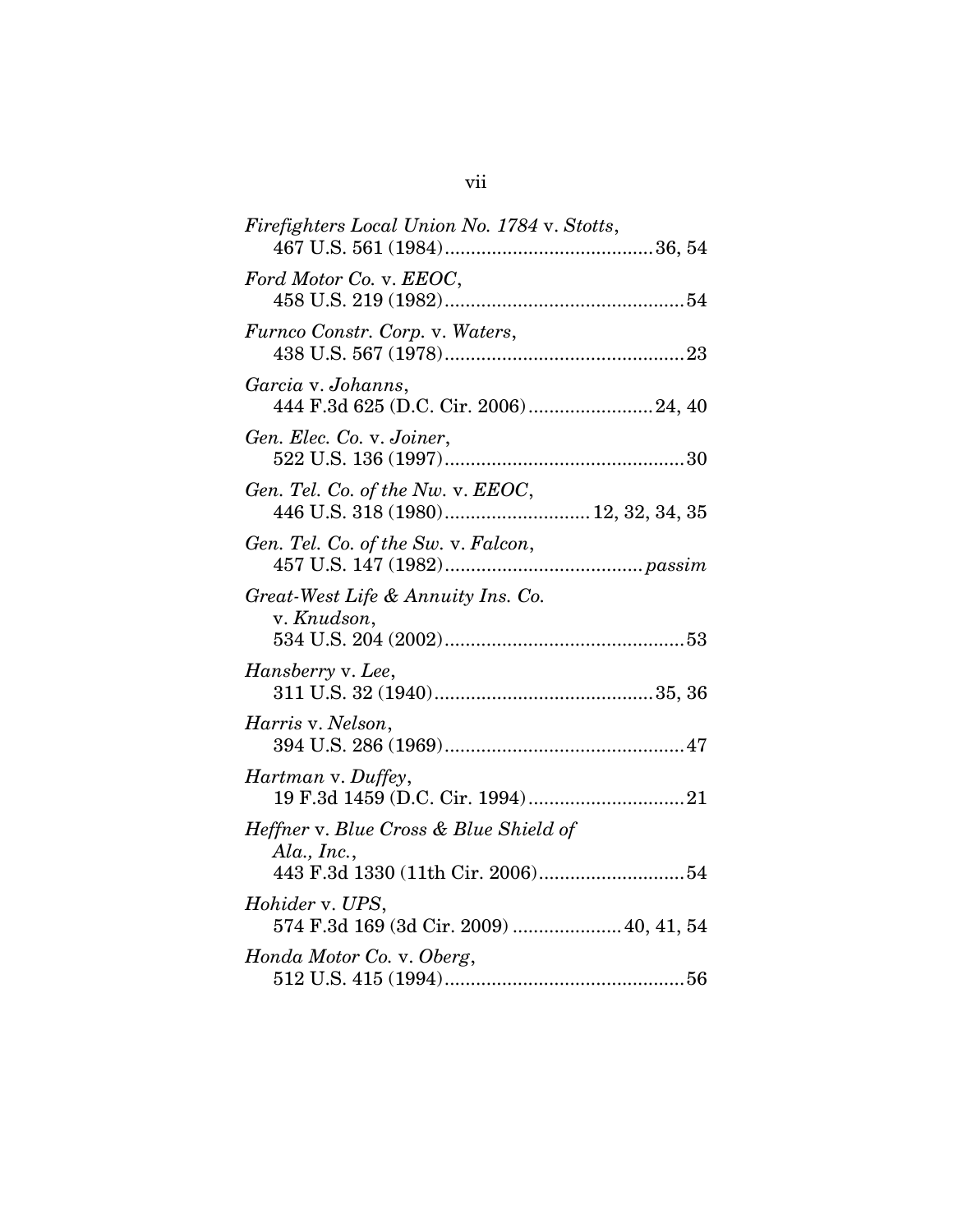*Firefighters Local Union No. 1784* v. *Stotts*,
467 U.S. 561 (1984)........................................36, 54

*Ford Motor Co.* v. *EEOC*,
458 U.S. 219 (1982)..............................................54

*Furnco Constr. Corp.* v. *Waters*,
438 U.S. 567 (1978)..............................................23

*Garcia* v. *Johanns*,
444 F.3d 625 (D.C. Cir. 2006)........................24, 40

*Gen. Elec. Co.* v. *Joiner*,
522 U.S. 136 (1997)..............................................30

*Gen. Tel. Co. of the Nw.* v. *EEOC*,
446 U.S. 318 (1980)............................12, 32, 34, 35

*Gen. Tel. Co. of the Sw.* v. *Falcon*,
457 U.S. 147 (1982)......................................*passim*

*Great-West Life & Annuity Ins. Co.*
v. *Knudson*,
534 U.S. 204 (2002)..............................................53

*Hansberry* v. *Lee*,
311 U.S. 32 (1940)..........................................35, 36

*Harris* v. *Nelson*,
394 U.S. 286 (1969)..............................................47

*Hartman* v. *Duffey*,
19 F.3d 1459 (D.C. Cir. 1994)..............................21

*Heffner* v. *Blue Cross & Blue Shield of Ala., Inc.*,
443 F.3d 1330 (11th Cir. 2006)............................54

*Hohider* v. *UPS*,
574 F.3d 169 (3d Cir. 2009) .....................40, 41, 54

*Honda Motor Co.* v. *Oberg*,
512 U.S. 415 (1994)..............................................56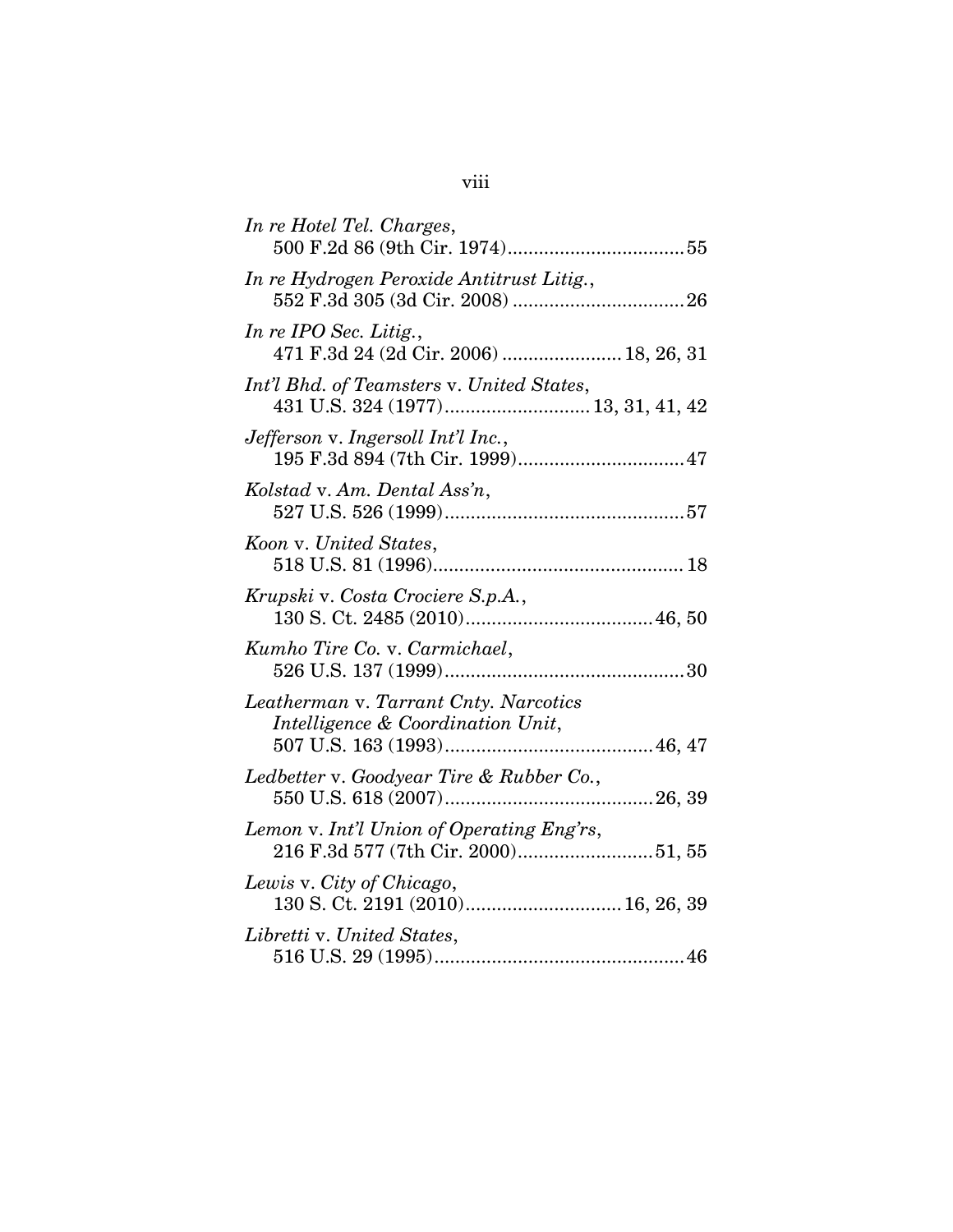*In re Hotel Tel. Charges*,
500 F.2d 86 (9th Cir. 1974)....................................55

*In re Hydrogen Peroxide Antitrust Litig.*,
552 F.3d 305 (3d Cir. 2008) ..................................26

*In re IPO Sec. Litig.*,
471 F.3d 24 (2d Cir. 2006) ....................... 18, 26, 31

*Int'l Bhd. of Teamsters* v. *United States*,
431 U.S. 324 (1977)............................ 13, 31, 41, 42

*Jefferson* v. *Ingersoll Int'l Inc.*,
195 F.3d 894 (7th Cir. 1999).................................47

*Kolstad* v. *Am. Dental Ass'n*,
527 U.S. 526 (1999)...............................................57

*Koon* v. *United States*,
518 U.S. 81 (1996)................................................. 18

*Krupski* v. *Costa Crociere S.p.A.*,
130 S. Ct. 2485 (2010).................................... 46, 50

*Kumho Tire Co.* v. *Carmichael*,
526 U.S. 137 (1999)...............................................30

*Leatherman* v. *Tarrant Cnty. Narcotics Intelligence & Coordination Unit*,
507 U.S. 163 (1993)........................................ 46, 47

*Ledbetter* v. *Goodyear Tire & Rubber Co.*,
550 U.S. 618 (2007)........................................ 26, 39

*Lemon* v. *Int'l Union of Operating Eng'rs*,
216 F.3d 577 (7th Cir. 2000).......................... 51, 55

*Lewis* v. *City of Chicago*,
130 S. Ct. 2191 (2010).............................. 16, 26, 39

*Libretti* v. *United States*,
516 U.S. 29 (1995).................................................46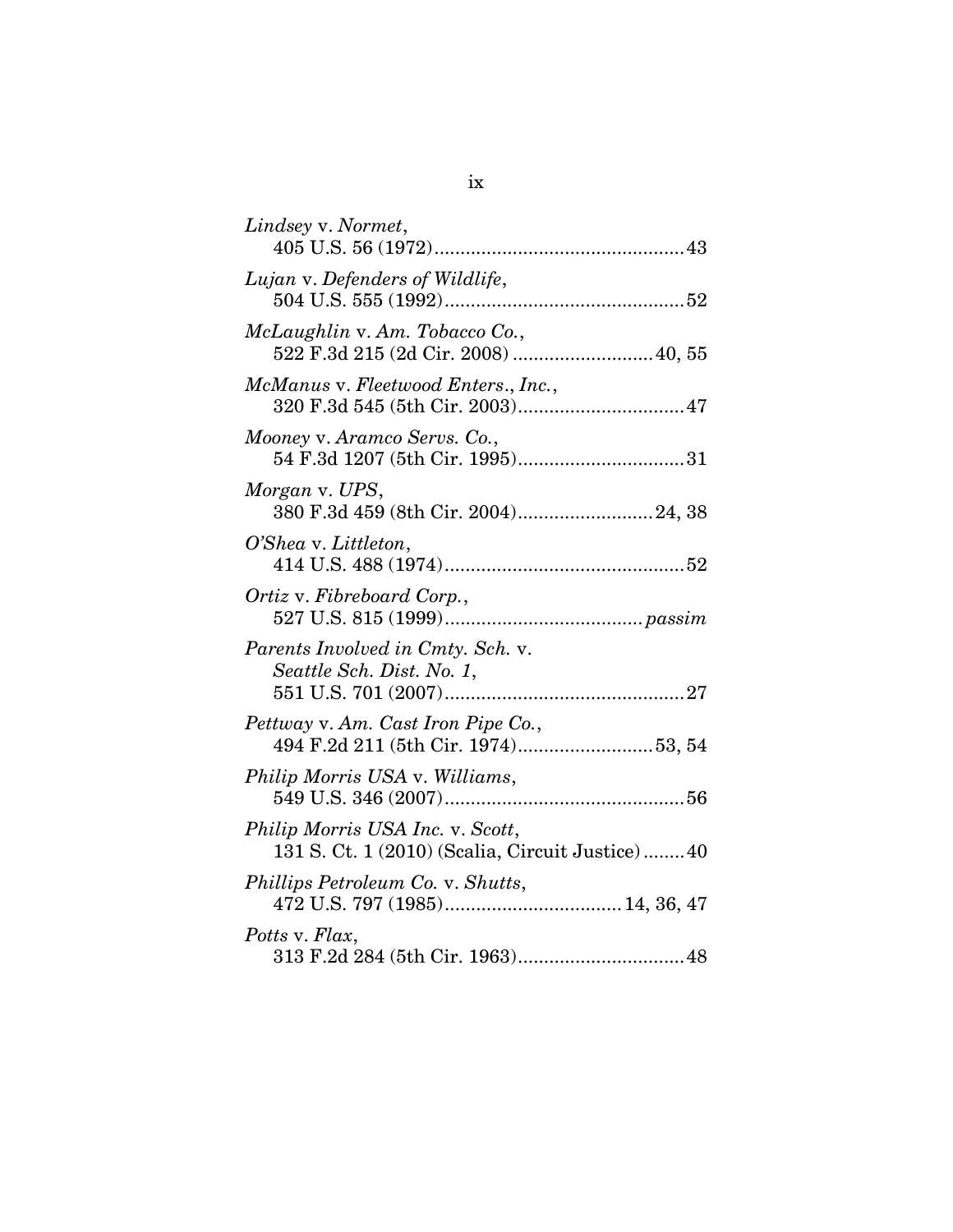*Lindsey* v. *Normet*,
405 U.S. 56 (1972)................................................43

*Lujan* v. *Defenders of Wildlife*,
504 U.S. 555 (1992)..............................................52

*McLaughlin* v. *Am. Tobacco Co.*,
522 F.3d 215 (2d Cir. 2008) ..........................40, 55

*McManus* v. *Fleetwood Enters., Inc.*,
320 F.3d 545 (5th Cir. 2003)................................47

*Mooney* v. *Aramco Servs. Co.*,
54 F.3d 1207 (5th Cir. 1995)................................31

*Morgan* v. *UPS*,
380 F.3d 459 (8th Cir. 2004)..........................24, 38

*O'Shea* v. *Littleton*,
414 U.S. 488 (1974)..............................................52

*Ortiz* v. *Fibreboard Corp.*,
527 U.S. 815 (1999)......................................*passim*

*Parents Involved in Cmty. Sch.* v.
*Seattle Sch. Dist. No. 1*,
551 U.S. 701 (2007)..............................................27

*Pettway* v. *Am. Cast Iron Pipe Co.*,
494 F.2d 211 (5th Cir. 1974)..........................53, 54

*Philip Morris USA* v. *Williams*,
549 U.S. 346 (2007)..............................................56

*Philip Morris USA Inc.* v. *Scott*,
131 S. Ct. 1 (2010) (Scalia, Circuit Justice)........40

*Phillips Petroleum Co.* v. *Shutts*,
472 U.S. 797 (1985)..................................14, 36, 47

*Potts* v. *Flax*,
313 F.2d 284 (5th Cir. 1963)................................48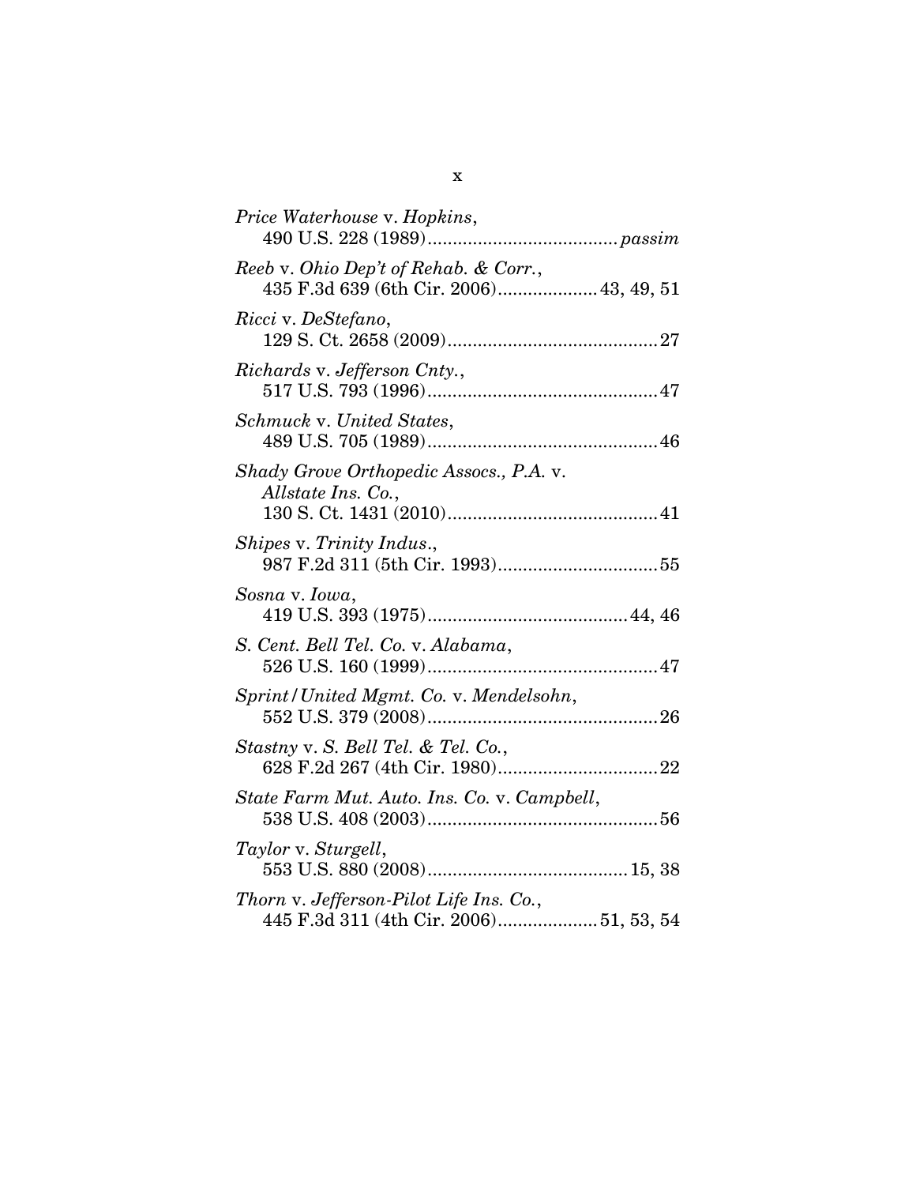*Price Waterhouse* v. *Hopkins*,
490 U.S. 228 (1989) ..................................... *passim*

*Reeb* v. *Ohio Dep't of Rehab. & Corr.*,
435 F.3d 639 (6th Cir. 2006) .................... 43, 49, 51

*Ricci* v. *DeStefano*,
129 S. Ct. 2658 (2009) .......................................... 27

*Richards* v. *Jefferson Cnty.*,
517 U.S. 793 (1996) .............................................. 47

*Schmuck* v. *United States*,
489 U.S. 705 (1989) .............................................. 46

*Shady Grove Orthopedic Assocs., P.A.* v. *Allstate Ins. Co.*,
130 S. Ct. 1431 (2010) .......................................... 41

*Shipes* v. *Trinity Indus*.,
987 F.2d 311 (5th Cir. 1993) ................................ 55

*Sosna* v. *Iowa*,
419 U.S. 393 (1975) ........................................ 44, 46

*S. Cent. Bell Tel. Co.* v. *Alabama*,
526 U.S. 160 (1999) .............................................. 47

*Sprint/United Mgmt. Co.* v. *Mendelsohn*,
552 U.S. 379 (2008) .............................................. 26

*Stastny* v. *S. Bell Tel. & Tel. Co.*,
628 F.2d 267 (4th Cir. 1980) ................................ 22

*State Farm Mut. Auto. Ins. Co.* v. *Campbell*,
538 U.S. 408 (2003) .............................................. 56

*Taylor* v. *Sturgell*,
553 U.S. 880 (2008) ........................................ 15, 38

*Thorn* v. *Jefferson-Pilot Life Ins. Co.*,
445 F.3d 311 (4th Cir. 2006) .................... 51, 53, 54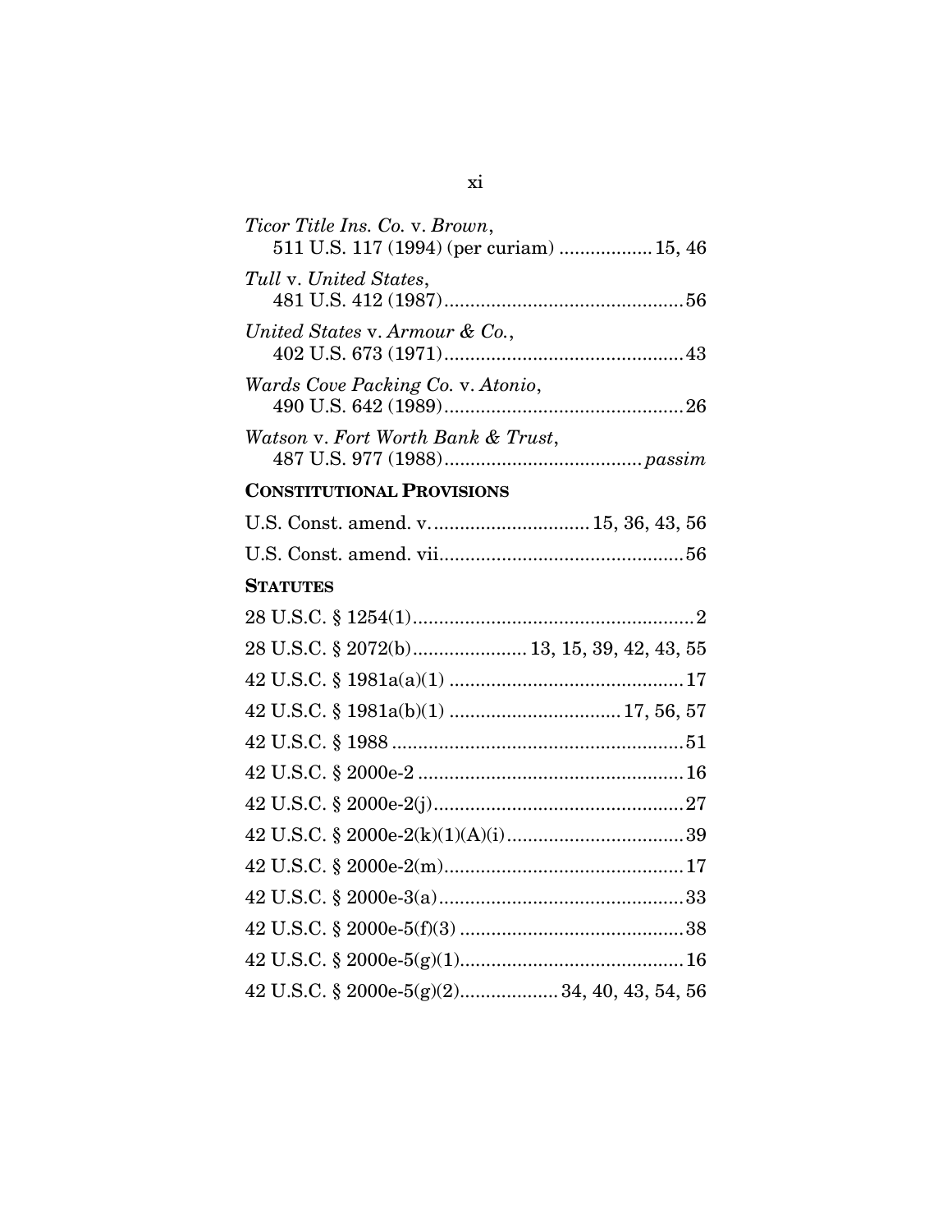*Ticor Title Ins. Co.* v. *Brown*,
511 U.S. 117 (1994) (per curiam) .................. 15, 46

*Tull* v. *United States*,
481 U.S. 412 (1987)............................................. 56

*United States* v. *Armour & Co.*,
402 U.S. 673 (1971)............................................. 43

*Wards Cove Packing Co.* v. *Atonio*,
490 U.S. 642 (1989)............................................. 26

*Watson* v. *Fort Worth Bank & Trust*,
487 U.S. 977 (1988)..................................... *passim*

**CONSTITUTIONAL PROVISIONS**

U.S. Const. amend. v. ............................. 15, 36, 43, 56

U.S. Const. amend. vii............................................. 56

**STATUTES**

28 U.S.C. § 1254(1)..................................................... 2

28 U.S.C. § 2072(b)...................... 13, 15, 39, 42, 43, 55

42 U.S.C. § 1981a(a)(1) ............................................ 17

42 U.S.C. § 1981a(b)(1) ................................ 17, 56, 57

42 U.S.C. § 1988 ....................................................... 51

42 U.S.C. § 2000e-2 .................................................. 16

42 U.S.C. § 2000e-2(j)............................................... 27

42 U.S.C. § 2000e-2(k)(1)(A)(i).................................. 39

42 U.S.C. § 2000e-2(m)............................................. 17

42 U.S.C. § 2000e-3(a)............................................... 33

42 U.S.C. § 2000e-5(f)(3) ........................................... 38

42 U.S.C. § 2000e-5(g)(1)........................................... 16

42 U.S.C. § 2000e-5(g)(2)................... 34, 40, 43, 54, 56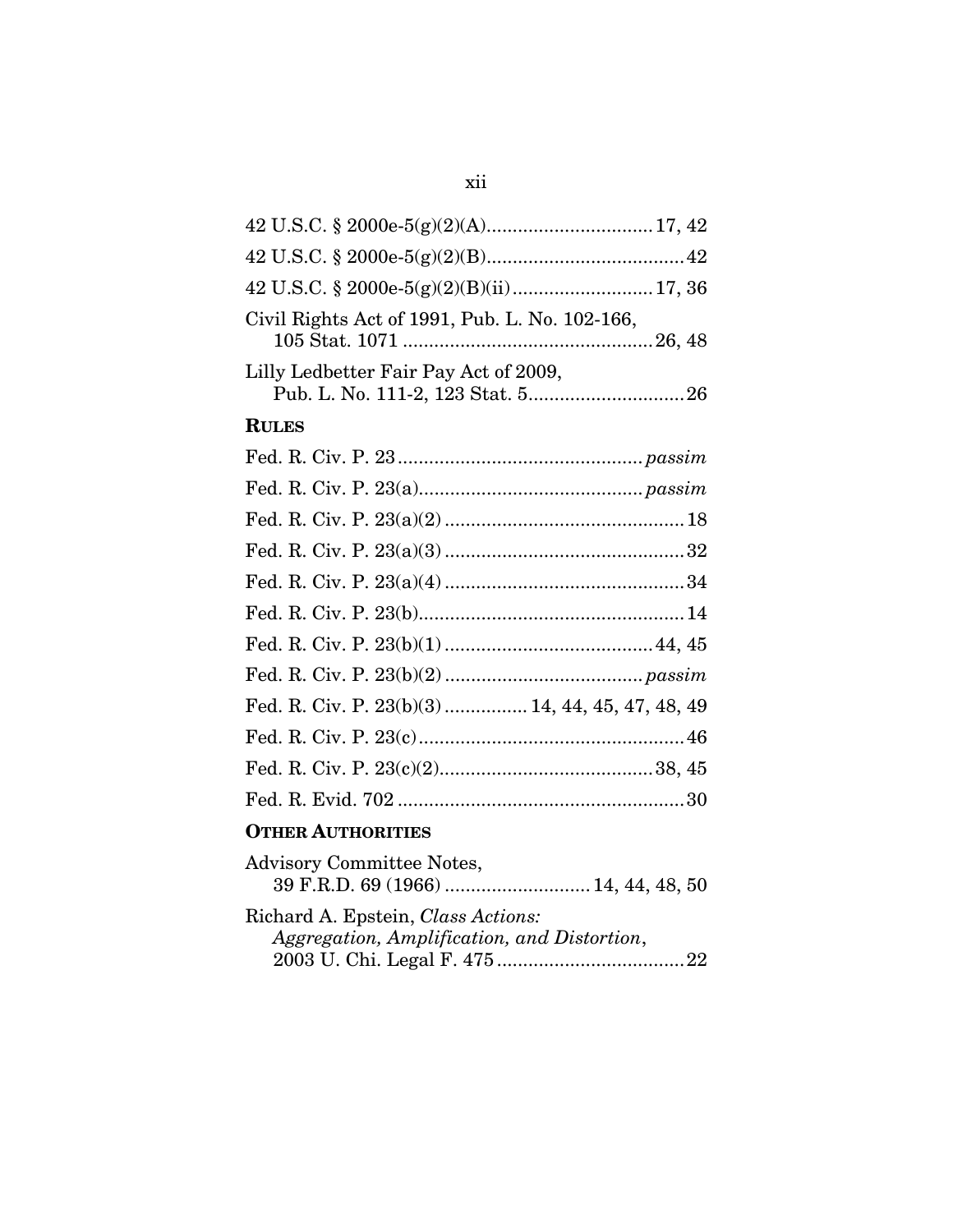42 U.S.C. § 2000e-5(g)(2)(A)................................17, 42

42 U.S.C. § 2000e-5(g)(2)(B)......................................42

42 U.S.C. § 2000e-5(g)(2)(B)(ii)...........................17, 36

Civil Rights Act of 1991, Pub. L. No. 102-166, 105 Stat. 1071 ................................................26, 48

Lilly Ledbetter Fair Pay Act of 2009, Pub. L. No. 111-2, 123 Stat. 5..............................26

**RULES**

Fed. R. Civ. P. 23...............................................*passim*

Fed. R. Civ. P. 23(a)...........................................*passim*

Fed. R. Civ. P. 23(a)(2) ..............................................18

Fed. R. Civ. P. 23(a)(3) ..............................................32

Fed. R. Civ. P. 23(a)(4) ..............................................34

Fed. R. Civ. P. 23(b)...................................................14

Fed. R. Civ. P. 23(b)(1) ........................................44, 45

Fed. R. Civ. P. 23(b)(2) ......................................*passim*

Fed. R. Civ. P. 23(b)(3) ................ 14, 44, 45, 47, 48, 49

Fed. R. Civ. P. 23(c)...................................................46

Fed. R. Civ. P. 23(c)(2).........................................38, 45

Fed. R. Evid. 702 .......................................................30

**OTHER AUTHORITIES**

Advisory Committee Notes, 39 F.R.D. 69 (1966) ............................14, 44, 48, 50

Richard A. Epstein, *Class Actions: Aggregation, Amplification, and Distortion*, 2003 U. Chi. Legal F. 475....................................22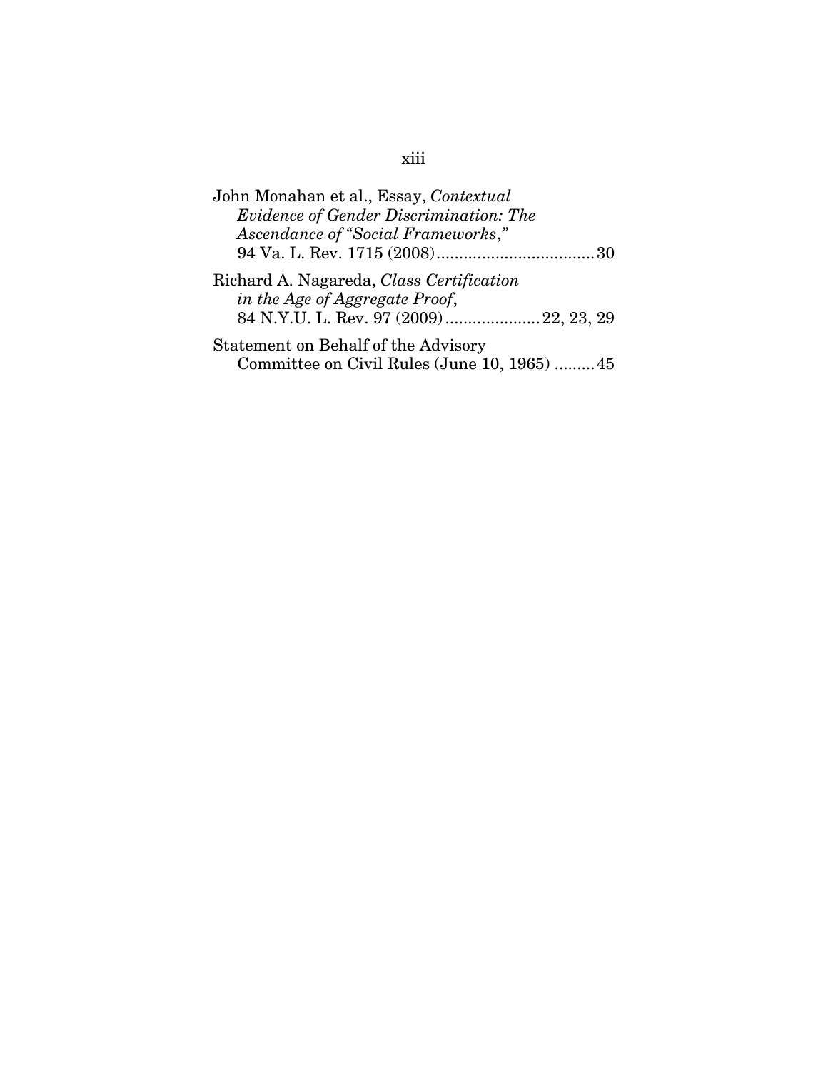John Monahan et al., Essay, *Contextual Evidence of Gender Discrimination: The Ascendance of "Social Frameworks,"* 94 Va. L. Rev. 1715 (2008) .................................. 30

Richard A. Nagareda, *Class Certification in the Age of Aggregate Proof*, 84 N.Y.U. L. Rev. 97 (2009) .................... 22, 23, 29

Statement on Behalf of the Advisory Committee on Civil Rules (June 10, 1965) ......... 45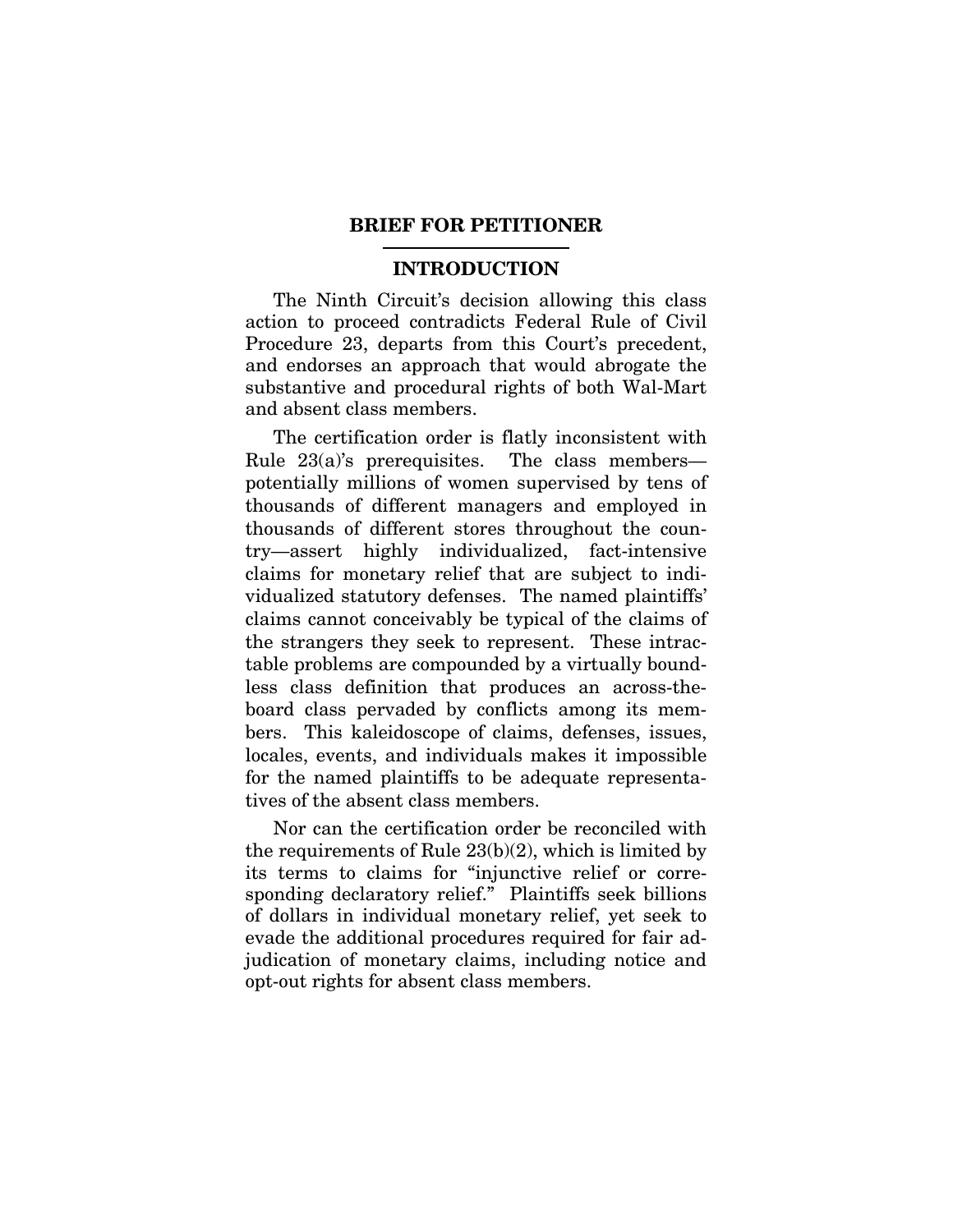## BRIEF FOR PETITIONER

### INTRODUCTION

The Ninth Circuit's decision allowing this class action to proceed contradicts Federal Rule of Civil Procedure 23, departs from this Court's precedent, and endorses an approach that would abrogate the substantive and procedural rights of both Wal-Mart and absent class members.

The certification order is flatly inconsistent with Rule 23(a)'s prerequisites. The class members—potentially millions of women supervised by tens of thousands of different managers and employed in thousands of different stores throughout the country—assert highly individualized, fact-intensive claims for monetary relief that are subject to individualized statutory defenses. The named plaintiffs' claims cannot conceivably be typical of the claims of the strangers they seek to represent. These intractable problems are compounded by a virtually boundless class definition that produces an across-the-board class pervaded by conflicts among its members. This kaleidoscope of claims, defenses, issues, locales, events, and individuals makes it impossible for the named plaintiffs to be adequate representatives of the absent class members.

Nor can the certification order be reconciled with the requirements of Rule 23(b)(2), which is limited by its terms to claims for "injunctive relief or corresponding declaratory relief." Plaintiffs seek billions of dollars in individual monetary relief, yet seek to evade the additional procedures required for fair adjudication of monetary claims, including notice and opt-out rights for absent class members.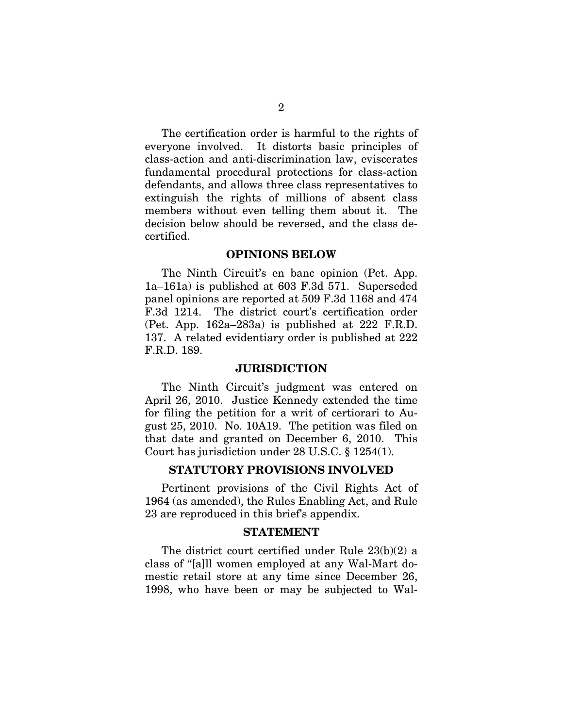The certification order is harmful to the rights of everyone involved. It distorts basic principles of class-action and anti-discrimination law, eviscerates fundamental procedural protections for class-action defendants, and allows three class representatives to extinguish the rights of millions of absent class members without even telling them about it. The decision below should be reversed, and the class decertified.

## OPINIONS BELOW

The Ninth Circuit's en banc opinion (Pet. App. 1a–161a) is published at 603 F.3d 571. Superseded panel opinions are reported at 509 F.3d 1168 and 474 F.3d 1214. The district court's certification order (Pet. App. 162a–283a) is published at 222 F.R.D. 137. A related evidentiary order is published at 222 F.R.D. 189.

## JURISDICTION

The Ninth Circuit's judgment was entered on April 26, 2010. Justice Kennedy extended the time for filing the petition for a writ of certiorari to August 25, 2010. No. 10A19. The petition was filed on that date and granted on December 6, 2010. This Court has jurisdiction under 28 U.S.C. § 1254(1).

## STATUTORY PROVISIONS INVOLVED

Pertinent provisions of the Civil Rights Act of 1964 (as amended), the Rules Enabling Act, and Rule 23 are reproduced in this brief's appendix.

## STATEMENT

The district court certified under Rule 23(b)(2) a class of "[a]ll women employed at any Wal-Mart domestic retail store at any time since December 26, 1998, who have been or may be subjected to Wal-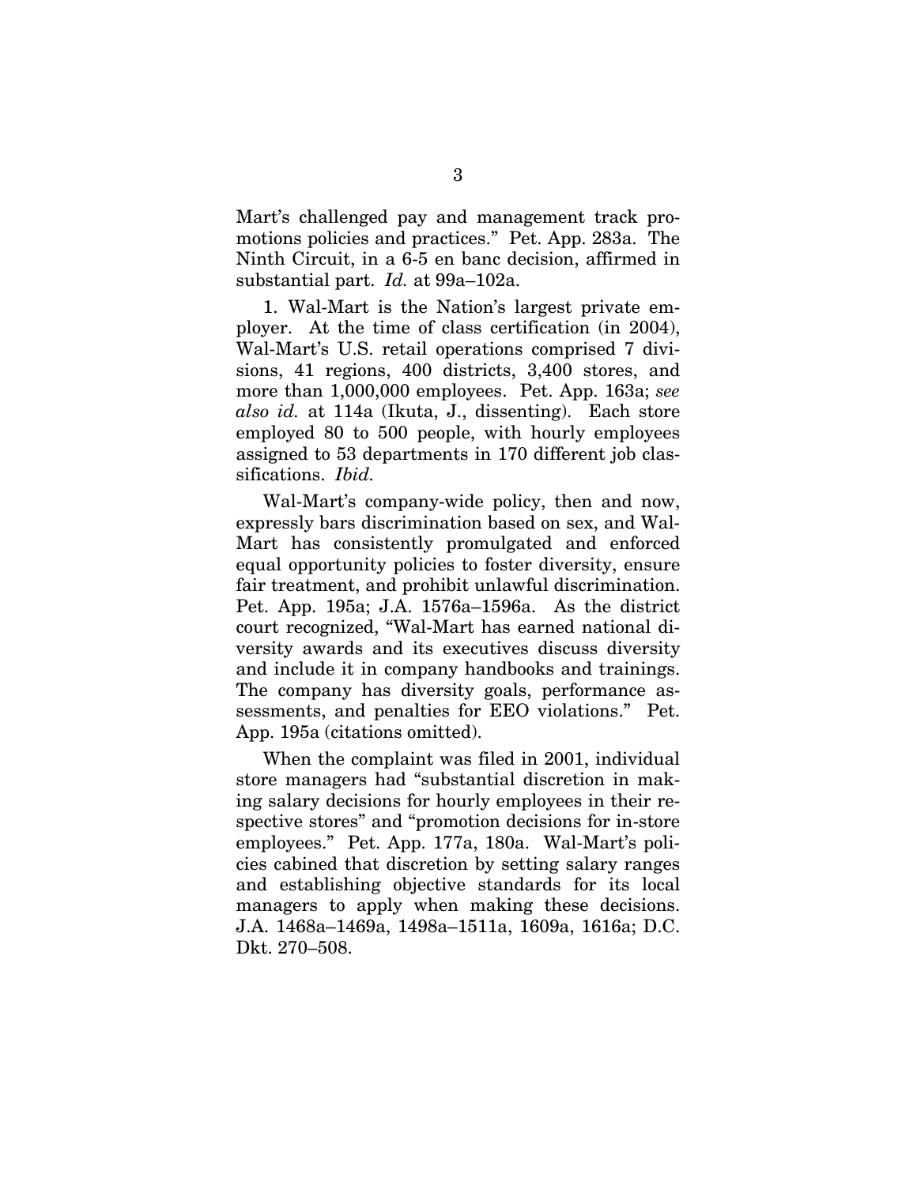Mart's challenged pay and management track promotions policies and practices." Pet. App. 283a. The Ninth Circuit, in a 6-5 en banc decision, affirmed in substantial part. *Id.* at 99a–102a.

1. Wal-Mart is the Nation's largest private employer. At the time of class certification (in 2004), Wal-Mart's U.S. retail operations comprised 7 divisions, 41 regions, 400 districts, 3,400 stores, and more than 1,000,000 employees. Pet. App. 163a; *see also id.* at 114a (Ikuta, J., dissenting). Each store employed 80 to 500 people, with hourly employees assigned to 53 departments in 170 different job classifications. *Ibid.*

Wal-Mart's company-wide policy, then and now, expressly bars discrimination based on sex, and Wal-Mart has consistently promulgated and enforced equal opportunity policies to foster diversity, ensure fair treatment, and prohibit unlawful discrimination. Pet. App. 195a; J.A. 1576a–1596a. As the district court recognized, "Wal-Mart has earned national diversity awards and its executives discuss diversity and include it in company handbooks and trainings. The company has diversity goals, performance assessments, and penalties for EEO violations." Pet. App. 195a (citations omitted).

When the complaint was filed in 2001, individual store managers had "substantial discretion in making salary decisions for hourly employees in their respective stores" and "promotion decisions for in-store employees." Pet. App. 177a, 180a. Wal-Mart's policies cabined that discretion by setting salary ranges and establishing objective standards for its local managers to apply when making these decisions. J.A. 1468a–1469a, 1498a–1511a, 1609a, 1616a; D.C. Dkt. 270–508.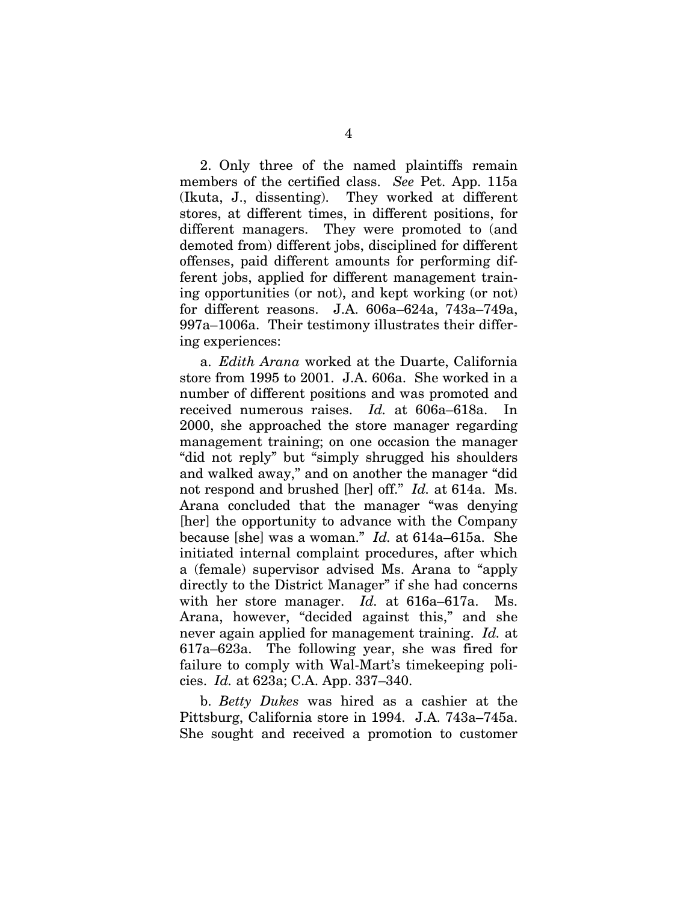2. Only three of the named plaintiffs remain members of the certified class. *See* Pet. App. 115a (Ikuta, J., dissenting). They worked at different stores, at different times, in different positions, for different managers. They were promoted to (and demoted from) different jobs, disciplined for different offenses, paid different amounts for performing different jobs, applied for different management training opportunities (or not), and kept working (or not) for different reasons. J.A. 606a–624a, 743a–749a, 997a–1006a. Their testimony illustrates their differing experiences:

a. *Edith Arana* worked at the Duarte, California store from 1995 to 2001. J.A. 606a. She worked in a number of different positions and was promoted and received numerous raises. *Id.* at 606a–618a. In 2000, she approached the store manager regarding management training; on one occasion the manager "did not reply" but "simply shrugged his shoulders and walked away," and on another the manager "did not respond and brushed [her] off." *Id.* at 614a. Ms. Arana concluded that the manager "was denying [her] the opportunity to advance with the Company because [she] was a woman." *Id.* at 614a–615a. She initiated internal complaint procedures, after which a (female) supervisor advised Ms. Arana to "apply directly to the District Manager" if she had concerns with her store manager. *Id.* at 616a–617a. Ms. Arana, however, "decided against this," and she never again applied for management training. *Id.* at 617a–623a. The following year, she was fired for failure to comply with Wal-Mart's timekeeping policies. *Id.* at 623a; C.A. App. 337–340.

b. *Betty Dukes* was hired as a cashier at the Pittsburg, California store in 1994. J.A. 743a–745a. She sought and received a promotion to customer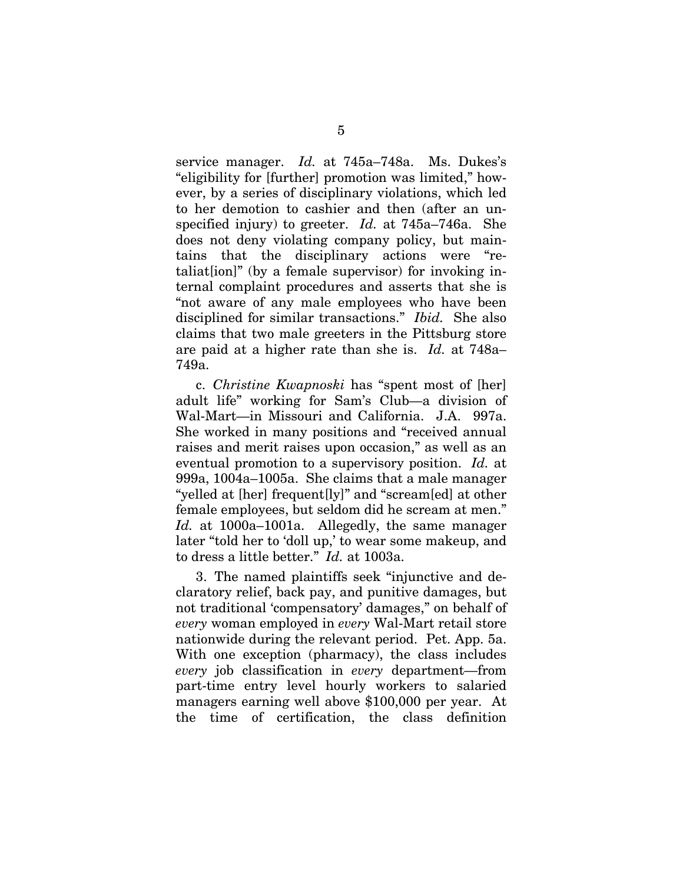service manager. *Id.* at 745a–748a. Ms. Dukes's "eligibility for [further] promotion was limited," however, by a series of disciplinary violations, which led to her demotion to cashier and then (after an unspecified injury) to greeter. *Id.* at 745a–746a. She does not deny violating company policy, but maintains that the disciplinary actions were "retaliat[ion]" (by a female supervisor) for invoking internal complaint procedures and asserts that she is "not aware of any male employees who have been disciplined for similar transactions." *Ibid.* She also claims that two male greeters in the Pittsburg store are paid at a higher rate than she is. *Id.* at 748a–749a.

c. *Christine Kwapnoski* has "spent most of [her] adult life" working for Sam's Club—a division of Wal-Mart—in Missouri and California. J.A. 997a. She worked in many positions and "received annual raises and merit raises upon occasion," as well as an eventual promotion to a supervisory position. *Id.* at 999a, 1004a–1005a. She claims that a male manager "yelled at [her] frequent[ly]" and "scream[ed] at other female employees, but seldom did he scream at men." *Id.* at 1000a–1001a. Allegedly, the same manager later "told her to 'doll up,' to wear some makeup, and to dress a little better." *Id.* at 1003a.

3. The named plaintiffs seek "injunctive and declaratory relief, back pay, and punitive damages, but not traditional 'compensatory' damages," on behalf of *every* woman employed in *every* Wal-Mart retail store nationwide during the relevant period. Pet. App. 5a. With one exception (pharmacy), the class includes *every* job classification in *every* department—from part-time entry level hourly workers to salaried managers earning well above $100,000 per year. At the time of certification, the class definition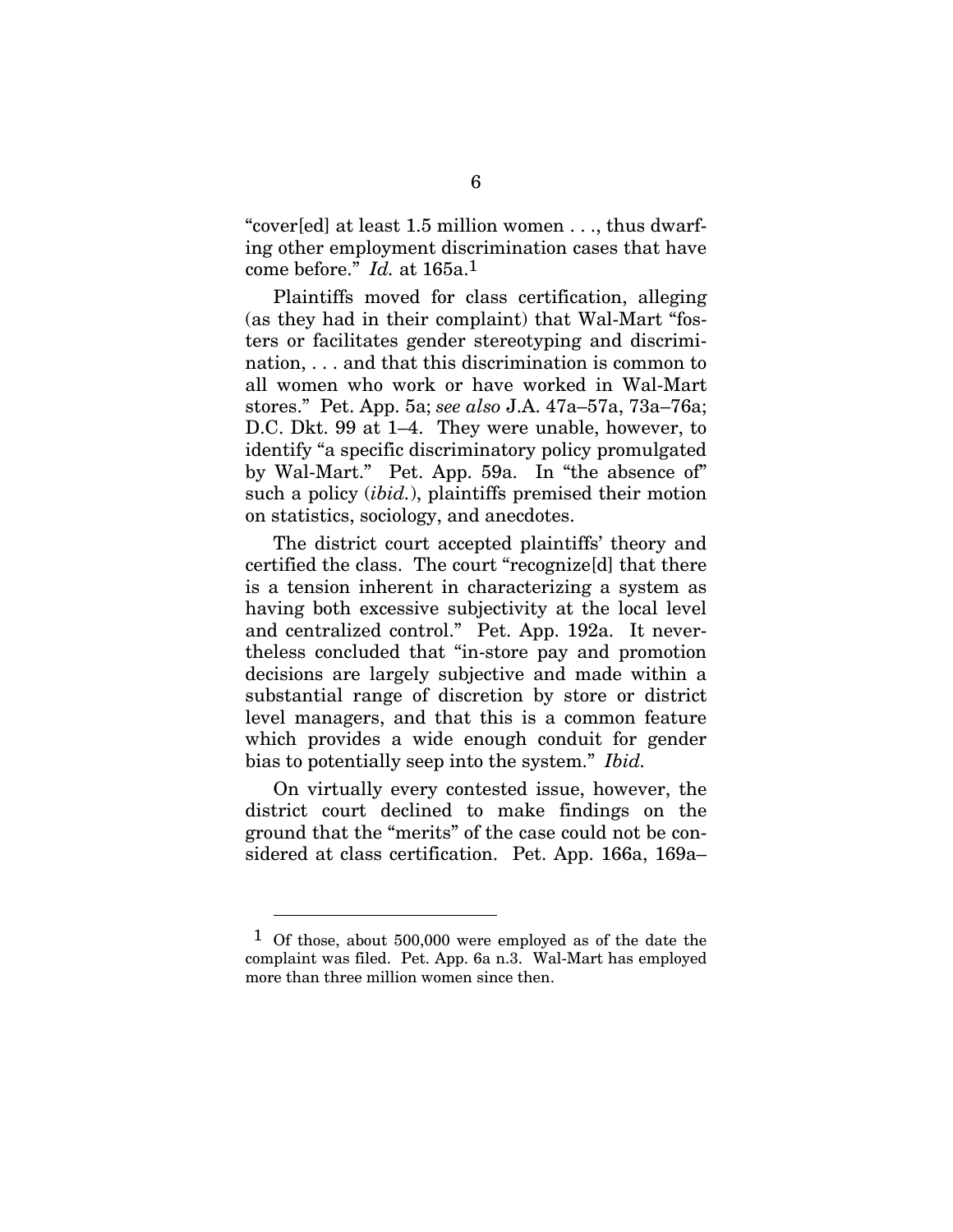"cover[ed] at least 1.5 million women . . ., thus dwarfing other employment discrimination cases that have come before." *Id.* at 165a.[1]

Plaintiffs moved for class certification, alleging (as they had in their complaint) that Wal-Mart "fosters or facilitates gender stereotyping and discrimination, . . . and that this discrimination is common to all women who work or have worked in Wal-Mart stores." Pet. App. 5a; *see also* J.A. 47a–57a, 73a–76a; D.C. Dkt. 99 at 1–4. They were unable, however, to identify "a specific discriminatory policy promulgated by Wal-Mart." Pet. App. 59a. In "the absence of" such a policy (*ibid.*), plaintiffs premised their motion on statistics, sociology, and anecdotes.

The district court accepted plaintiffs' theory and certified the class. The court "recognize[d] that there is a tension inherent in characterizing a system as having both excessive subjectivity at the local level and centralized control." Pet. App. 192a. It nevertheless concluded that "in-store pay and promotion decisions are largely subjective and made within a substantial range of discretion by store or district level managers, and that this is a common feature which provides a wide enough conduit for gender bias to potentially seep into the system." *Ibid.*

On virtually every contested issue, however, the district court declined to make findings on the ground that the "merits" of the case could not be considered at class certification. Pet. App. 166a, 169a–

---

[1] Of those, about 500,000 were employed as of the date the complaint was filed. Pet. App. 6a n.3. Wal-Mart has employed more than three million women since then.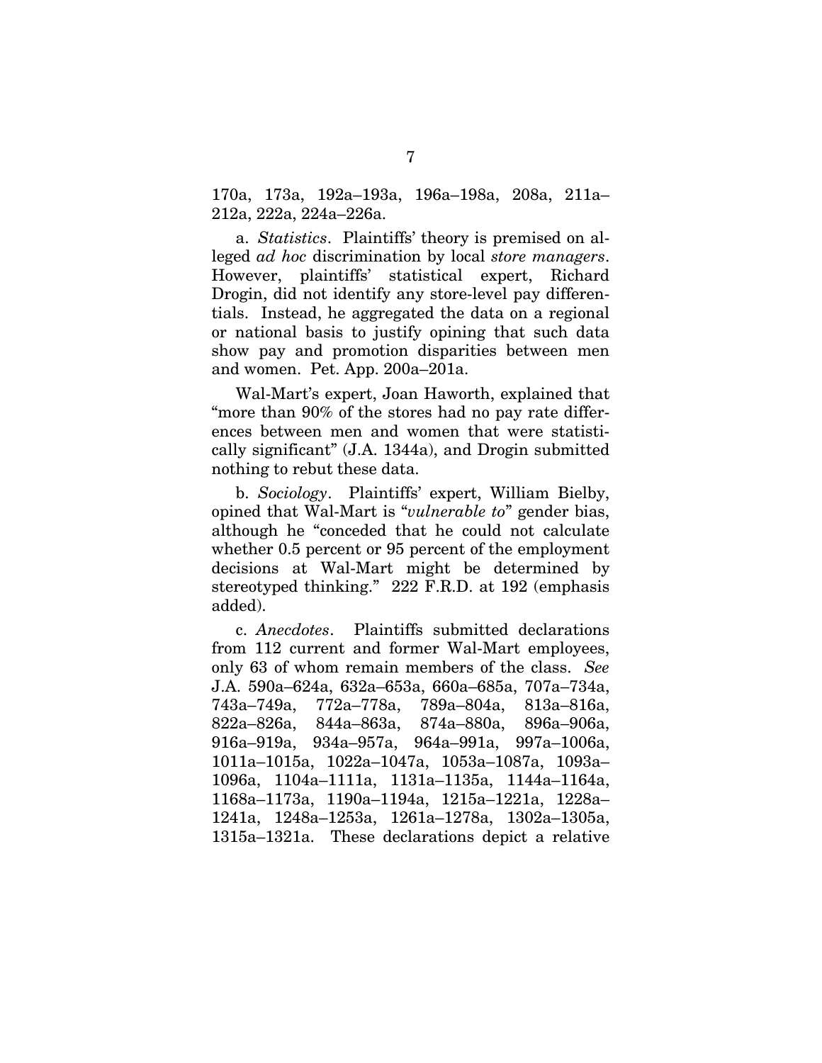170a, 173a, 192a–193a, 196a–198a, 208a, 211a–212a, 222a, 224a–226a.

a. *Statistics*. Plaintiffs' theory is premised on alleged *ad hoc* discrimination by local *store managers*. However, plaintiffs' statistical expert, Richard Drogin, did not identify any store-level pay differentials. Instead, he aggregated the data on a regional or national basis to justify opining that such data show pay and promotion disparities between men and women. Pet. App. 200a–201a.

Wal-Mart's expert, Joan Haworth, explained that "more than 90% of the stores had no pay rate differences between men and women that were statistically significant" (J.A. 1344a), and Drogin submitted nothing to rebut these data.

b. *Sociology*. Plaintiffs' expert, William Bielby, opined that Wal-Mart is "*vulnerable to*" gender bias, although he "conceded that he could not calculate whether 0.5 percent or 95 percent of the employment decisions at Wal-Mart might be determined by stereotyped thinking." 222 F.R.D. at 192 (emphasis added).

c. *Anecdotes*. Plaintiffs submitted declarations from 112 current and former Wal-Mart employees, only 63 of whom remain members of the class. *See* J.A. 590a–624a, 632a–653a, 660a–685a, 707a–734a, 743a–749a, 772a–778a, 789a–804a, 813a–816a, 822a–826a, 844a–863a, 874a–880a, 896a–906a, 916a–919a, 934a–957a, 964a–991a, 997a–1006a, 1011a–1015a, 1022a–1047a, 1053a–1087a, 1093a–1096a, 1104a–1111a, 1131a–1135a, 1144a–1164a, 1168a–1173a, 1190a–1194a, 1215a–1221a, 1228a–1241a, 1248a–1253a, 1261a–1278a, 1302a–1305a, 1315a–1321a. These declarations depict a relative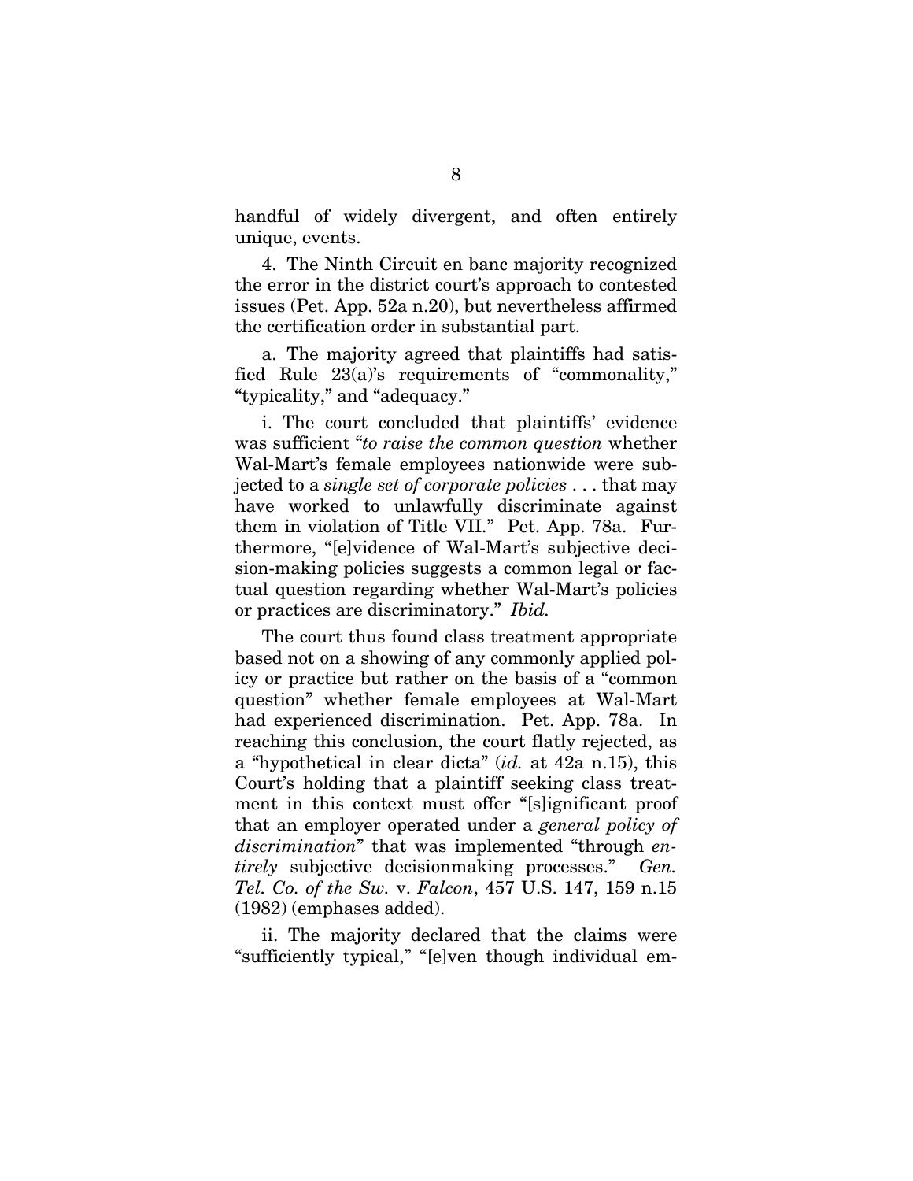handful of widely divergent, and often entirely unique, events.

4. The Ninth Circuit en banc majority recognized the error in the district court's approach to contested issues (Pet. App. 52a n.20), but nevertheless affirmed the certification order in substantial part.

a. The majority agreed that plaintiffs had satisfied Rule 23(a)'s requirements of "commonality," "typicality," and "adequacy."

i. The court concluded that plaintiffs' evidence was sufficient "*to raise the common question* whether Wal-Mart's female employees nationwide were subjected to a *single set of corporate policies* . . . that may have worked to unlawfully discriminate against them in violation of Title VII." Pet. App. 78a. Furthermore, "[e]vidence of Wal-Mart's subjective decision-making policies suggests a common legal or factual question regarding whether Wal-Mart's policies or practices are discriminatory." *Ibid.*

The court thus found class treatment appropriate based not on a showing of any commonly applied policy or practice but rather on the basis of a "common question" whether female employees at Wal-Mart had experienced discrimination. Pet. App. 78a. In reaching this conclusion, the court flatly rejected, as a "hypothetical in clear dicta" (*id.* at 42a n.15), this Court's holding that a plaintiff seeking class treatment in this context must offer "[s]ignificant proof that an employer operated under a *general policy of discrimination*" that was implemented "through *entirely* subjective decisionmaking processes." *Gen. Tel. Co. of the Sw.* v. *Falcon*, 457 U.S. 147, 159 n.15 (1982) (emphases added).

ii. The majority declared that the claims were "sufficiently typical," "[e]ven though individual em-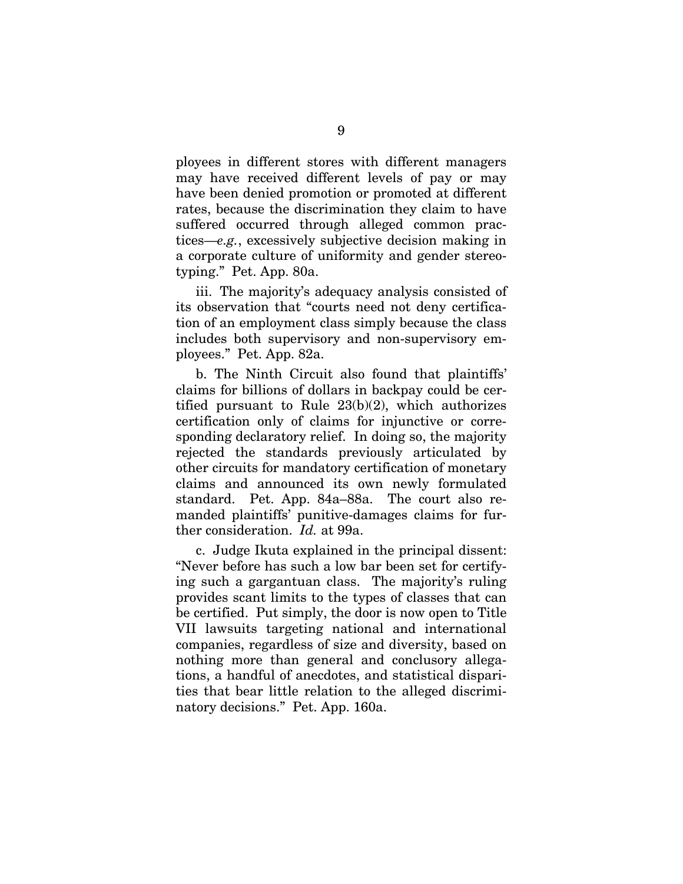ployees in different stores with different managers may have received different levels of pay or may have been denied promotion or promoted at different rates, because the discrimination they claim to have suffered occurred through alleged common practices—*e.g.*, excessively subjective decision making in a corporate culture of uniformity and gender stereotyping." Pet. App. 80a.

iii. The majority's adequacy analysis consisted of its observation that "courts need not deny certification of an employment class simply because the class includes both supervisory and non-supervisory employees." Pet. App. 82a.

b. The Ninth Circuit also found that plaintiffs' claims for billions of dollars in backpay could be certified pursuant to Rule 23(b)(2), which authorizes certification only of claims for injunctive or corresponding declaratory relief. In doing so, the majority rejected the standards previously articulated by other circuits for mandatory certification of monetary claims and announced its own newly formulated standard. Pet. App. 84a–88a. The court also remanded plaintiffs' punitive-damages claims for further consideration. *Id.* at 99a.

c. Judge Ikuta explained in the principal dissent: "Never before has such a low bar been set for certifying such a gargantuan class. The majority's ruling provides scant limits to the types of classes that can be certified. Put simply, the door is now open to Title VII lawsuits targeting national and international companies, regardless of size and diversity, based on nothing more than general and conclusory allegations, a handful of anecdotes, and statistical disparities that bear little relation to the alleged discriminatory decisions." Pet. App. 160a.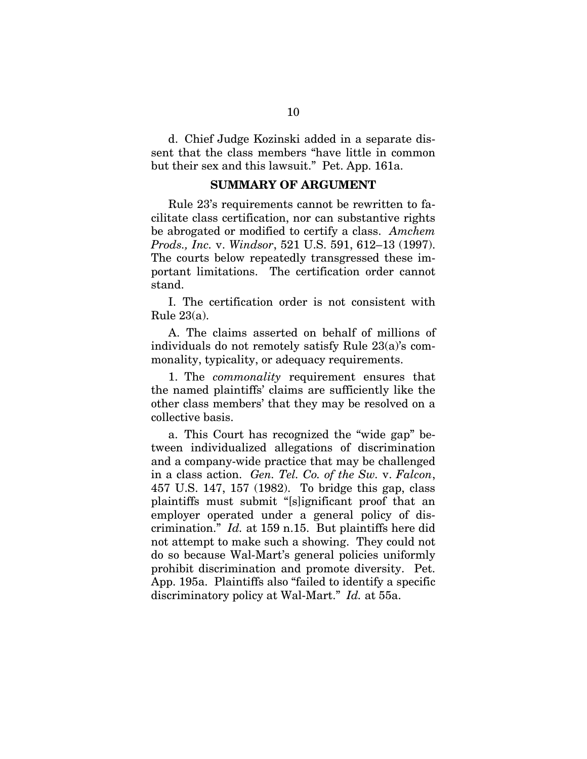d. Chief Judge Kozinski added in a separate dissent that the class members "have little in common but their sex and this lawsuit." Pet. App. 161a.

## SUMMARY OF ARGUMENT

Rule 23's requirements cannot be rewritten to facilitate class certification, nor can substantive rights be abrogated or modified to certify a class. *Amchem Prods., Inc.* v. *Windsor*, 521 U.S. 591, 612–13 (1997). The courts below repeatedly transgressed these important limitations. The certification order cannot stand.

I. The certification order is not consistent with Rule 23(a).

A. The claims asserted on behalf of millions of individuals do not remotely satisfy Rule 23(a)'s commonality, typicality, or adequacy requirements.

1. The *commonality* requirement ensures that the named plaintiffs' claims are sufficiently like the other class members' that they may be resolved on a collective basis.

a. This Court has recognized the "wide gap" between individualized allegations of discrimination and a company-wide practice that may be challenged in a class action. *Gen. Tel. Co. of the Sw.* v. *Falcon*, 457 U.S. 147, 157 (1982). To bridge this gap, class plaintiffs must submit "[s]ignificant proof that an employer operated under a general policy of discrimination." *Id.* at 159 n.15. But plaintiffs here did not attempt to make such a showing. They could not do so because Wal-Mart's general policies uniformly prohibit discrimination and promote diversity. Pet. App. 195a. Plaintiffs also "failed to identify a specific discriminatory policy at Wal-Mart." *Id.* at 55a.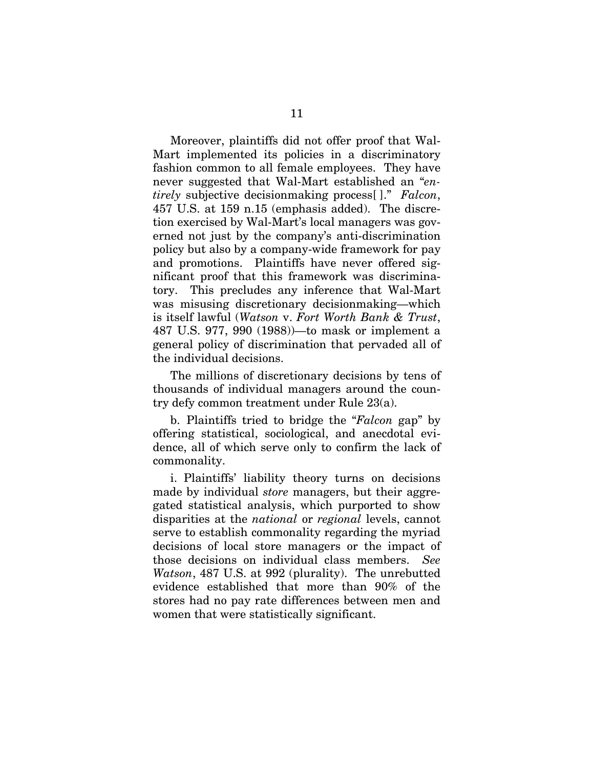Moreover, plaintiffs did not offer proof that Wal-Mart implemented its policies in a discriminatory fashion common to all female employees. They have never suggested that Wal-Mart established an "*entirely* subjective decisionmaking process[ ]." *Falcon*, 457 U.S. at 159 n.15 (emphasis added). The discretion exercised by Wal-Mart's local managers was governed not just by the company's anti-discrimination policy but also by a company-wide framework for pay and promotions. Plaintiffs have never offered significant proof that this framework was discriminatory. This precludes any inference that Wal-Mart was misusing discretionary decisionmaking—which is itself lawful (*Watson* v. *Fort Worth Bank & Trust*, 487 U.S. 977, 990 (1988))—to mask or implement a general policy of discrimination that pervaded all of the individual decisions.

The millions of discretionary decisions by tens of thousands of individual managers around the country defy common treatment under Rule 23(a).

b. Plaintiffs tried to bridge the "*Falcon* gap" by offering statistical, sociological, and anecdotal evidence, all of which serve only to confirm the lack of commonality.

i. Plaintiffs' liability theory turns on decisions made by individual *store* managers, but their aggregated statistical analysis, which purported to show disparities at the *national* or *regional* levels, cannot serve to establish commonality regarding the myriad decisions of local store managers or the impact of those decisions on individual class members. *See Watson*, 487 U.S. at 992 (plurality). The unrebutted evidence established that more than 90% of the stores had no pay rate differences between men and women that were statistically significant.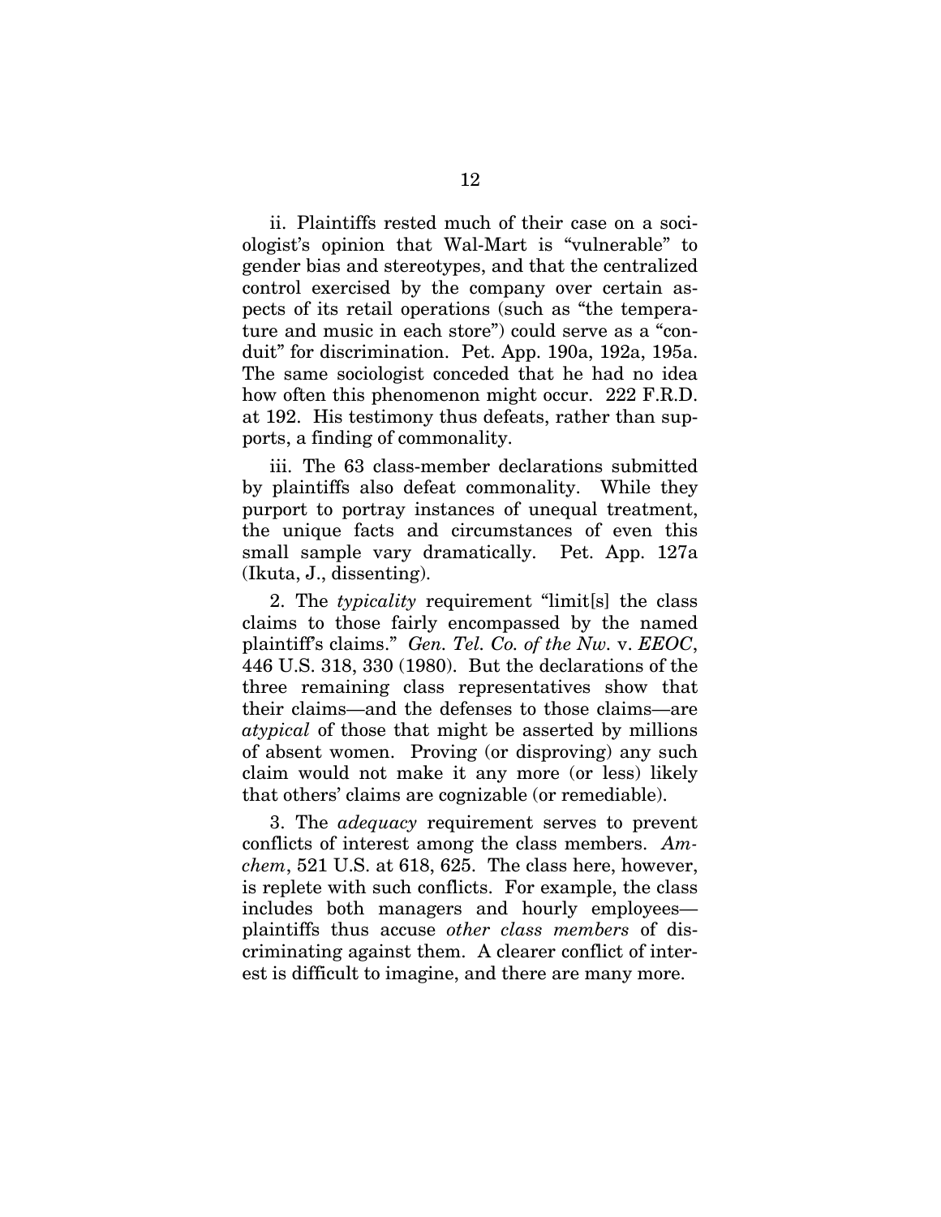ii. Plaintiffs rested much of their case on a sociologist's opinion that Wal-Mart is "vulnerable" to gender bias and stereotypes, and that the centralized control exercised by the company over certain aspects of its retail operations (such as "the temperature and music in each store") could serve as a "conduit" for discrimination. Pet. App. 190a, 192a, 195a. The same sociologist conceded that he had no idea how often this phenomenon might occur. 222 F.R.D. at 192. His testimony thus defeats, rather than supports, a finding of commonality.

iii. The 63 class-member declarations submitted by plaintiffs also defeat commonality. While they purport to portray instances of unequal treatment, the unique facts and circumstances of even this small sample vary dramatically. Pet. App. 127a (Ikuta, J., dissenting).

2. The *typicality* requirement "limit[s] the class claims to those fairly encompassed by the named plaintiff's claims." *Gen. Tel. Co. of the Nw.* v. *EEOC*, 446 U.S. 318, 330 (1980). But the declarations of the three remaining class representatives show that their claims—and the defenses to those claims—are *atypical* of those that might be asserted by millions of absent women. Proving (or disproving) any such claim would not make it any more (or less) likely that others' claims are cognizable (or remediable).

3. The *adequacy* requirement serves to prevent conflicts of interest among the class members. *Amchem*, 521 U.S. at 618, 625. The class here, however, is replete with such conflicts. For example, the class includes both managers and hourly employees—plaintiffs thus accuse *other class members* of discriminating against them. A clearer conflict of interest is difficult to imagine, and there are many more.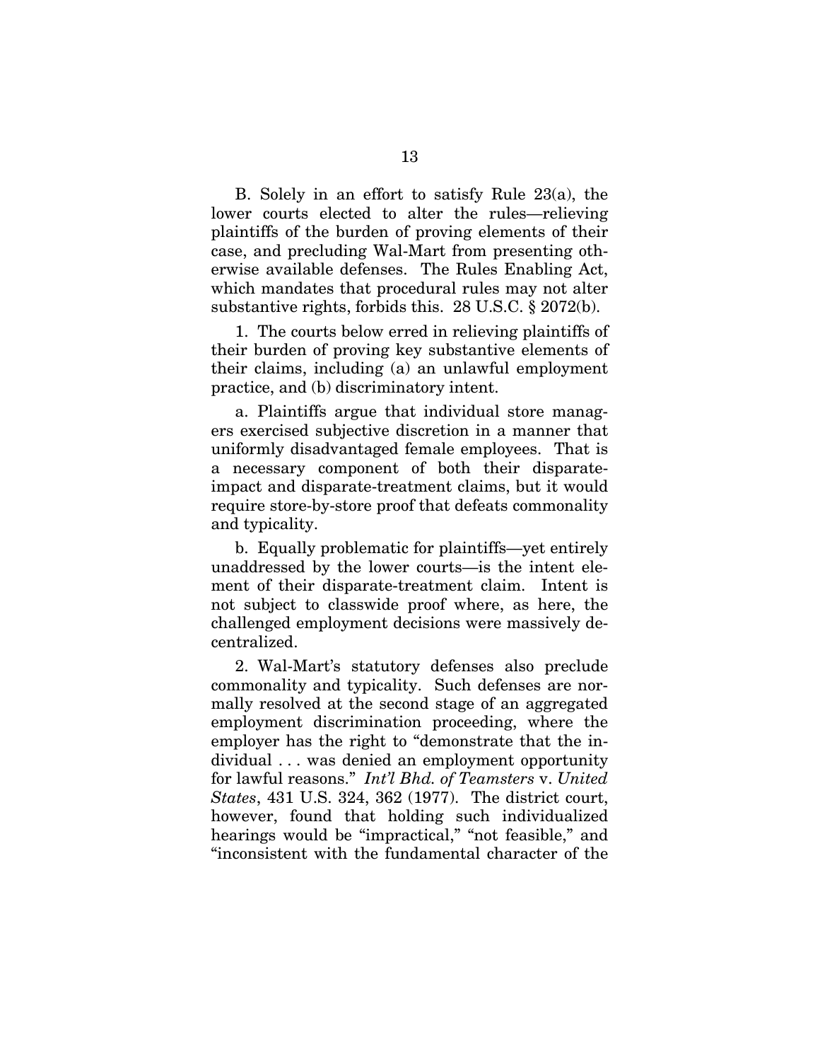B. Solely in an effort to satisfy Rule 23(a), the lower courts elected to alter the rules—relieving plaintiffs of the burden of proving elements of their case, and precluding Wal-Mart from presenting otherwise available defenses. The Rules Enabling Act, which mandates that procedural rules may not alter substantive rights, forbids this. 28 U.S.C. § 2072(b).

1. The courts below erred in relieving plaintiffs of their burden of proving key substantive elements of their claims, including (a) an unlawful employment practice, and (b) discriminatory intent.

a. Plaintiffs argue that individual store managers exercised subjective discretion in a manner that uniformly disadvantaged female employees. That is a necessary component of both their disparate-impact and disparate-treatment claims, but it would require store-by-store proof that defeats commonality and typicality.

b. Equally problematic for plaintiffs—yet entirely unaddressed by the lower courts—is the intent element of their disparate-treatment claim. Intent is not subject to classwide proof where, as here, the challenged employment decisions were massively decentralized.

2. Wal-Mart's statutory defenses also preclude commonality and typicality. Such defenses are normally resolved at the second stage of an aggregated employment discrimination proceeding, where the employer has the right to "demonstrate that the individual . . . was denied an employment opportunity for lawful reasons." *Int'l Bhd. of Teamsters* v. *United States*, 431 U.S. 324, 362 (1977). The district court, however, found that holding such individualized hearings would be "impractical," "not feasible," and "inconsistent with the fundamental character of the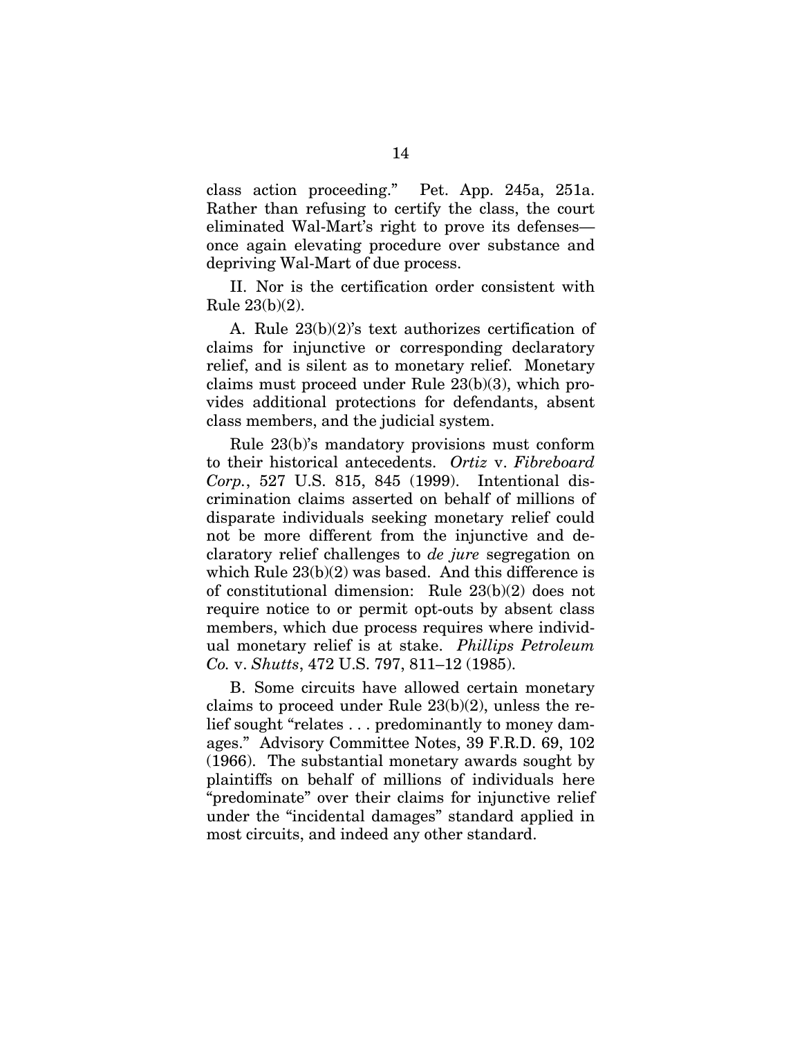class action proceeding." Pet. App. 245a, 251a. Rather than refusing to certify the class, the court eliminated Wal-Mart's right to prove its defenses—once again elevating procedure over substance and depriving Wal-Mart of due process.

II. Nor is the certification order consistent with Rule 23(b)(2).

A. Rule 23(b)(2)'s text authorizes certification of claims for injunctive or corresponding declaratory relief, and is silent as to monetary relief. Monetary claims must proceed under Rule 23(b)(3), which provides additional protections for defendants, absent class members, and the judicial system.

Rule 23(b)'s mandatory provisions must conform to their historical antecedents. *Ortiz* v. *Fibreboard Corp.*, 527 U.S. 815, 845 (1999). Intentional discrimination claims asserted on behalf of millions of disparate individuals seeking monetary relief could not be more different from the injunctive and declaratory relief challenges to *de jure* segregation on which Rule 23(b)(2) was based. And this difference is of constitutional dimension: Rule 23(b)(2) does not require notice to or permit opt-outs by absent class members, which due process requires where individual monetary relief is at stake. *Phillips Petroleum Co.* v. *Shutts*, 472 U.S. 797, 811–12 (1985).

B. Some circuits have allowed certain monetary claims to proceed under Rule 23(b)(2), unless the relief sought "relates . . . predominantly to money damages." Advisory Committee Notes, 39 F.R.D. 69, 102 (1966). The substantial monetary awards sought by plaintiffs on behalf of millions of individuals here "predominate" over their claims for injunctive relief under the "incidental damages" standard applied in most circuits, and indeed any other standard.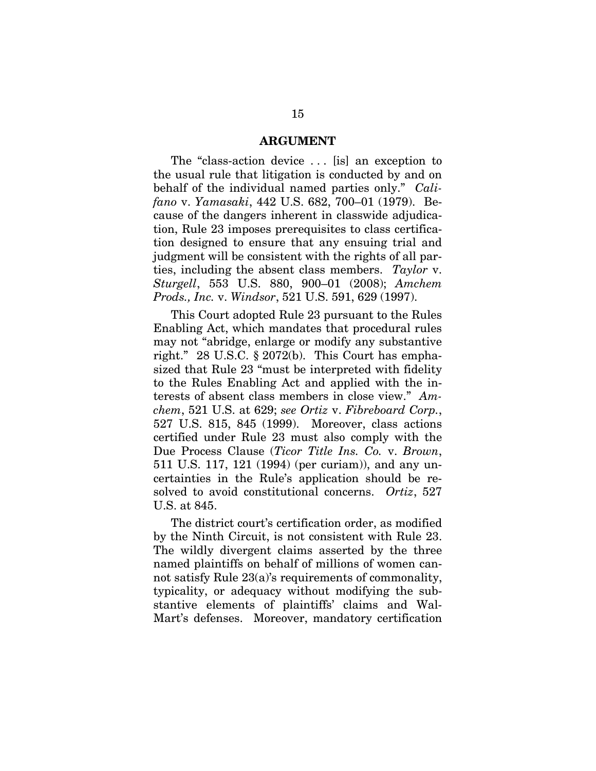## ARGUMENT

The "class-action device . . . [is] an exception to the usual rule that litigation is conducted by and on behalf of the individual named parties only." *Califano* v. *Yamasaki*, 442 U.S. 682, 700–01 (1979). Because of the dangers inherent in classwide adjudication, Rule 23 imposes prerequisites to class certification designed to ensure that any ensuing trial and judgment will be consistent with the rights of all parties, including the absent class members. *Taylor* v. *Sturgell*, 553 U.S. 880, 900–01 (2008); *Amchem Prods., Inc.* v. *Windsor*, 521 U.S. 591, 629 (1997).

This Court adopted Rule 23 pursuant to the Rules Enabling Act, which mandates that procedural rules may not "abridge, enlarge or modify any substantive right." 28 U.S.C. § 2072(b). This Court has emphasized that Rule 23 "must be interpreted with fidelity to the Rules Enabling Act and applied with the interests of absent class members in close view." *Amchem*, 521 U.S. at 629; *see Ortiz* v. *Fibreboard Corp.*, 527 U.S. 815, 845 (1999). Moreover, class actions certified under Rule 23 must also comply with the Due Process Clause (*Ticor Title Ins. Co.* v. *Brown*, 511 U.S. 117, 121 (1994) (per curiam)), and any uncertainties in the Rule's application should be resolved to avoid constitutional concerns. *Ortiz*, 527 U.S. at 845.

The district court's certification order, as modified by the Ninth Circuit, is not consistent with Rule 23. The wildly divergent claims asserted by the three named plaintiffs on behalf of millions of women cannot satisfy Rule 23(a)'s requirements of commonality, typicality, or adequacy without modifying the substantive elements of plaintiffs' claims and Wal-Mart's defenses. Moreover, mandatory certification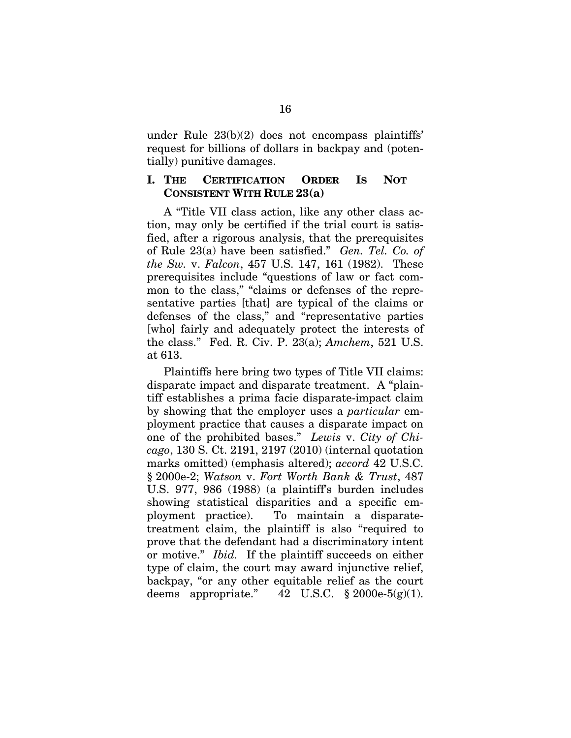under Rule 23(b)(2) does not encompass plaintiffs' request for billions of dollars in backpay and (potentially) punitive damages.

## I. THE CERTIFICATION ORDER IS NOT CONSISTENT WITH RULE 23(a)

A "Title VII class action, like any other class action, may only be certified if the trial court is satisfied, after a rigorous analysis, that the prerequisites of Rule 23(a) have been satisfied." *Gen. Tel. Co. of the Sw.* v. *Falcon*, 457 U.S. 147, 161 (1982). These prerequisites include "questions of law or fact common to the class," "claims or defenses of the representative parties [that] are typical of the claims or defenses of the class," and "representative parties [who] fairly and adequately protect the interests of the class." Fed. R. Civ. P. 23(a); *Amchem*, 521 U.S. at 613.

Plaintiffs here bring two types of Title VII claims: disparate impact and disparate treatment. A "plaintiff establishes a prima facie disparate-impact claim by showing that the employer uses a *particular* employment practice that causes a disparate impact on one of the prohibited bases." *Lewis* v. *City of Chicago*, 130 S. Ct. 2191, 2197 (2010) (internal quotation marks omitted) (emphasis altered); *accord* 42 U.S.C. § 2000e-2; *Watson* v. *Fort Worth Bank & Trust*, 487 U.S. 977, 986 (1988) (a plaintiff's burden includes showing statistical disparities and a specific employment practice). To maintain a disparate-treatment claim, the plaintiff is also "required to prove that the defendant had a discriminatory intent or motive." *Ibid.* If the plaintiff succeeds on either type of claim, the court may award injunctive relief, backpay, "or any other equitable relief as the court deems appropriate." 42 U.S.C. § 2000e-5(g)(1).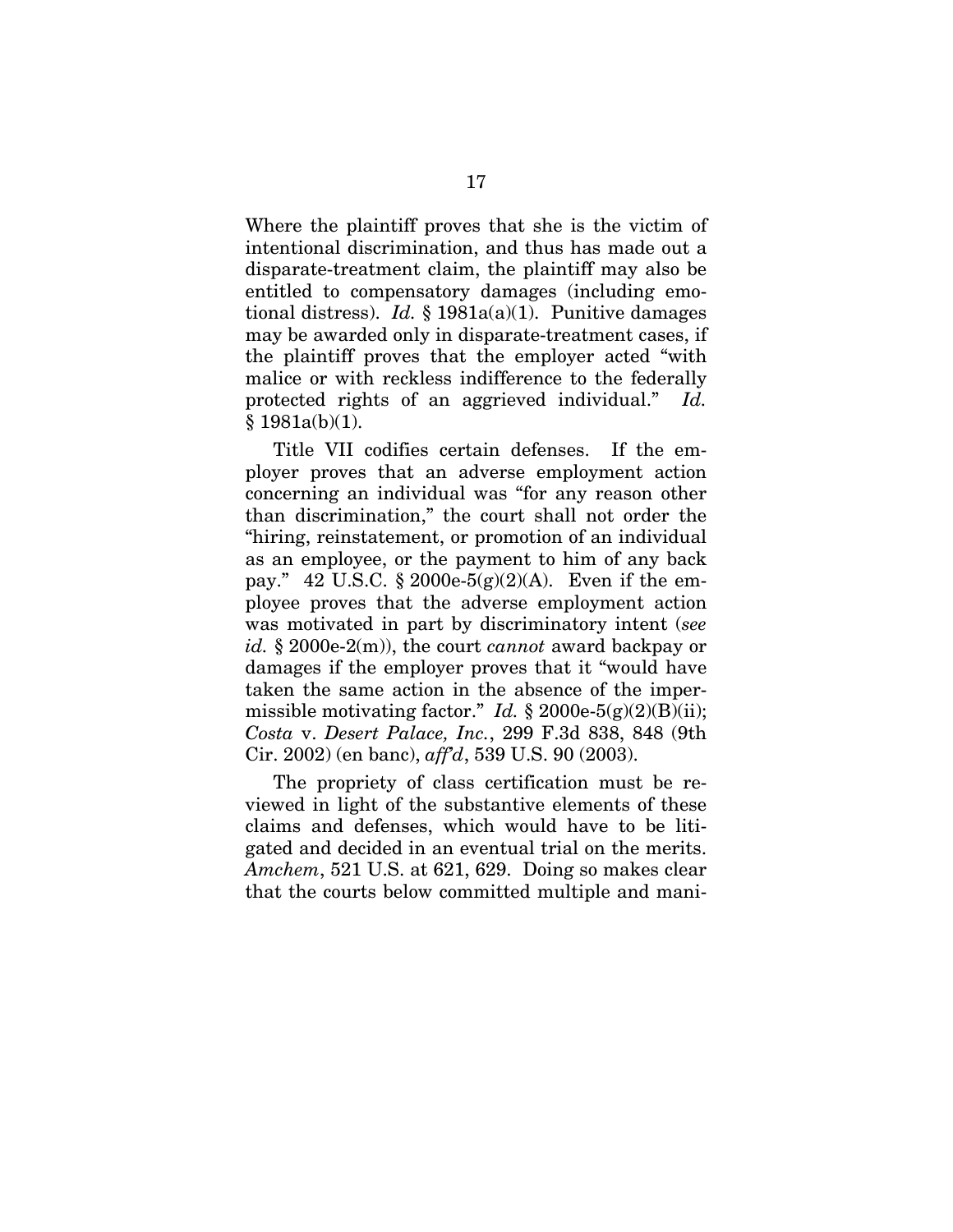Where the plaintiff proves that she is the victim of intentional discrimination, and thus has made out a disparate-treatment claim, the plaintiff may also be entitled to compensatory damages (including emotional distress). *Id.* § 1981a(a)(1). Punitive damages may be awarded only in disparate-treatment cases, if the plaintiff proves that the employer acted "with malice or with reckless indifference to the federally protected rights of an aggrieved individual." *Id.* § 1981a(b)(1).

Title VII codifies certain defenses. If the employer proves that an adverse employment action concerning an individual was "for any reason other than discrimination," the court shall not order the "hiring, reinstatement, or promotion of an individual as an employee, or the payment to him of any back pay." 42 U.S.C. § 2000e-5(g)(2)(A). Even if the employee proves that the adverse employment action was motivated in part by discriminatory intent (*see id.* § 2000e-2(m)), the court *cannot* award backpay or damages if the employer proves that it "would have taken the same action in the absence of the impermissible motivating factor." *Id.* § 2000e-5(g)(2)(B)(ii); *Costa* v. *Desert Palace, Inc.*, 299 F.3d 838, 848 (9th Cir. 2002) (en banc), *aff'd*, 539 U.S. 90 (2003).

The propriety of class certification must be reviewed in light of the substantive elements of these claims and defenses, which would have to be litigated and decided in an eventual trial on the merits. *Amchem*, 521 U.S. at 621, 629. Doing so makes clear that the courts below committed multiple and mani-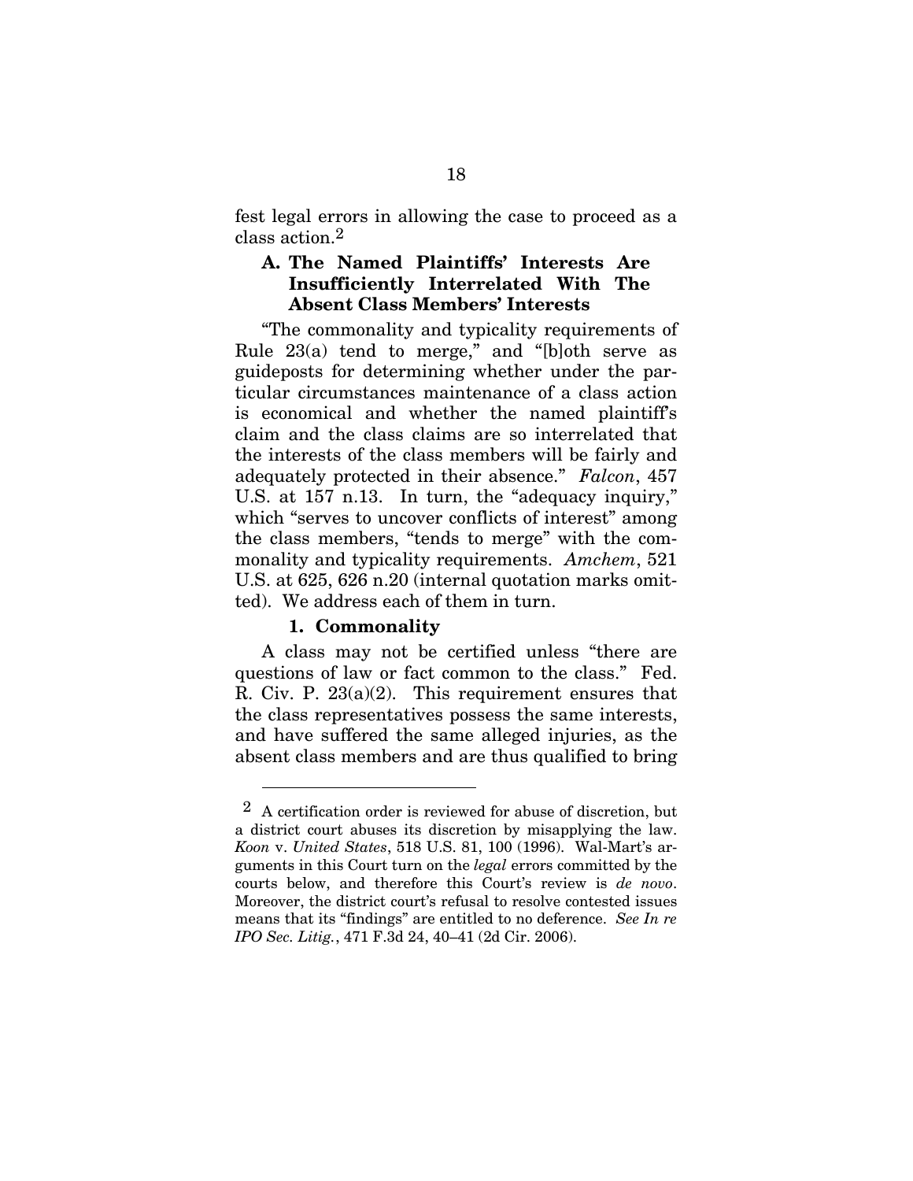fest legal errors in allowing the case to proceed as a class action.[2]

### A. The Named Plaintiffs' Interests Are Insufficiently Interrelated With The Absent Class Members' Interests

"The commonality and typicality requirements of Rule 23(a) tend to merge," and "[b]oth serve as guideposts for determining whether under the particular circumstances maintenance of a class action is economical and whether the named plaintiff's claim and the class claims are so interrelated that the interests of the class members will be fairly and adequately protected in their absence." *Falcon*, 457 U.S. at 157 n.13. In turn, the "adequacy inquiry," which "serves to uncover conflicts of interest" among the class members, "tends to merge" with the commonality and typicality requirements. *Amchem*, 521 U.S. at 625, 626 n.20 (internal quotation marks omitted). We address each of them in turn.

#### 1. Commonality

A class may not be certified unless "there are questions of law or fact common to the class." Fed. R. Civ. P. 23(a)(2). This requirement ensures that the class representatives possess the same interests, and have suffered the same alleged injuries, as the absent class members and are thus qualified to bring

---

[2] A certification order is reviewed for abuse of discretion, but a district court abuses its discretion by misapplying the law. *Koon* v. *United States*, 518 U.S. 81, 100 (1996). Wal-Mart's arguments in this Court turn on the *legal* errors committed by the courts below, and therefore this Court's review is *de novo*. Moreover, the district court's refusal to resolve contested issues means that its "findings" are entitled to no deference. *See In re IPO Sec. Litig.*, 471 F.3d 24, 40–41 (2d Cir. 2006).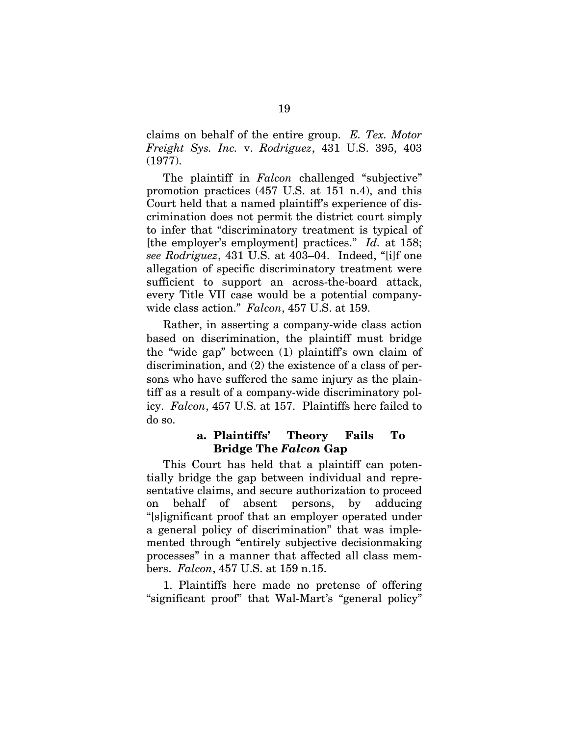claims on behalf of the entire group. *E. Tex. Motor Freight Sys. Inc.* v. *Rodriguez*, 431 U.S. 395, 403 (1977).

The plaintiff in *Falcon* challenged "subjective" promotion practices (457 U.S. at 151 n.4), and this Court held that a named plaintiff's experience of discrimination does not permit the district court simply to infer that "discriminatory treatment is typical of [the employer's employment] practices." *Id.* at 158; *see Rodriguez*, 431 U.S. at 403–04. Indeed, "[i]f one allegation of specific discriminatory treatment were sufficient to support an across-the-board attack, every Title VII case would be a potential company-wide class action." *Falcon*, 457 U.S. at 159.

Rather, in asserting a company-wide class action based on discrimination, the plaintiff must bridge the "wide gap" between (1) plaintiff's own claim of discrimination, and (2) the existence of a class of persons who have suffered the same injury as the plaintiff as a result of a company-wide discriminatory policy. *Falcon*, 457 U.S. at 157. Plaintiffs here failed to do so.

#### a. Plaintiffs' Theory Fails To Bridge The *Falcon* Gap

This Court has held that a plaintiff can potentially bridge the gap between individual and representative claims, and secure authorization to proceed on behalf of absent persons, by adducing "[s]ignificant proof that an employer operated under a general policy of discrimination" that was implemented through "entirely subjective decisionmaking processes" in a manner that affected all class members. *Falcon*, 457 U.S. at 159 n.15.

1. Plaintiffs here made no pretense of offering "significant proof" that Wal-Mart's "general policy"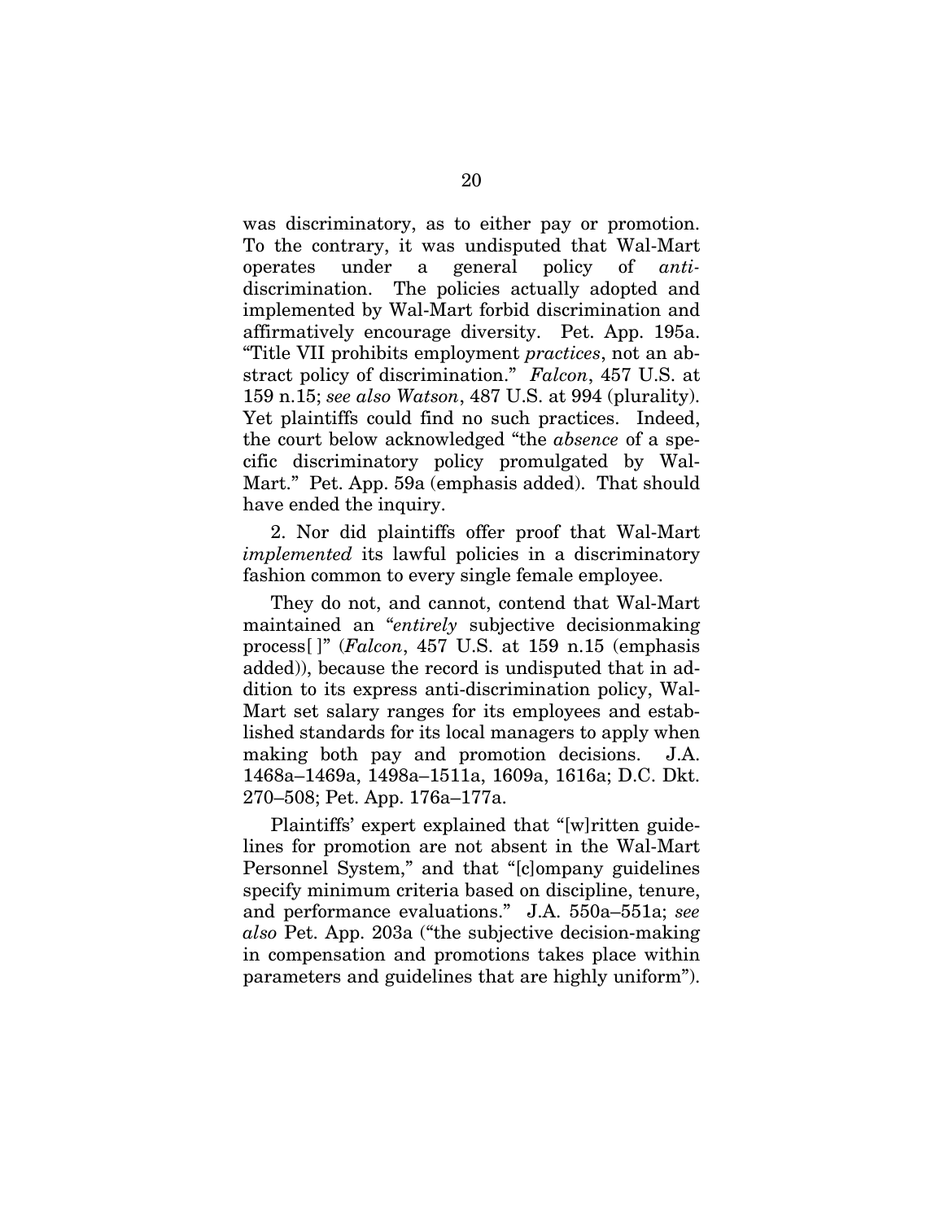was discriminatory, as to either pay or promotion. To the contrary, it was undisputed that Wal-Mart operates under a general policy of *anti*-discrimination. The policies actually adopted and implemented by Wal-Mart forbid discrimination and affirmatively encourage diversity. Pet. App. 195a. "Title VII prohibits employment *practices*, not an abstract policy of discrimination." *Falcon*, 457 U.S. at 159 n.15; *see also Watson*, 487 U.S. at 994 (plurality). Yet plaintiffs could find no such practices. Indeed, the court below acknowledged "the *absence* of a specific discriminatory policy promulgated by Wal-Mart." Pet. App. 59a (emphasis added). That should have ended the inquiry.

2. Nor did plaintiffs offer proof that Wal-Mart *implemented* its lawful policies in a discriminatory fashion common to every single female employee.

They do not, and cannot, contend that Wal-Mart maintained an "*entirely* subjective decisionmaking process[ ]" (*Falcon*, 457 U.S. at 159 n.15 (emphasis added)), because the record is undisputed that in addition to its express anti-discrimination policy, Wal-Mart set salary ranges for its employees and established standards for its local managers to apply when making both pay and promotion decisions. J.A. 1468a–1469a, 1498a–1511a, 1609a, 1616a; D.C. Dkt. 270–508; Pet. App. 176a–177a.

Plaintiffs' expert explained that "[w]ritten guidelines for promotion are not absent in the Wal-Mart Personnel System," and that "[c]ompany guidelines specify minimum criteria based on discipline, tenure, and performance evaluations." J.A. 550a–551a; *see also* Pet. App. 203a ("the subjective decision-making in compensation and promotions takes place within parameters and guidelines that are highly uniform").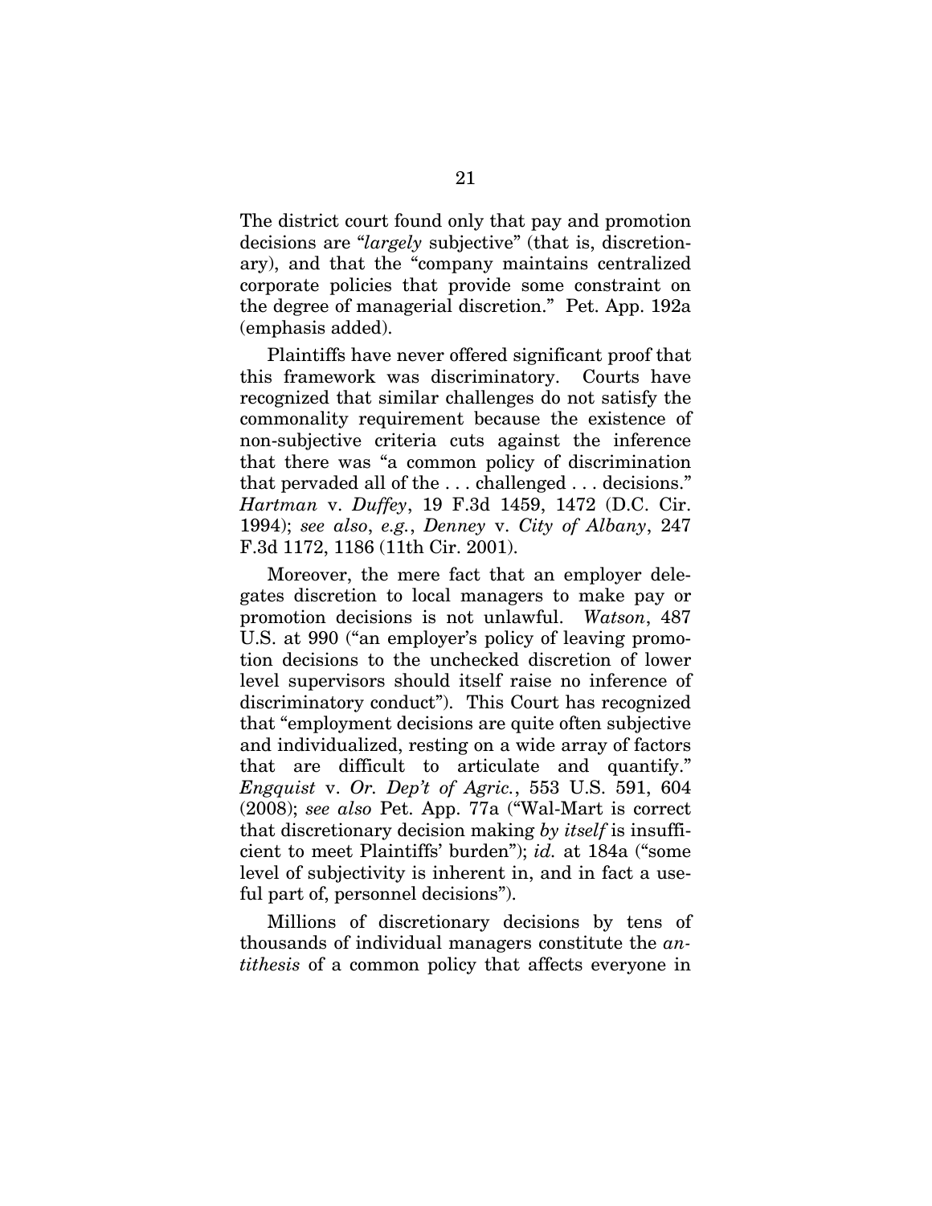The district court found only that pay and promotion decisions are "*largely* subjective" (that is, discretionary), and that the "company maintains centralized corporate policies that provide some constraint on the degree of managerial discretion." Pet. App. 192a (emphasis added).

Plaintiffs have never offered significant proof that this framework was discriminatory. Courts have recognized that similar challenges do not satisfy the commonality requirement because the existence of non-subjective criteria cuts against the inference that there was "a common policy of discrimination that pervaded all of the . . . challenged . . . decisions." *Hartman* v. *Duffey*, 19 F.3d 1459, 1472 (D.C. Cir. 1994); *see also*, *e.g.*, *Denney* v. *City of Albany*, 247 F.3d 1172, 1186 (11th Cir. 2001).

Moreover, the mere fact that an employer delegates discretion to local managers to make pay or promotion decisions is not unlawful. *Watson*, 487 U.S. at 990 ("an employer's policy of leaving promotion decisions to the unchecked discretion of lower level supervisors should itself raise no inference of discriminatory conduct"). This Court has recognized that "employment decisions are quite often subjective and individualized, resting on a wide array of factors that are difficult to articulate and quantify." *Engquist* v. *Or. Dep't of Agric.*, 553 U.S. 591, 604 (2008); *see also* Pet. App. 77a ("Wal-Mart is correct that discretionary decision making *by itself* is insufficient to meet Plaintiffs' burden"); *id.* at 184a ("some level of subjectivity is inherent in, and in fact a useful part of, personnel decisions").

Millions of discretionary decisions by tens of thousands of individual managers constitute the *antithesis* of a common policy that affects everyone in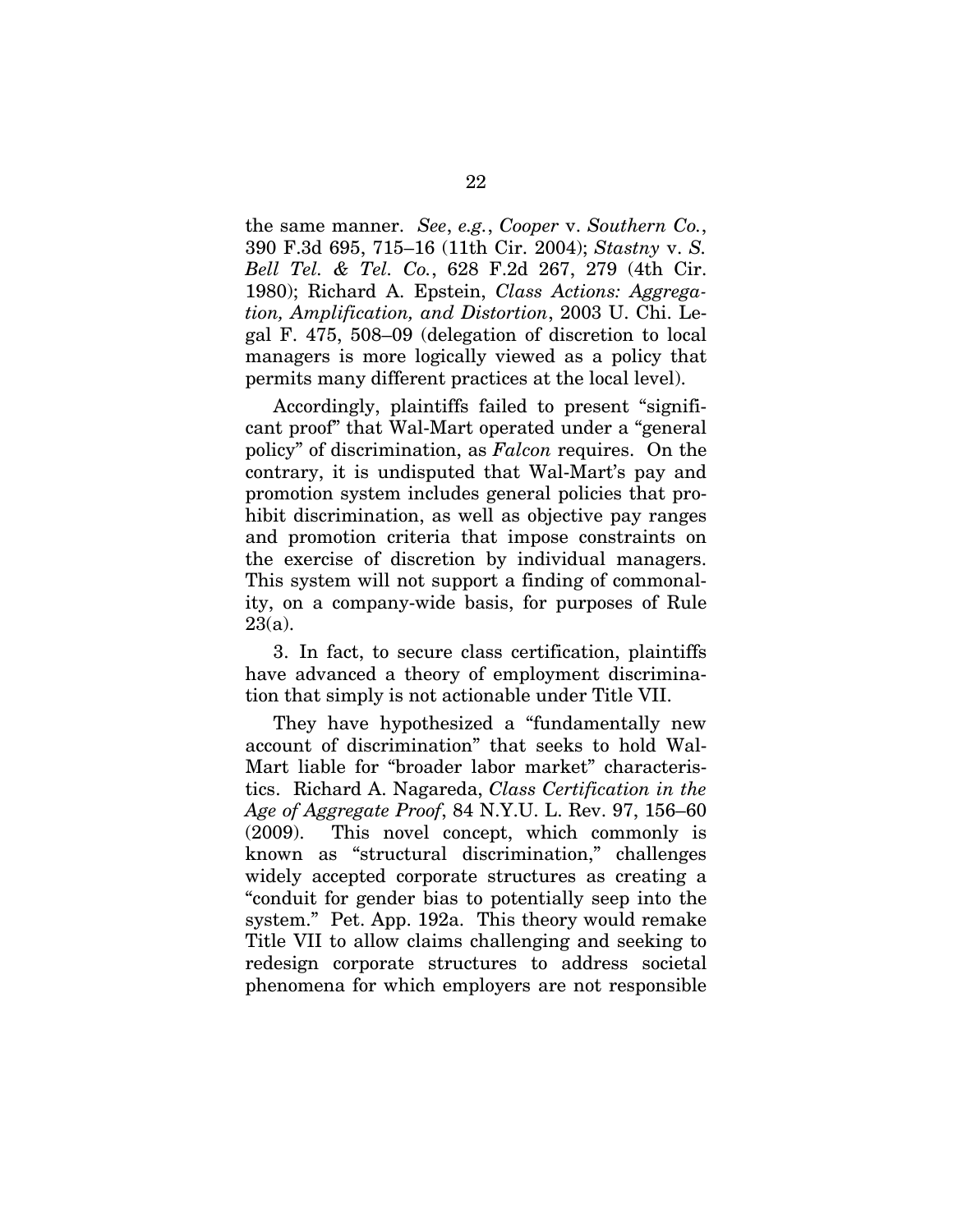the same manner. *See*, *e.g.*, *Cooper* v. *Southern Co.*, 390 F.3d 695, 715–16 (11th Cir. 2004); *Stastny* v. *S. Bell Tel. & Tel. Co.*, 628 F.2d 267, 279 (4th Cir. 1980); Richard A. Epstein, *Class Actions: Aggregation, Amplification, and Distortion*, 2003 U. Chi. Legal F. 475, 508–09 (delegation of discretion to local managers is more logically viewed as a policy that permits many different practices at the local level).

Accordingly, plaintiffs failed to present "significant proof" that Wal-Mart operated under a "general policy" of discrimination, as *Falcon* requires. On the contrary, it is undisputed that Wal-Mart's pay and promotion system includes general policies that prohibit discrimination, as well as objective pay ranges and promotion criteria that impose constraints on the exercise of discretion by individual managers. This system will not support a finding of commonality, on a company-wide basis, for purposes of Rule 23(a).

3. In fact, to secure class certification, plaintiffs have advanced a theory of employment discrimination that simply is not actionable under Title VII.

They have hypothesized a "fundamentally new account of discrimination" that seeks to hold Wal-Mart liable for "broader labor market" characteristics. Richard A. Nagareda, *Class Certification in the Age of Aggregate Proof*, 84 N.Y.U. L. Rev. 97, 156–60 (2009). This novel concept, which commonly is known as "structural discrimination," challenges widely accepted corporate structures as creating a "conduit for gender bias to potentially seep into the system." Pet. App. 192a. This theory would remake Title VII to allow claims challenging and seeking to redesign corporate structures to address societal phenomena for which employers are not responsible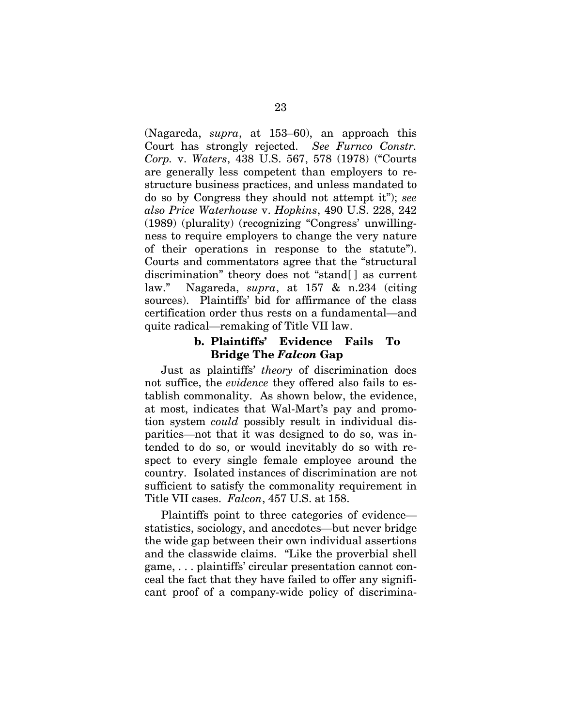(Nagareda, *supra*, at 153–60), an approach this Court has strongly rejected. *See Furnco Constr. Corp.* v. *Waters*, 438 U.S. 567, 578 (1978) ("Courts are generally less competent than employers to restructure business practices, and unless mandated to do so by Congress they should not attempt it"); *see also Price Waterhouse* v. *Hopkins*, 490 U.S. 228, 242 (1989) (plurality) (recognizing "Congress' unwillingness to require employers to change the very nature of their operations in response to the statute"). Courts and commentators agree that the "structural discrimination" theory does not "stand[ ] as current law." Nagareda, *supra*, at 157 & n.234 (citing sources). Plaintiffs' bid for affirmance of the class certification order thus rests on a fundamental—and quite radical—remaking of Title VII law.

#### b. Plaintiffs' Evidence Fails To Bridge The *Falcon* Gap

Just as plaintiffs' *theory* of discrimination does not suffice, the *evidence* they offered also fails to establish commonality. As shown below, the evidence, at most, indicates that Wal-Mart's pay and promotion system *could* possibly result in individual disparities—not that it was designed to do so, was intended to do so, or would inevitably do so with respect to every single female employee around the country. Isolated instances of discrimination are not sufficient to satisfy the commonality requirement in Title VII cases. *Falcon*, 457 U.S. at 158.

Plaintiffs point to three categories of evidence—statistics, sociology, and anecdotes—but never bridge the wide gap between their own individual assertions and the classwide claims. "Like the proverbial shell game, . . . plaintiffs' circular presentation cannot conceal the fact that they have failed to offer any significant proof of a company-wide policy of discrimina-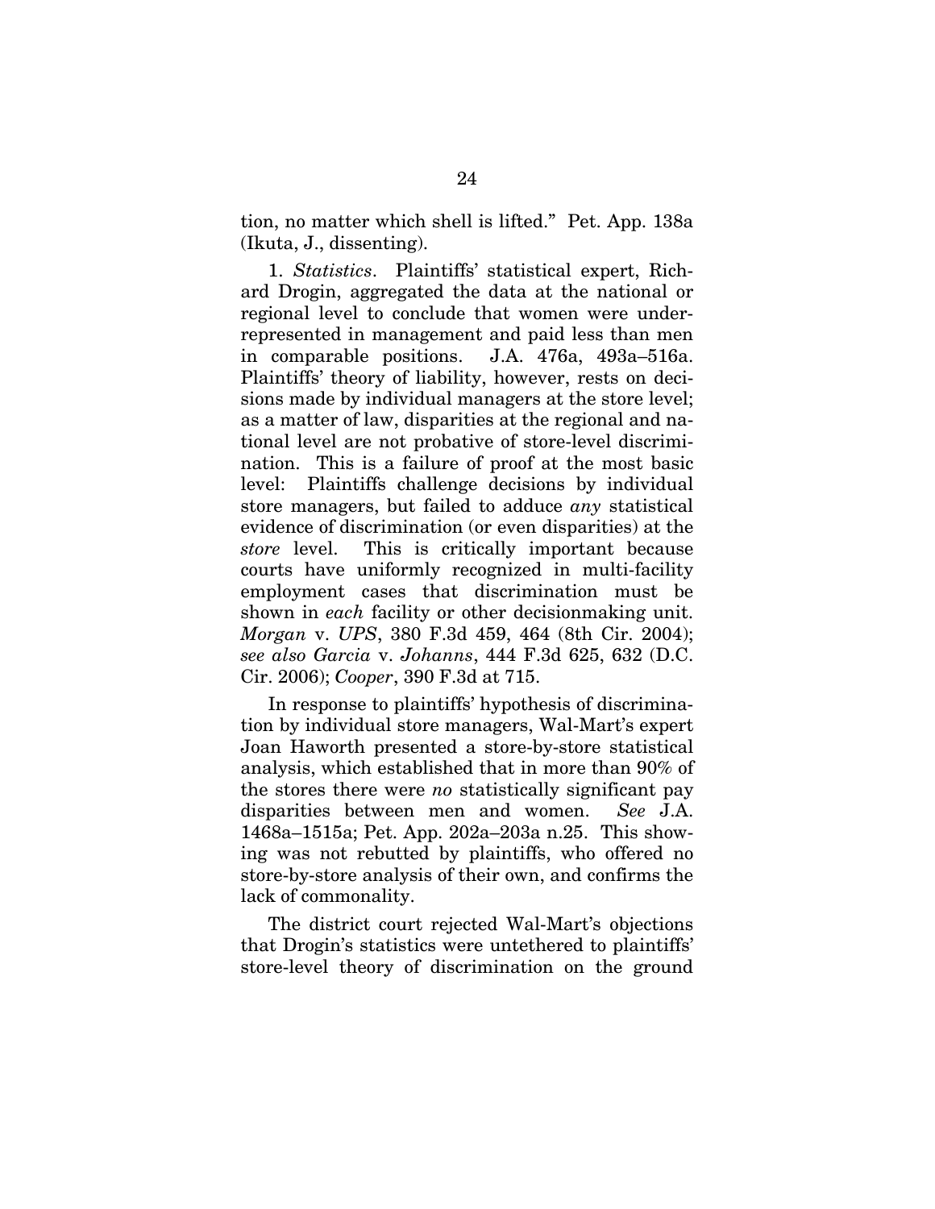tion, no matter which shell is lifted." Pet. App. 138a (Ikuta, J., dissenting).

1. *Statistics*. Plaintiffs' statistical expert, Richard Drogin, aggregated the data at the national or regional level to conclude that women were underrepresented in management and paid less than men in comparable positions. J.A. 476a, 493a–516a. Plaintiffs' theory of liability, however, rests on decisions made by individual managers at the store level; as a matter of law, disparities at the regional and national level are not probative of store-level discrimination. This is a failure of proof at the most basic level: Plaintiffs challenge decisions by individual store managers, but failed to adduce *any* statistical evidence of discrimination (or even disparities) at the *store* level. This is critically important because courts have uniformly recognized in multi-facility employment cases that discrimination must be shown in *each* facility or other decisionmaking unit. *Morgan* v. *UPS*, 380 F.3d 459, 464 (8th Cir. 2004); *see also Garcia* v. *Johanns*, 444 F.3d 625, 632 (D.C. Cir. 2006); *Cooper*, 390 F.3d at 715.

In response to plaintiffs' hypothesis of discrimination by individual store managers, Wal-Mart's expert Joan Haworth presented a store-by-store statistical analysis, which established that in more than 90% of the stores there were *no* statistically significant pay disparities between men and women. *See* J.A. 1468a–1515a; Pet. App. 202a–203a n.25. This showing was not rebutted by plaintiffs, who offered no store-by-store analysis of their own, and confirms the lack of commonality.

The district court rejected Wal-Mart's objections that Drogin's statistics were untethered to plaintiffs' store-level theory of discrimination on the ground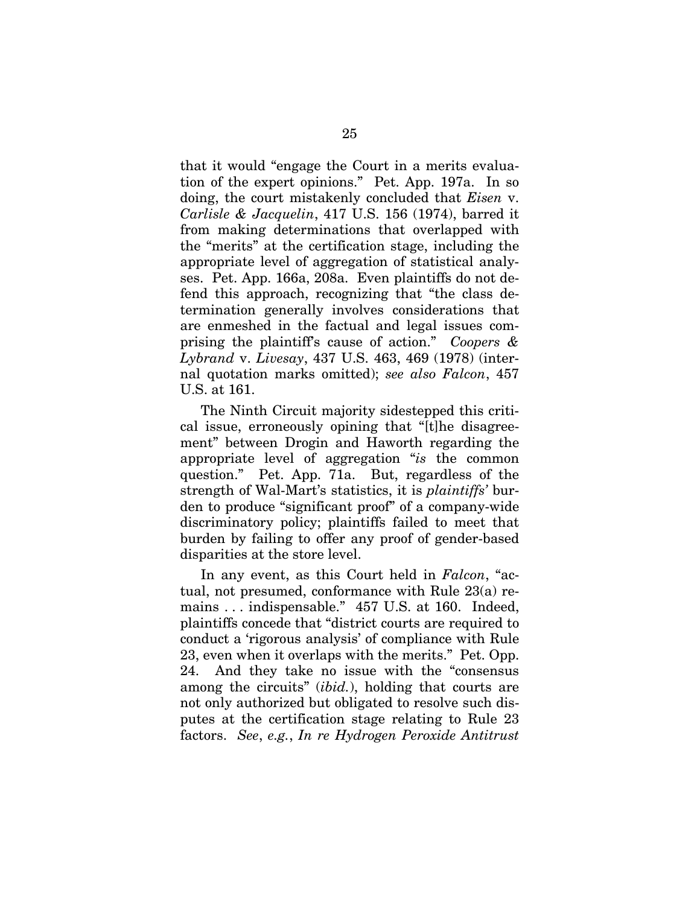that it would "engage the Court in a merits evaluation of the expert opinions." Pet. App. 197a. In so doing, the court mistakenly concluded that *Eisen* v. *Carlisle & Jacquelin*, 417 U.S. 156 (1974), barred it from making determinations that overlapped with the "merits" at the certification stage, including the appropriate level of aggregation of statistical analyses. Pet. App. 166a, 208a. Even plaintiffs do not defend this approach, recognizing that "the class determination generally involves considerations that are enmeshed in the factual and legal issues comprising the plaintiff's cause of action." *Coopers & Lybrand* v. *Livesay*, 437 U.S. 463, 469 (1978) (internal quotation marks omitted); *see also Falcon*, 457 U.S. at 161.

The Ninth Circuit majority sidestepped this critical issue, erroneously opining that "[t]he disagreement" between Drogin and Haworth regarding the appropriate level of aggregation "*is* the common question." Pet. App. 71a. But, regardless of the strength of Wal-Mart's statistics, it is *plaintiffs'* burden to produce "significant proof" of a company-wide discriminatory policy; plaintiffs failed to meet that burden by failing to offer any proof of gender-based disparities at the store level.

In any event, as this Court held in *Falcon*, "actual, not presumed, conformance with Rule 23(a) remains . . . indispensable." 457 U.S. at 160. Indeed, plaintiffs concede that "district courts are required to conduct a 'rigorous analysis' of compliance with Rule 23, even when it overlaps with the merits." Pet. Opp. 24. And they take no issue with the "consensus among the circuits" (*ibid.*), holding that courts are not only authorized but obligated to resolve such disputes at the certification stage relating to Rule 23 factors. *See*, *e.g.*, *In re Hydrogen Peroxide Antitrust*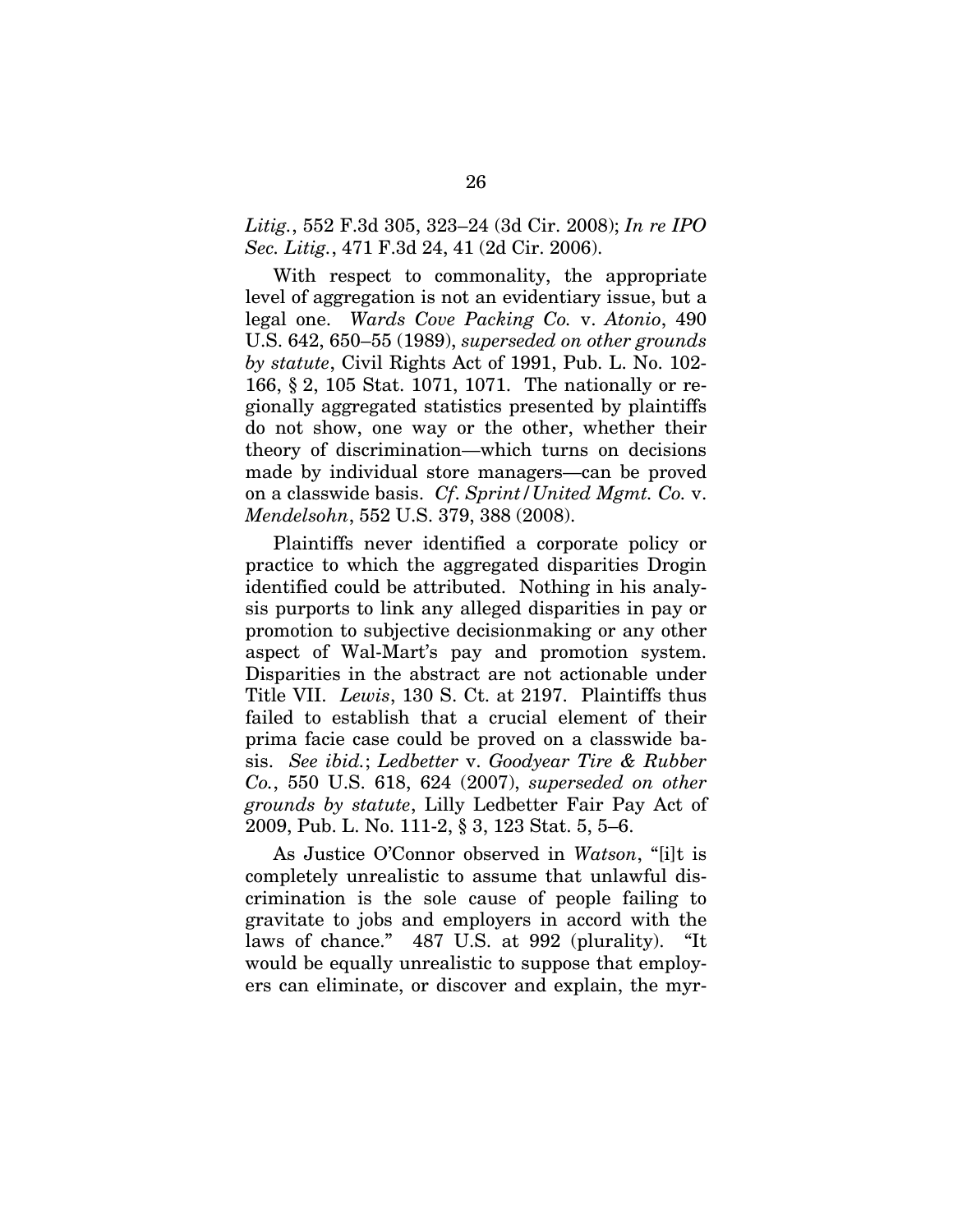*Litig.*, 552 F.3d 305, 323–24 (3d Cir. 2008); *In re IPO Sec. Litig.*, 471 F.3d 24, 41 (2d Cir. 2006).

With respect to commonality, the appropriate level of aggregation is not an evidentiary issue, but a legal one. *Wards Cove Packing Co.* v. *Atonio*, 490 U.S. 642, 650–55 (1989), *superseded on other grounds by statute*, Civil Rights Act of 1991, Pub. L. No. 102-166, § 2, 105 Stat. 1071, 1071. The nationally or regionally aggregated statistics presented by plaintiffs do not show, one way or the other, whether their theory of discrimination—which turns on decisions made by individual store managers—can be proved on a classwide basis. *Cf. Sprint/United Mgmt. Co.* v. *Mendelsohn*, 552 U.S. 379, 388 (2008).

Plaintiffs never identified a corporate policy or practice to which the aggregated disparities Drogin identified could be attributed. Nothing in his analysis purports to link any alleged disparities in pay or promotion to subjective decisionmaking or any other aspect of Wal-Mart's pay and promotion system. Disparities in the abstract are not actionable under Title VII. *Lewis*, 130 S. Ct. at 2197. Plaintiffs thus failed to establish that a crucial element of their prima facie case could be proved on a classwide basis. *See ibid.*; *Ledbetter* v. *Goodyear Tire & Rubber Co.*, 550 U.S. 618, 624 (2007), *superseded on other grounds by statute*, Lilly Ledbetter Fair Pay Act of 2009, Pub. L. No. 111-2, § 3, 123 Stat. 5, 5–6.

As Justice O'Connor observed in *Watson*, "[i]t is completely unrealistic to assume that unlawful discrimination is the sole cause of people failing to gravitate to jobs and employers in accord with the laws of chance." 487 U.S. at 992 (plurality). "It would be equally unrealistic to suppose that employers can eliminate, or discover and explain, the myr-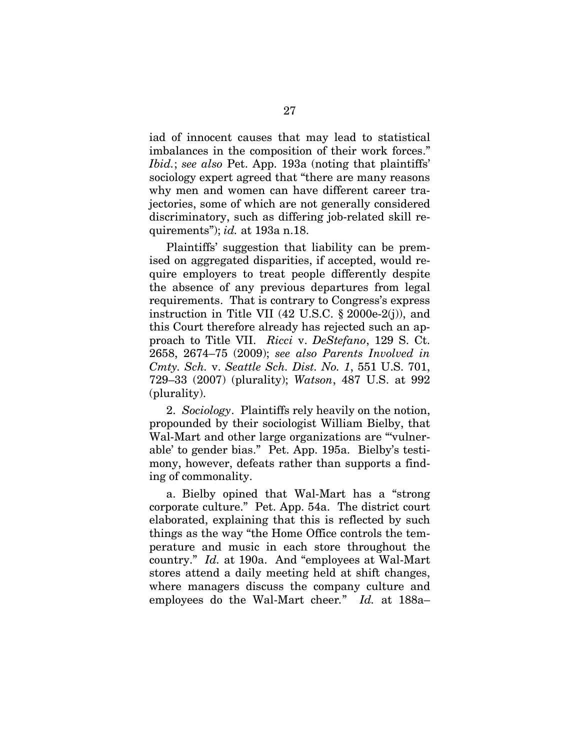iad of innocent causes that may lead to statistical imbalances in the composition of their work forces." *Ibid.*; *see also* Pet. App. 193a (noting that plaintiffs' sociology expert agreed that "there are many reasons why men and women can have different career trajectories, some of which are not generally considered discriminatory, such as differing job-related skill requirements"); *id.* at 193a n.18.

Plaintiffs' suggestion that liability can be premised on aggregated disparities, if accepted, would require employers to treat people differently despite the absence of any previous departures from legal requirements. That is contrary to Congress's express instruction in Title VII (42 U.S.C. § 2000e-2(j)), and this Court therefore already has rejected such an approach to Title VII. *Ricci* v. *DeStefano*, 129 S. Ct. 2658, 2674–75 (2009); *see also Parents Involved in Cmty. Sch.* v. *Seattle Sch. Dist. No. 1*, 551 U.S. 701, 729–33 (2007) (plurality); *Watson*, 487 U.S. at 992 (plurality).

2. *Sociology*. Plaintiffs rely heavily on the notion, propounded by their sociologist William Bielby, that Wal-Mart and other large organizations are "'vulnerable' to gender bias." Pet. App. 195a. Bielby's testimony, however, defeats rather than supports a finding of commonality.

a. Bielby opined that Wal-Mart has a "strong corporate culture." Pet. App. 54a. The district court elaborated, explaining that this is reflected by such things as the way "the Home Office controls the temperature and music in each store throughout the country." *Id.* at 190a. And "employees at Wal-Mart stores attend a daily meeting held at shift changes, where managers discuss the company culture and employees do the Wal-Mart cheer." *Id.* at 188a–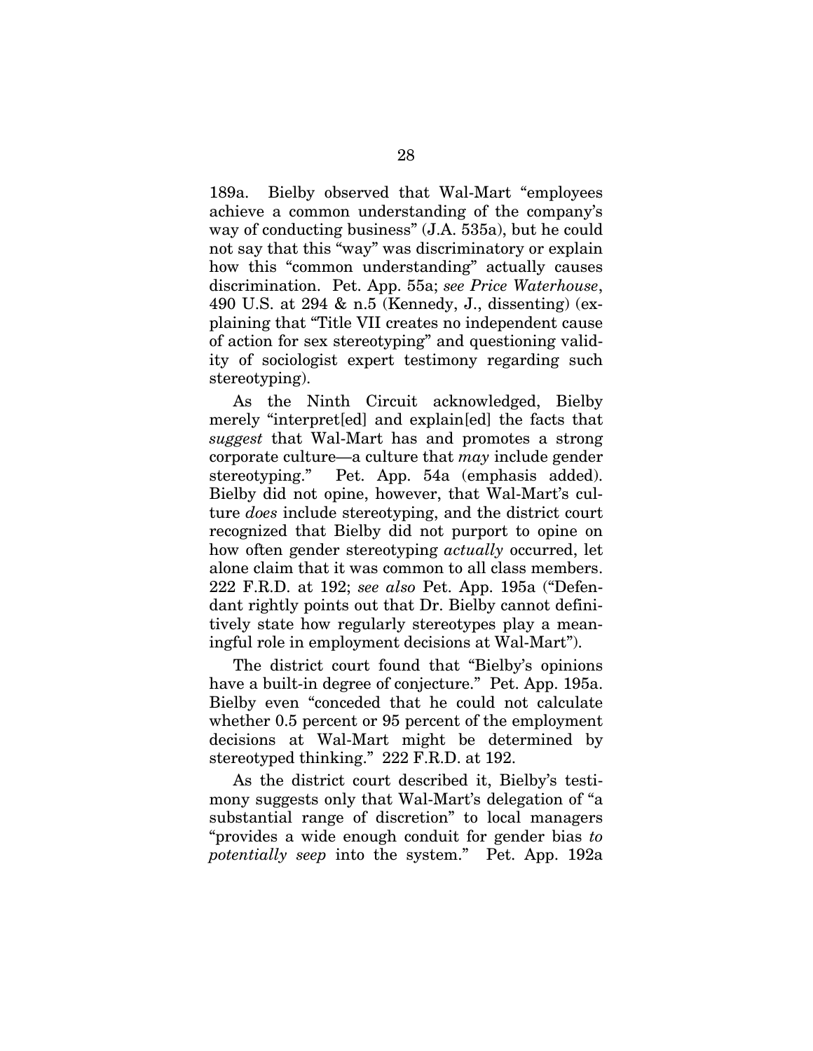189a. Bielby observed that Wal-Mart "employees achieve a common understanding of the company's way of conducting business" (J.A. 535a), but he could not say that this "way" was discriminatory or explain how this "common understanding" actually causes discrimination. Pet. App. 55a; *see Price Waterhouse*, 490 U.S. at 294 & n.5 (Kennedy, J., dissenting) (explaining that "Title VII creates no independent cause of action for sex stereotyping" and questioning validity of sociologist expert testimony regarding such stereotyping).

As the Ninth Circuit acknowledged, Bielby merely "interpret[ed] and explain[ed] the facts that *suggest* that Wal-Mart has and promotes a strong corporate culture—a culture that *may* include gender stereotyping." Pet. App. 54a (emphasis added). Bielby did not opine, however, that Wal-Mart's culture *does* include stereotyping, and the district court recognized that Bielby did not purport to opine on how often gender stereotyping *actually* occurred, let alone claim that it was common to all class members. 222 F.R.D. at 192; *see also* Pet. App. 195a ("Defendant rightly points out that Dr. Bielby cannot definitively state how regularly stereotypes play a meaningful role in employment decisions at Wal-Mart").

The district court found that "Bielby's opinions have a built-in degree of conjecture." Pet. App. 195a. Bielby even "conceded that he could not calculate whether 0.5 percent or 95 percent of the employment decisions at Wal-Mart might be determined by stereotyped thinking." 222 F.R.D. at 192.

As the district court described it, Bielby's testimony suggests only that Wal-Mart's delegation of "a substantial range of discretion" to local managers "provides a wide enough conduit for gender bias *to potentially seep* into the system." Pet. App. 192a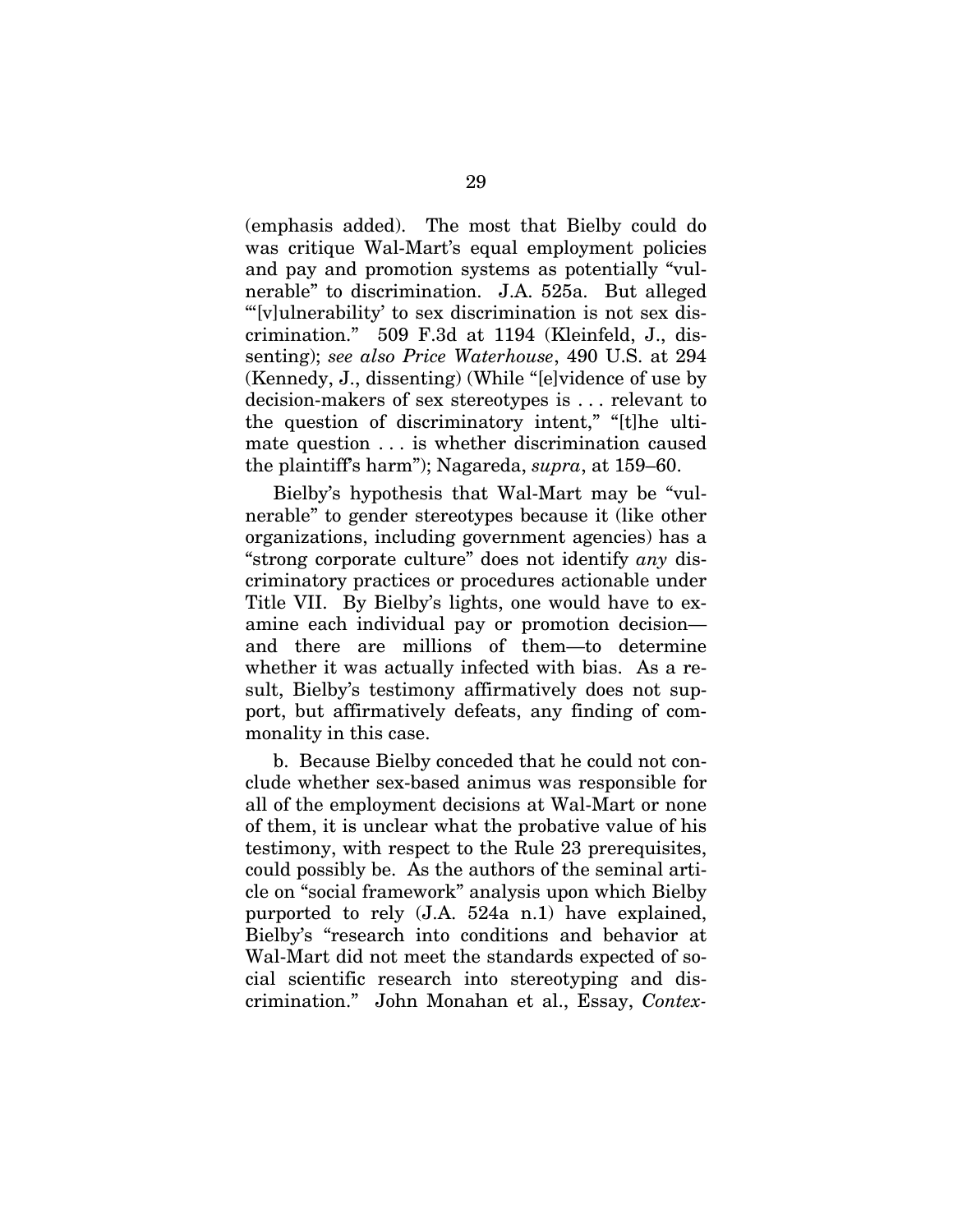(emphasis added). The most that Bielby could do was critique Wal-Mart's equal employment policies and pay and promotion systems as potentially "vulnerable" to discrimination. J.A. 525a. But alleged "'[v]ulnerability' to sex discrimination is not sex discrimination." 509 F.3d at 1194 (Kleinfeld, J., dissenting); *see also Price Waterhouse*, 490 U.S. at 294 (Kennedy, J., dissenting) (While "[e]vidence of use by decision-makers of sex stereotypes is . . . relevant to the question of discriminatory intent," "[t]he ultimate question . . . is whether discrimination caused the plaintiff's harm"); Nagareda, *supra*, at 159–60.

Bielby's hypothesis that Wal-Mart may be "vulnerable" to gender stereotypes because it (like other organizations, including government agencies) has a "strong corporate culture" does not identify *any* discriminatory practices or procedures actionable under Title VII. By Bielby's lights, one would have to examine each individual pay or promotion decision—and there are millions of them—to determine whether it was actually infected with bias. As a result, Bielby's testimony affirmatively does not support, but affirmatively defeats, any finding of commonality in this case.

b. Because Bielby conceded that he could not conclude whether sex-based animus was responsible for all of the employment decisions at Wal-Mart or none of them, it is unclear what the probative value of his testimony, with respect to the Rule 23 prerequisites, could possibly be. As the authors of the seminal article on "social framework" analysis upon which Bielby purported to rely (J.A. 524a n.1) have explained, Bielby's "research into conditions and behavior at Wal-Mart did not meet the standards expected of social scientific research into stereotyping and discrimination." John Monahan et al., Essay, *Contex-*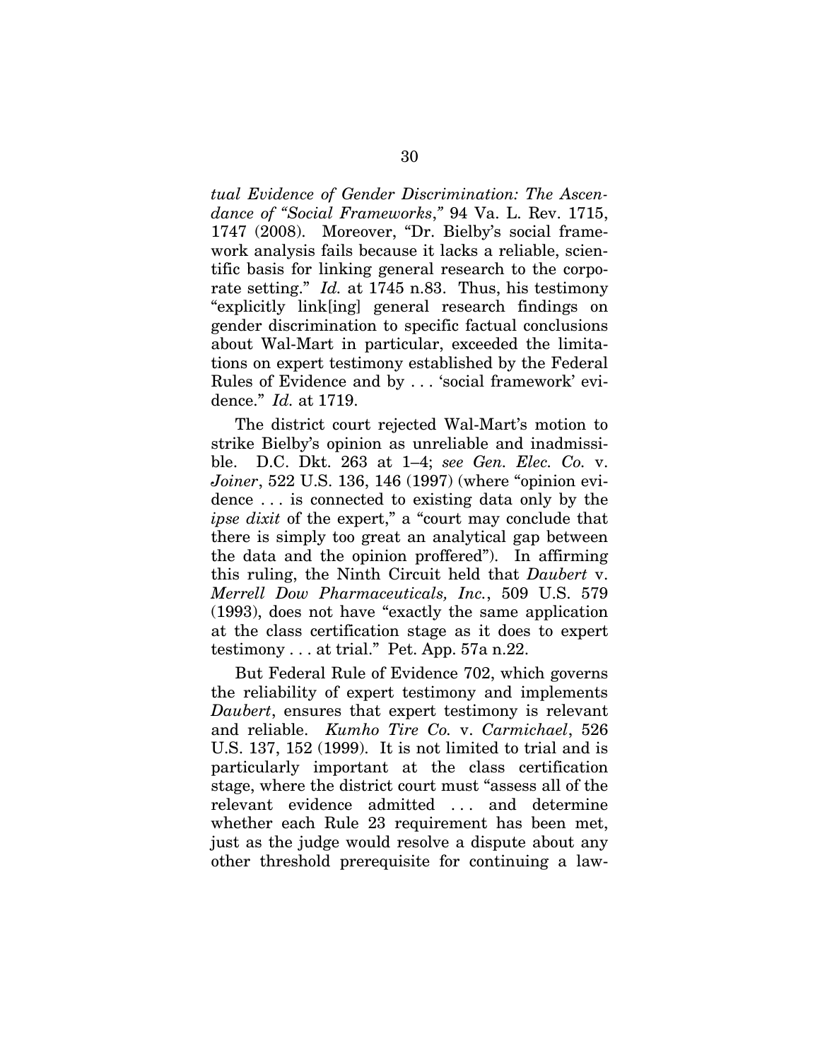*tual Evidence of Gender Discrimination: The Ascendance of "Social Frameworks*," 94 Va. L. Rev. 1715, 1747 (2008). Moreover, "Dr. Bielby's social framework analysis fails because it lacks a reliable, scientific basis for linking general research to the corporate setting." *Id.* at 1745 n.83. Thus, his testimony "explicitly link[ing] general research findings on gender discrimination to specific factual conclusions about Wal-Mart in particular, exceeded the limitations on expert testimony established by the Federal Rules of Evidence and by . . . 'social framework' evidence." *Id.* at 1719.

The district court rejected Wal-Mart's motion to strike Bielby's opinion as unreliable and inadmissible. D.C. Dkt. 263 at 1–4; *see Gen. Elec. Co.* v. *Joiner*, 522 U.S. 136, 146 (1997) (where "opinion evidence . . . is connected to existing data only by the *ipse dixit* of the expert," a "court may conclude that there is simply too great an analytical gap between the data and the opinion proffered"). In affirming this ruling, the Ninth Circuit held that *Daubert* v. *Merrell Dow Pharmaceuticals, Inc.*, 509 U.S. 579 (1993), does not have "exactly the same application at the class certification stage as it does to expert testimony . . . at trial." Pet. App. 57a n.22.

But Federal Rule of Evidence 702, which governs the reliability of expert testimony and implements *Daubert*, ensures that expert testimony is relevant and reliable. *Kumho Tire Co.* v. *Carmichael*, 526 U.S. 137, 152 (1999). It is not limited to trial and is particularly important at the class certification stage, where the district court must "assess all of the relevant evidence admitted . . . and determine whether each Rule 23 requirement has been met, just as the judge would resolve a dispute about any other threshold prerequisite for continuing a law-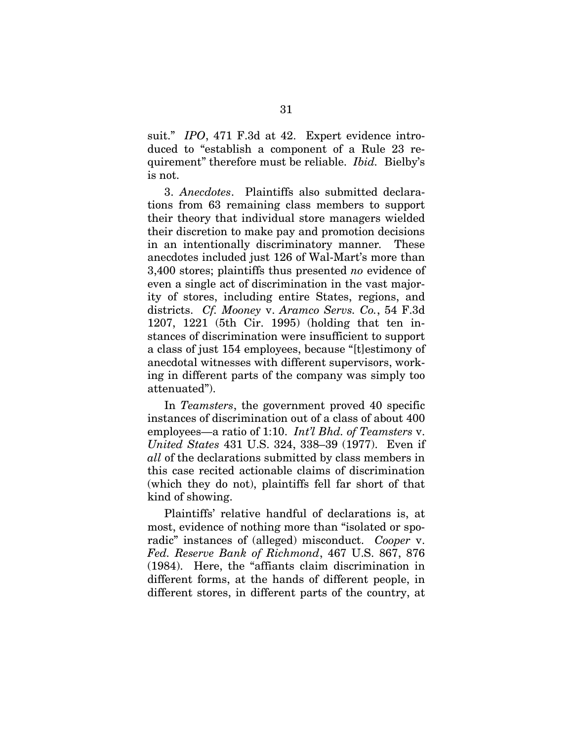suit." *IPO*, 471 F.3d at 42. Expert evidence introduced to "establish a component of a Rule 23 requirement" therefore must be reliable. *Ibid.* Bielby's is not.

3. *Anecdotes*. Plaintiffs also submitted declarations from 63 remaining class members to support their theory that individual store managers wielded their discretion to make pay and promotion decisions in an intentionally discriminatory manner. These anecdotes included just 126 of Wal-Mart's more than 3,400 stores; plaintiffs thus presented *no* evidence of even a single act of discrimination in the vast majority of stores, including entire States, regions, and districts. *Cf. Mooney* v. *Aramco Servs. Co.*, 54 F.3d 1207, 1221 (5th Cir. 1995) (holding that ten instances of discrimination were insufficient to support a class of just 154 employees, because "[t]estimony of anecdotal witnesses with different supervisors, working in different parts of the company was simply too attenuated").

In *Teamsters*, the government proved 40 specific instances of discrimination out of a class of about 400 employees—a ratio of 1:10. *Int'l Bhd. of Teamsters* v. *United States* 431 U.S. 324, 338–39 (1977). Even if *all* of the declarations submitted by class members in this case recited actionable claims of discrimination (which they do not), plaintiffs fell far short of that kind of showing.

Plaintiffs' relative handful of declarations is, at most, evidence of nothing more than "isolated or sporadic" instances of (alleged) misconduct. *Cooper* v. *Fed. Reserve Bank of Richmond*, 467 U.S. 867, 876 (1984). Here, the "affiants claim discrimination in different forms, at the hands of different people, in different stores, in different parts of the country, at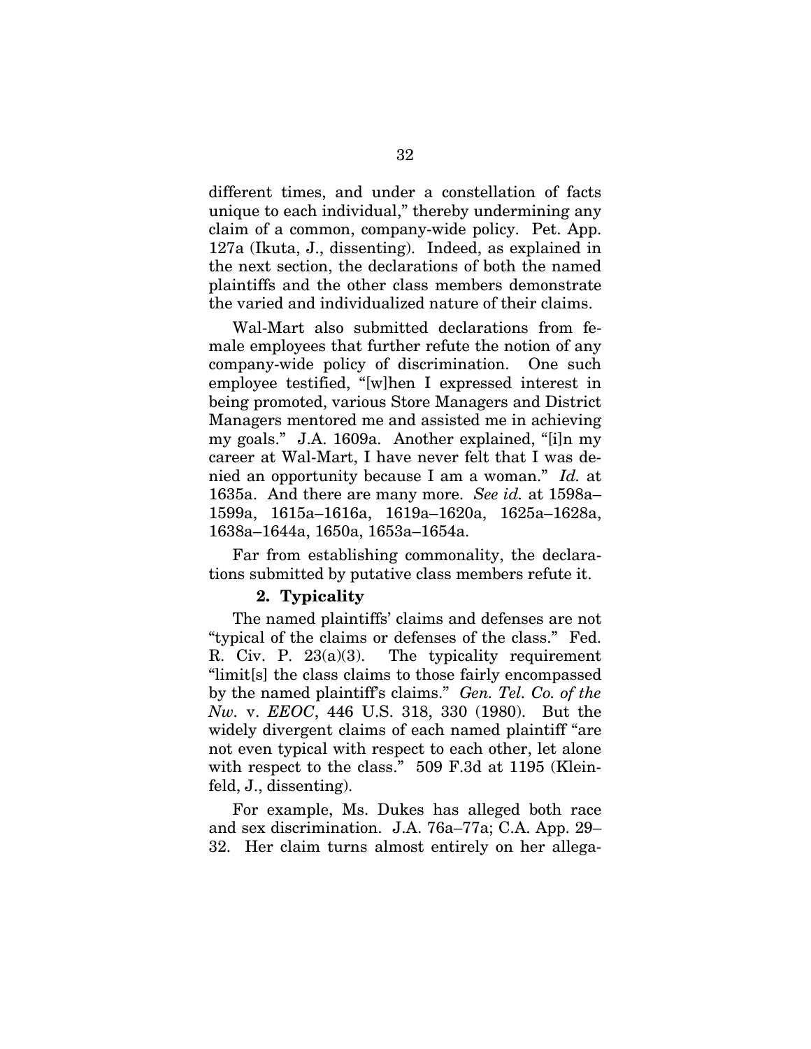different times, and under a constellation of facts unique to each individual," thereby undermining any claim of a common, company-wide policy. Pet. App. 127a (Ikuta, J., dissenting). Indeed, as explained in the next section, the declarations of both the named plaintiffs and the other class members demonstrate the varied and individualized nature of their claims.

Wal-Mart also submitted declarations from female employees that further refute the notion of any company-wide policy of discrimination. One such employee testified, "[w]hen I expressed interest in being promoted, various Store Managers and District Managers mentored me and assisted me in achieving my goals." J.A. 1609a. Another explained, "[i]n my career at Wal-Mart, I have never felt that I was denied an opportunity because I am a woman." *Id.* at 1635a. And there are many more. *See id.* at 1598a–1599a, 1615a–1616a, 1619a–1620a, 1625a–1628a, 1638a–1644a, 1650a, 1653a–1654a.

Far from establishing commonality, the declarations submitted by putative class members refute it.

### 2. Typicality

The named plaintiffs' claims and defenses are not "typical of the claims or defenses of the class." Fed. R. Civ. P. 23(a)(3). The typicality requirement "limit[s] the class claims to those fairly encompassed by the named plaintiff's claims." *Gen. Tel. Co. of the Nw.* v. *EEOC*, 446 U.S. 318, 330 (1980). But the widely divergent claims of each named plaintiff "are not even typical with respect to each other, let alone with respect to the class." 509 F.3d at 1195 (Kleinfeld, J., dissenting).

For example, Ms. Dukes has alleged both race and sex discrimination. J.A. 76a–77a; C.A. App. 29–32. Her claim turns almost entirely on her allega-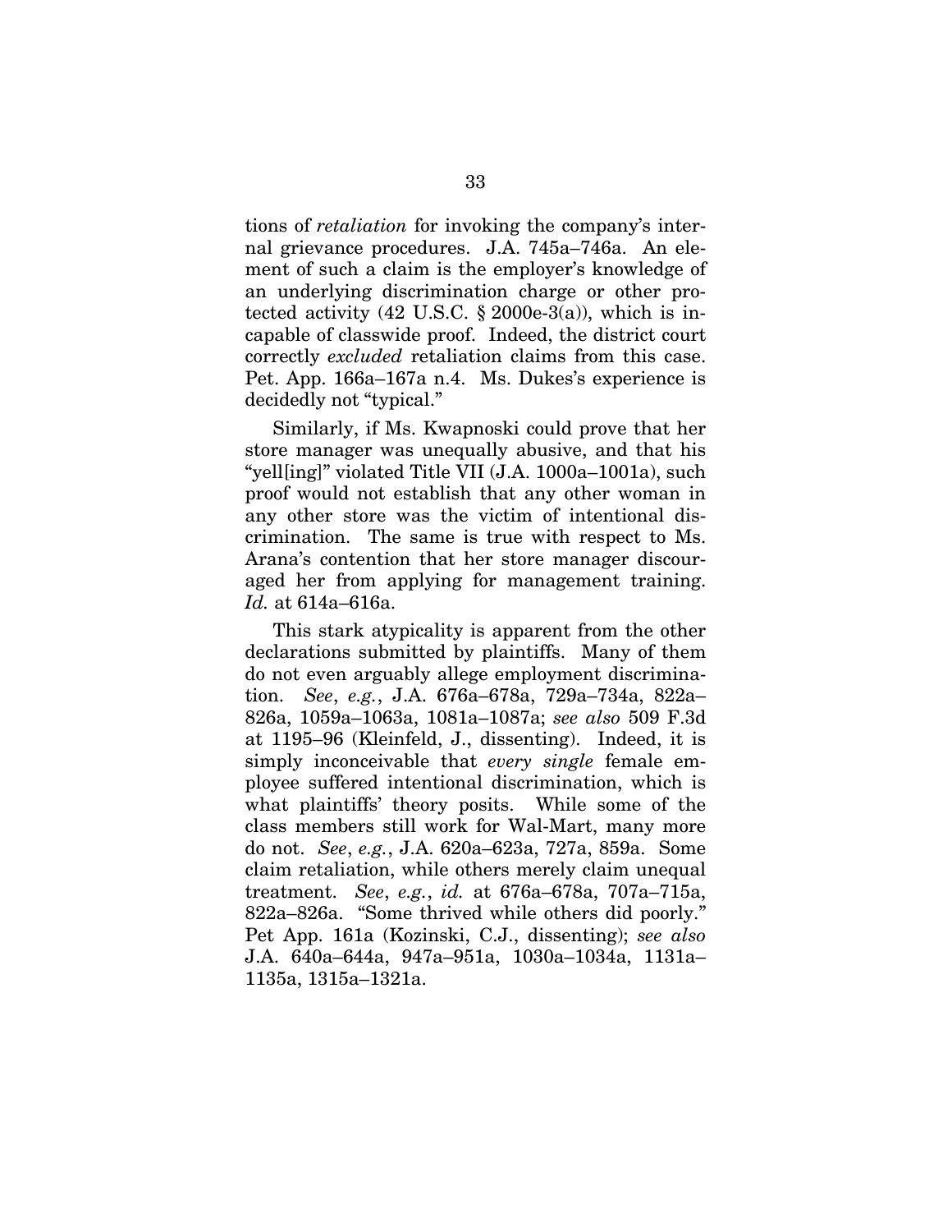tions of *retaliation* for invoking the company's internal grievance procedures. J.A. 745a–746a. An element of such a claim is the employer's knowledge of an underlying discrimination charge or other protected activity (42 U.S.C. § 2000e-3(a)), which is incapable of classwide proof. Indeed, the district court correctly *excluded* retaliation claims from this case. Pet. App. 166a–167a n.4. Ms. Dukes's experience is decidedly not "typical."

Similarly, if Ms. Kwapnoski could prove that her store manager was unequally abusive, and that his "yell[ing]" violated Title VII (J.A. 1000a–1001a), such proof would not establish that any other woman in any other store was the victim of intentional discrimination. The same is true with respect to Ms. Arana's contention that her store manager discouraged her from applying for management training. *Id.* at 614a–616a.

This stark atypicality is apparent from the other declarations submitted by plaintiffs. Many of them do not even arguably allege employment discrimination. *See*, *e.g.*, J.A. 676a–678a, 729a–734a, 822a–826a, 1059a–1063a, 1081a–1087a; *see also* 509 F.3d at 1195–96 (Kleinfeld, J., dissenting). Indeed, it is simply inconceivable that *every single* female employee suffered intentional discrimination, which is what plaintiffs' theory posits. While some of the class members still work for Wal-Mart, many more do not. *See*, *e.g.*, J.A. 620a–623a, 727a, 859a. Some claim retaliation, while others merely claim unequal treatment. *See*, *e.g.*, *id.* at 676a–678a, 707a–715a, 822a–826a. "Some thrived while others did poorly." Pet App. 161a (Kozinski, C.J., dissenting); *see also* J.A. 640a–644a, 947a–951a, 1030a–1034a, 1131a–1135a, 1315a–1321a.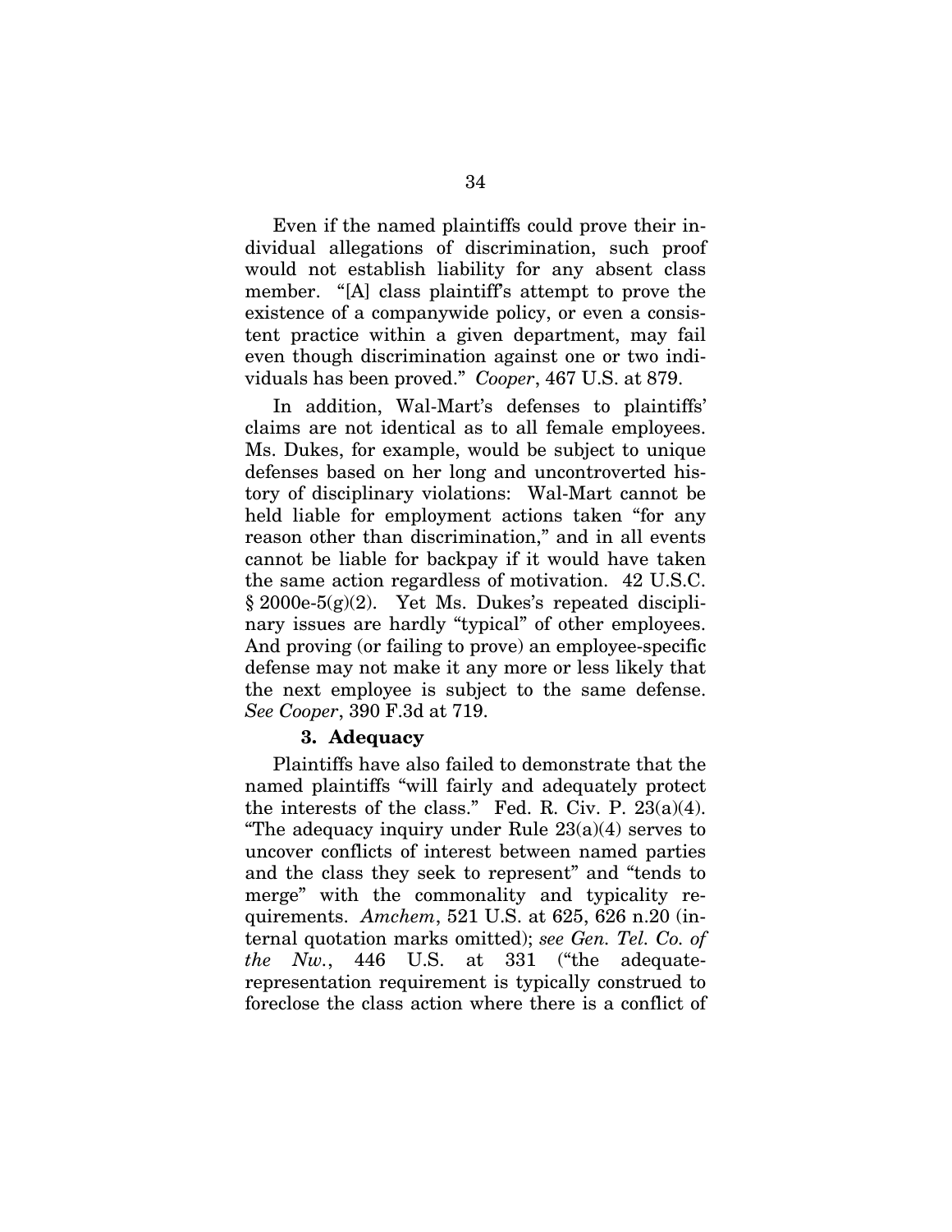Even if the named plaintiffs could prove their individual allegations of discrimination, such proof would not establish liability for any absent class member. "[A] class plaintiff's attempt to prove the existence of a companywide policy, or even a consistent practice within a given department, may fail even though discrimination against one or two individuals has been proved." *Cooper*, 467 U.S. at 879.

In addition, Wal-Mart's defenses to plaintiffs' claims are not identical as to all female employees. Ms. Dukes, for example, would be subject to unique defenses based on her long and uncontroverted history of disciplinary violations: Wal-Mart cannot be held liable for employment actions taken "for any reason other than discrimination," and in all events cannot be liable for backpay if it would have taken the same action regardless of motivation. 42 U.S.C. § 2000e-5(g)(2). Yet Ms. Dukes's repeated disciplinary issues are hardly "typical" of other employees. And proving (or failing to prove) an employee-specific defense may not make it any more or less likely that the next employee is subject to the same defense. *See Cooper*, 390 F.3d at 719.

### 3. Adequacy

Plaintiffs have also failed to demonstrate that the named plaintiffs "will fairly and adequately protect the interests of the class." Fed. R. Civ. P. 23(a)(4). "The adequacy inquiry under Rule 23(a)(4) serves to uncover conflicts of interest between named parties and the class they seek to represent" and "tends to merge" with the commonality and typicality requirements. *Amchem*, 521 U.S. at 625, 626 n.20 (internal quotation marks omitted); *see Gen. Tel. Co. of the Nw.*, 446 U.S. at 331 ("the adequate-representation requirement is typically construed to foreclose the class action where there is a conflict of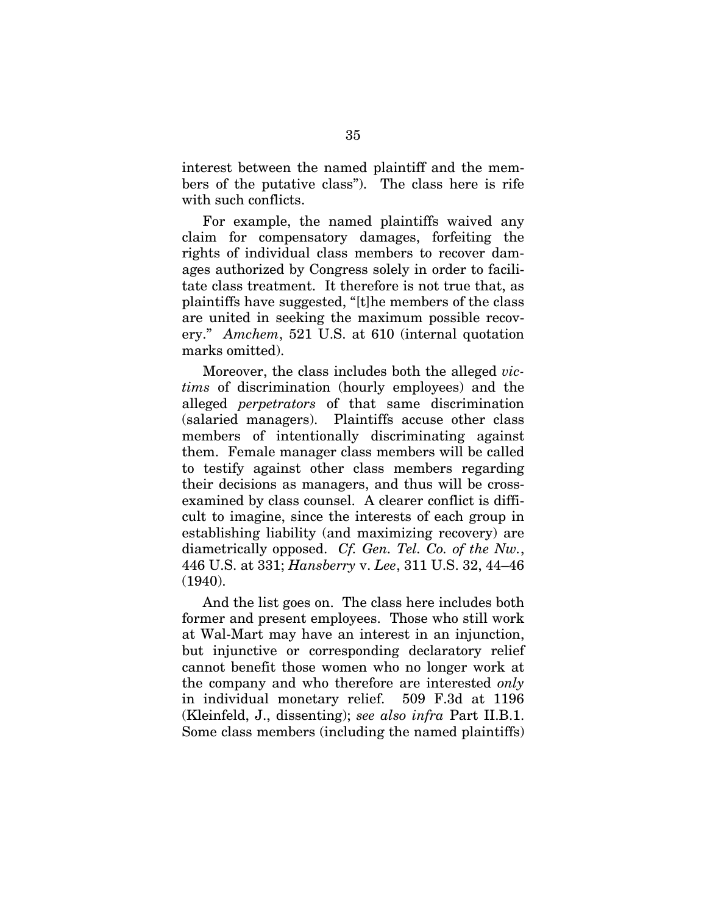interest between the named plaintiff and the members of the putative class"). The class here is rife with such conflicts.

For example, the named plaintiffs waived any claim for compensatory damages, forfeiting the rights of individual class members to recover damages authorized by Congress solely in order to facilitate class treatment. It therefore is not true that, as plaintiffs have suggested, "[t]he members of the class are united in seeking the maximum possible recovery." *Amchem*, 521 U.S. at 610 (internal quotation marks omitted).

Moreover, the class includes both the alleged *victims* of discrimination (hourly employees) and the alleged *perpetrators* of that same discrimination (salaried managers). Plaintiffs accuse other class members of intentionally discriminating against them. Female manager class members will be called to testify against other class members regarding their decisions as managers, and thus will be cross-examined by class counsel. A clearer conflict is difficult to imagine, since the interests of each group in establishing liability (and maximizing recovery) are diametrically opposed. *Cf. Gen. Tel. Co. of the Nw.*, 446 U.S. at 331; *Hansberry* v. *Lee*, 311 U.S. 32, 44–46 (1940).

And the list goes on. The class here includes both former and present employees. Those who still work at Wal-Mart may have an interest in an injunction, but injunctive or corresponding declaratory relief cannot benefit those women who no longer work at the company and who therefore are interested *only* in individual monetary relief. 509 F.3d at 1196 (Kleinfeld, J., dissenting); *see also infra* Part II.B.1. Some class members (including the named plaintiffs)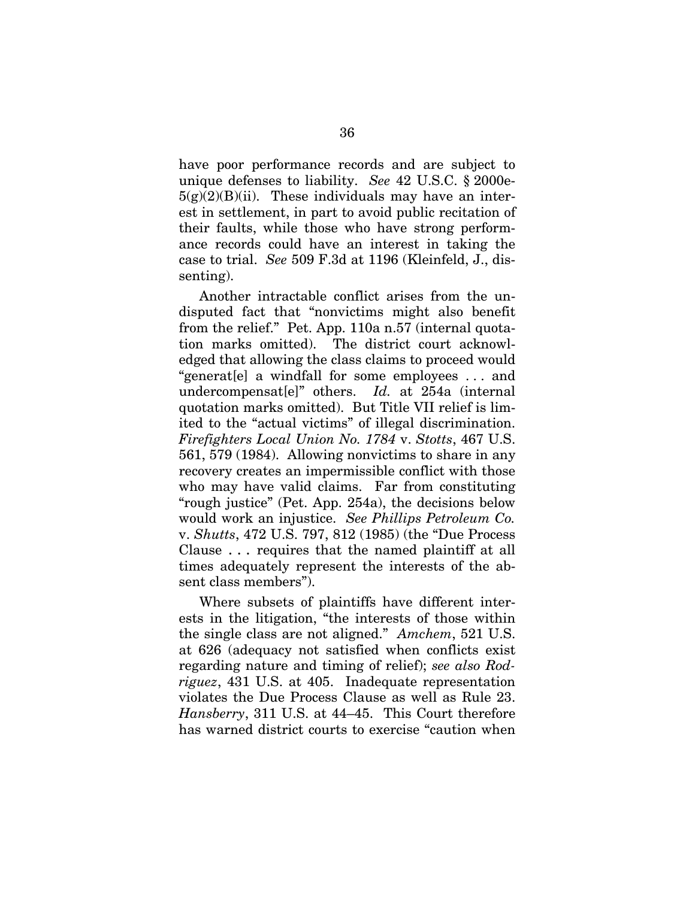have poor performance records and are subject to unique defenses to liability. *See* 42 U.S.C. § 2000e-5(g)(2)(B)(ii). These individuals may have an interest in settlement, in part to avoid public recitation of their faults, while those who have strong performance records could have an interest in taking the case to trial. *See* 509 F.3d at 1196 (Kleinfeld, J., dissenting).

Another intractable conflict arises from the undisputed fact that "nonvictims might also benefit from the relief." Pet. App. 110a n.57 (internal quotation marks omitted). The district court acknowledged that allowing the class claims to proceed would "generat[e] a windfall for some employees . . . and undercompensat[e]" others. *Id.* at 254a (internal quotation marks omitted). But Title VII relief is limited to the "actual victims" of illegal discrimination. *Firefighters Local Union No. 1784* v. *Stotts*, 467 U.S. 561, 579 (1984). Allowing nonvictims to share in any recovery creates an impermissible conflict with those who may have valid claims. Far from constituting "rough justice" (Pet. App. 254a), the decisions below would work an injustice. *See Phillips Petroleum Co.* v. *Shutts*, 472 U.S. 797, 812 (1985) (the "Due Process Clause . . . requires that the named plaintiff at all times adequately represent the interests of the absent class members").

Where subsets of plaintiffs have different interests in the litigation, "the interests of those within the single class are not aligned." *Amchem*, 521 U.S. at 626 (adequacy not satisfied when conflicts exist regarding nature and timing of relief); *see also Rodriguez*, 431 U.S. at 405. Inadequate representation violates the Due Process Clause as well as Rule 23. *Hansberry*, 311 U.S. at 44–45. This Court therefore has warned district courts to exercise "caution when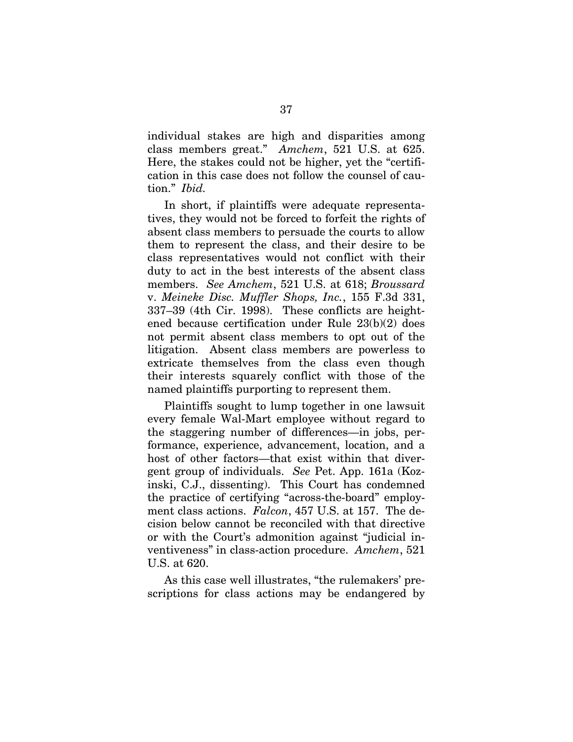individual stakes are high and disparities among class members great." *Amchem*, 521 U.S. at 625. Here, the stakes could not be higher, yet the "certification in this case does not follow the counsel of caution." *Ibid.*

In short, if plaintiffs were adequate representatives, they would not be forced to forfeit the rights of absent class members to persuade the courts to allow them to represent the class, and their desire to be class representatives would not conflict with their duty to act in the best interests of the absent class members. *See Amchem*, 521 U.S. at 618; *Broussard* v. *Meineke Disc. Muffler Shops, Inc.*, 155 F.3d 331, 337–39 (4th Cir. 1998). These conflicts are heightened because certification under Rule 23(b)(2) does not permit absent class members to opt out of the litigation. Absent class members are powerless to extricate themselves from the class even though their interests squarely conflict with those of the named plaintiffs purporting to represent them.

Plaintiffs sought to lump together in one lawsuit every female Wal-Mart employee without regard to the staggering number of differences—in jobs, performance, experience, advancement, location, and a host of other factors—that exist within that divergent group of individuals. *See* Pet. App. 161a (Kozinski, C.J., dissenting). This Court has condemned the practice of certifying "across-the-board" employment class actions. *Falcon*, 457 U.S. at 157. The decision below cannot be reconciled with that directive or with the Court's admonition against "judicial inventiveness" in class-action procedure. *Amchem*, 521 U.S. at 620.

As this case well illustrates, "the rulemakers' prescriptions for class actions may be endangered by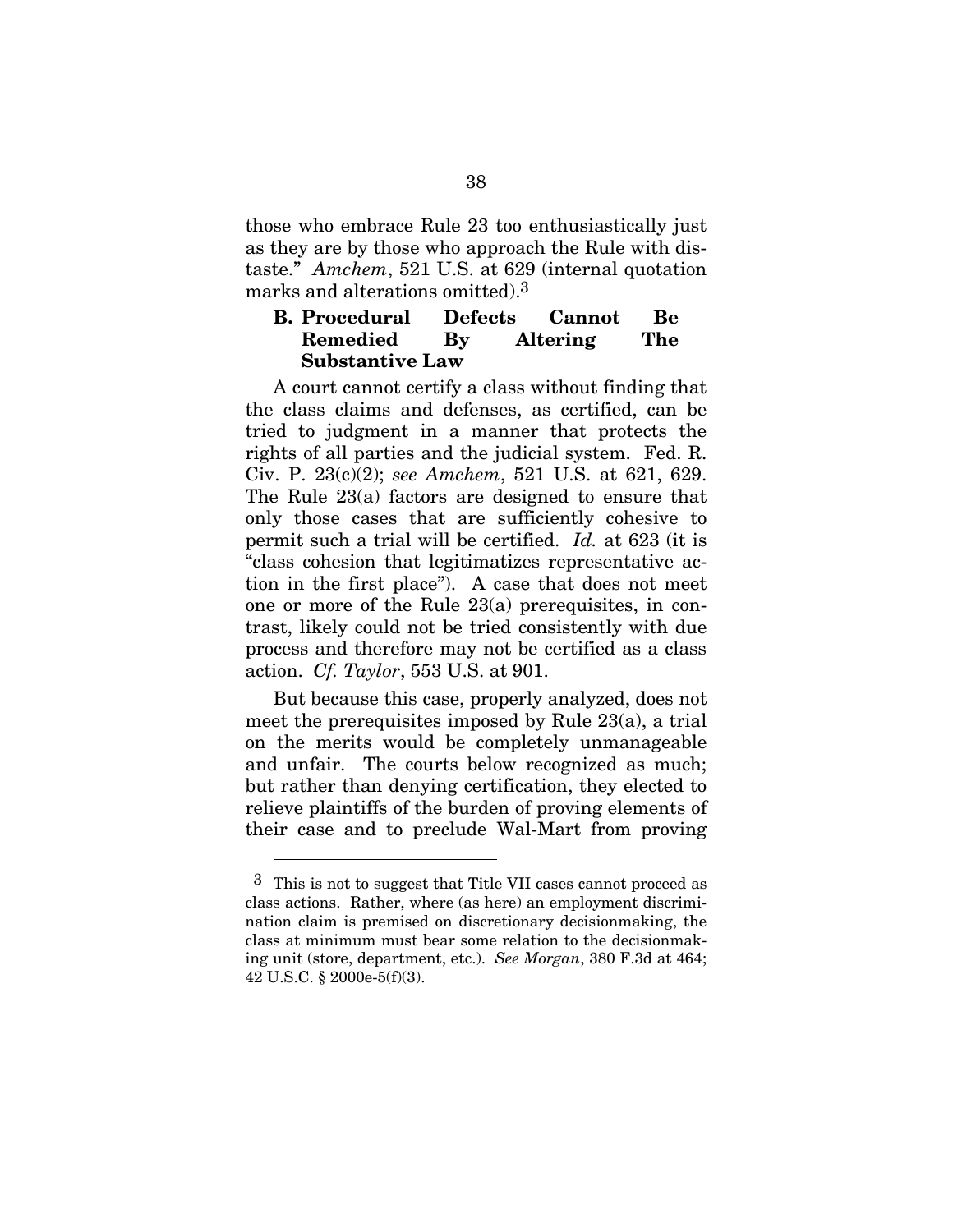those who embrace Rule 23 too enthusiastically just as they are by those who approach the Rule with distaste." *Amchem*, 521 U.S. at 629 (internal quotation marks and alterations omitted).[3]

### B. Procedural Defects Cannot Be Remedied By Altering The Substantive Law

A court cannot certify a class without finding that the class claims and defenses, as certified, can be tried to judgment in a manner that protects the rights of all parties and the judicial system. Fed. R. Civ. P. 23(c)(2); *see Amchem*, 521 U.S. at 621, 629. The Rule 23(a) factors are designed to ensure that only those cases that are sufficiently cohesive to permit such a trial will be certified. *Id.* at 623 (it is "class cohesion that legitimatizes representative action in the first place"). A case that does not meet one or more of the Rule 23(a) prerequisites, in contrast, likely could not be tried consistently with due process and therefore may not be certified as a class action. *Cf. Taylor*, 553 U.S. at 901.

But because this case, properly analyzed, does not meet the prerequisites imposed by Rule 23(a), a trial on the merits would be completely unmanageable and unfair. The courts below recognized as much; but rather than denying certification, they elected to relieve plaintiffs of the burden of proving elements of their case and to preclude Wal-Mart from proving

[3] This is not to suggest that Title VII cases cannot proceed as class actions. Rather, where (as here) an employment discrimination claim is premised on discretionary decisionmaking, the class at minimum must bear some relation to the decisionmaking unit (store, department, etc.). *See Morgan*, 380 F.3d at 464; 42 U.S.C. § 2000e-5(f)(3).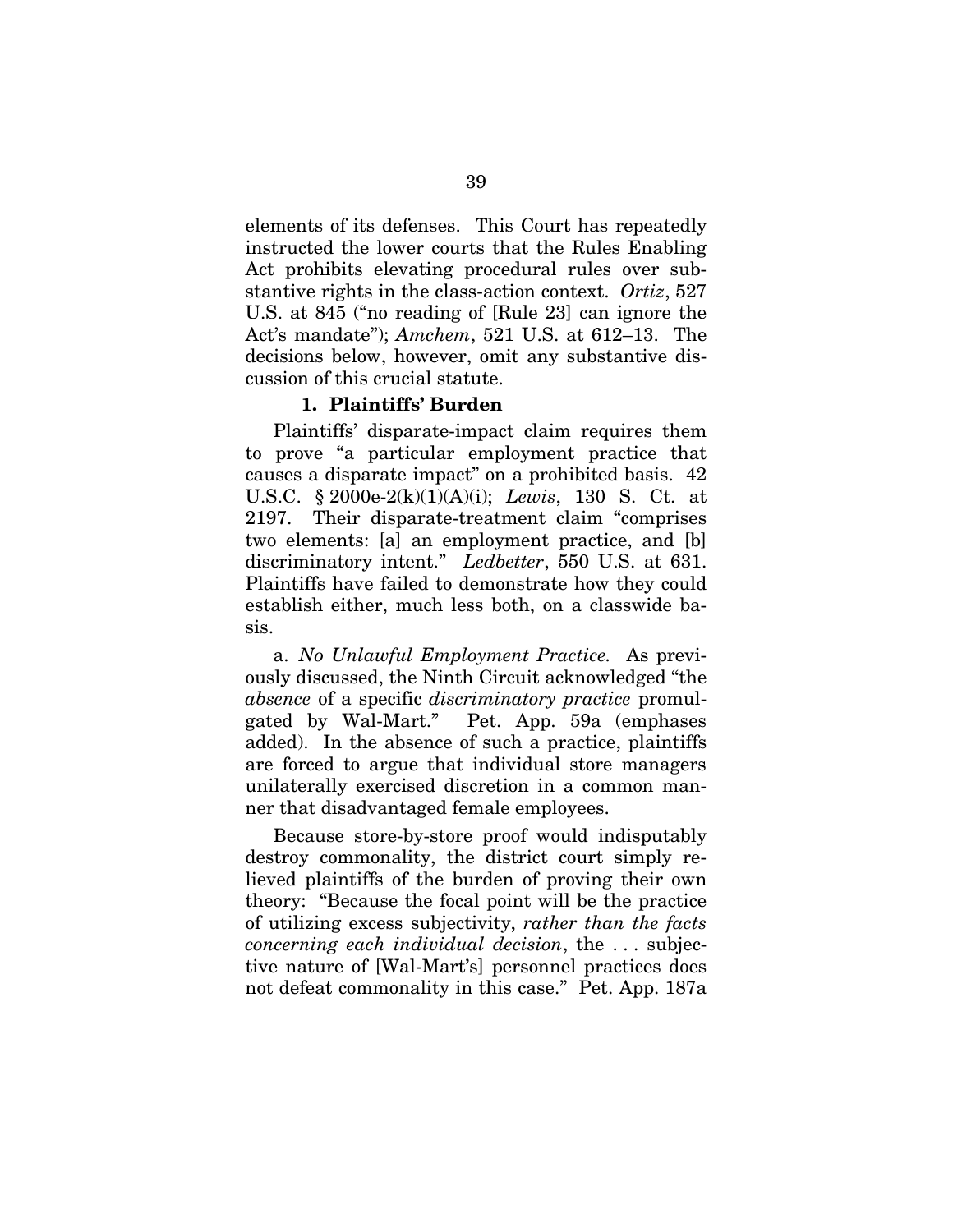elements of its defenses. This Court has repeatedly instructed the lower courts that the Rules Enabling Act prohibits elevating procedural rules over substantive rights in the class-action context. *Ortiz*, 527 U.S. at 845 ("no reading of [Rule 23] can ignore the Act's mandate"); *Amchem*, 521 U.S. at 612–13. The decisions below, however, omit any substantive discussion of this crucial statute.

### 1. Plaintiffs' Burden

Plaintiffs' disparate-impact claim requires them to prove "a particular employment practice that causes a disparate impact" on a prohibited basis. 42 U.S.C. § 2000e-2(k)(1)(A)(i); *Lewis*, 130 S. Ct. at 2197. Their disparate-treatment claim "comprises two elements: [a] an employment practice, and [b] discriminatory intent." *Ledbetter*, 550 U.S. at 631. Plaintiffs have failed to demonstrate how they could establish either, much less both, on a classwide basis.

a. *No Unlawful Employment Practice.* As previously discussed, the Ninth Circuit acknowledged "the *absence* of a specific *discriminatory practice* promulgated by Wal-Mart." Pet. App. 59a (emphases added). In the absence of such a practice, plaintiffs are forced to argue that individual store managers unilaterally exercised discretion in a common manner that disadvantaged female employees.

Because store-by-store proof would indisputably destroy commonality, the district court simply relieved plaintiffs of the burden of proving their own theory: "Because the focal point will be the practice of utilizing excess subjectivity, *rather than the facts concerning each individual decision*, the . . . subjective nature of [Wal-Mart's] personnel practices does not defeat commonality in this case." Pet. App. 187a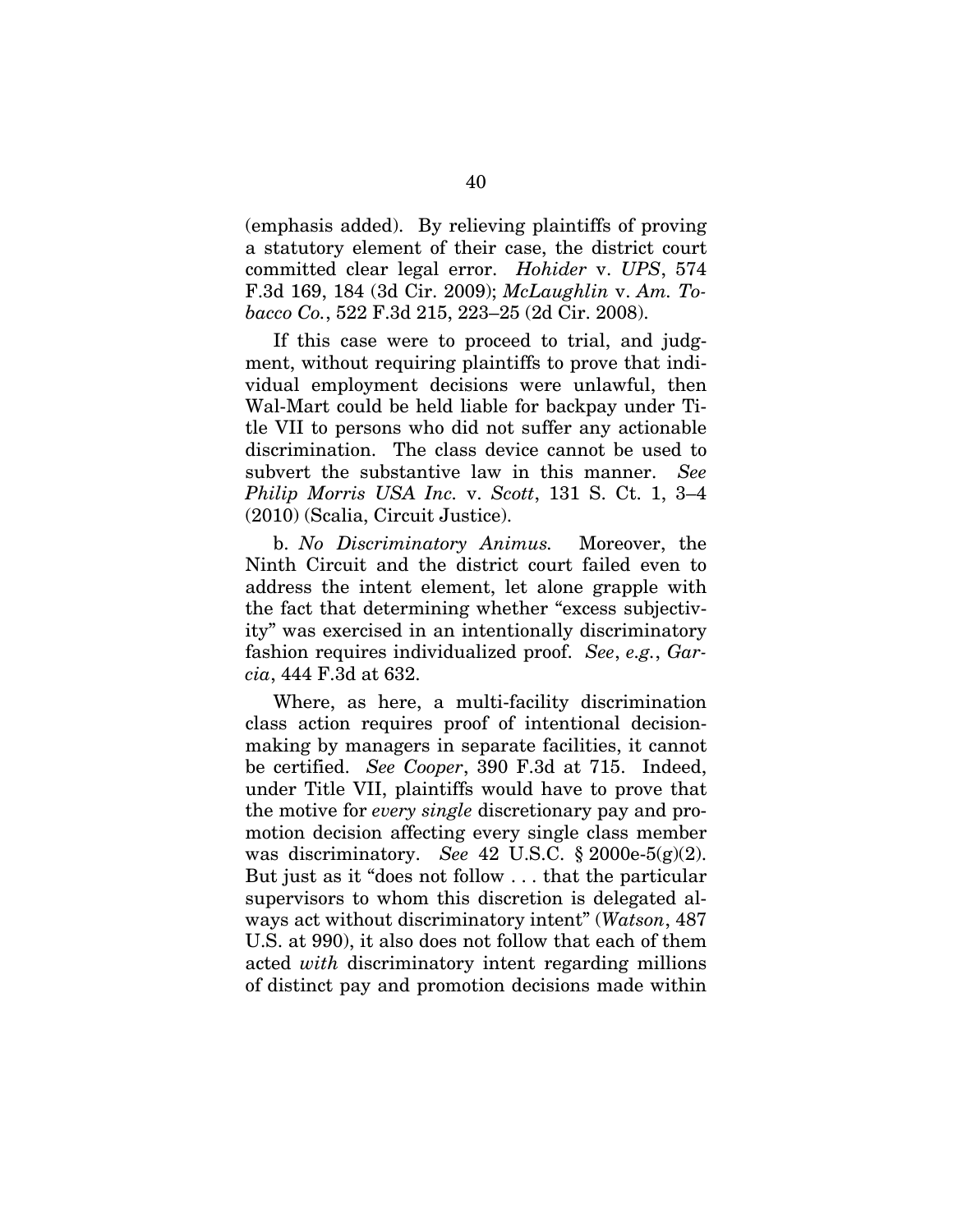(emphasis added). By relieving plaintiffs of proving a statutory element of their case, the district court committed clear legal error. *Hohider* v. *UPS*, 574 F.3d 169, 184 (3d Cir. 2009); *McLaughlin* v. *Am. Tobacco Co.*, 522 F.3d 215, 223–25 (2d Cir. 2008).

If this case were to proceed to trial, and judgment, without requiring plaintiffs to prove that individual employment decisions were unlawful, then Wal-Mart could be held liable for backpay under Title VII to persons who did not suffer any actionable discrimination. The class device cannot be used to subvert the substantive law in this manner. *See Philip Morris USA Inc.* v. *Scott*, 131 S. Ct. 1, 3–4 (2010) (Scalia, Circuit Justice).

b. *No Discriminatory Animus.* Moreover, the Ninth Circuit and the district court failed even to address the intent element, let alone grapple with the fact that determining whether "excess subjectivity" was exercised in an intentionally discriminatory fashion requires individualized proof. *See*, *e.g.*, *Garcia*, 444 F.3d at 632.

Where, as here, a multi-facility discrimination class action requires proof of intentional decision-making by managers in separate facilities, it cannot be certified. *See Cooper*, 390 F.3d at 715. Indeed, under Title VII, plaintiffs would have to prove that the motive for *every single* discretionary pay and promotion decision affecting every single class member was discriminatory. *See* 42 U.S.C. § 2000e-5(g)(2). But just as it "does not follow . . . that the particular supervisors to whom this discretion is delegated always act without discriminatory intent" (*Watson*, 487 U.S. at 990), it also does not follow that each of them acted *with* discriminatory intent regarding millions of distinct pay and promotion decisions made within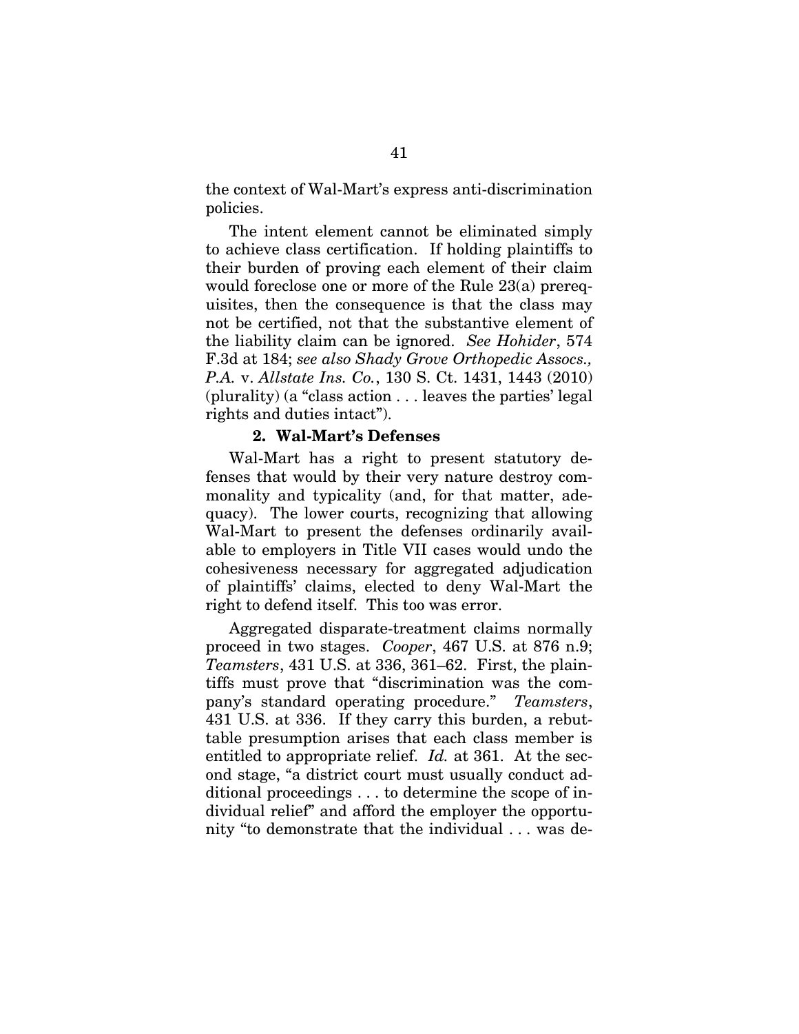the context of Wal-Mart's express anti-discrimination policies.

The intent element cannot be eliminated simply to achieve class certification. If holding plaintiffs to their burden of proving each element of their claim would foreclose one or more of the Rule 23(a) prerequisites, then the consequence is that the class may not be certified, not that the substantive element of the liability claim can be ignored. *See Hohider*, 574 F.3d at 184; *see also Shady Grove Orthopedic Assocs., P.A.* v. *Allstate Ins. Co.*, 130 S. Ct. 1431, 1443 (2010) (plurality) (a "class action . . . leaves the parties' legal rights and duties intact").

### 2. Wal-Mart's Defenses

Wal-Mart has a right to present statutory defenses that would by their very nature destroy commonality and typicality (and, for that matter, adequacy). The lower courts, recognizing that allowing Wal-Mart to present the defenses ordinarily available to employers in Title VII cases would undo the cohesiveness necessary for aggregated adjudication of plaintiffs' claims, elected to deny Wal-Mart the right to defend itself. This too was error.

Aggregated disparate-treatment claims normally proceed in two stages. *Cooper*, 467 U.S. at 876 n.9; *Teamsters*, 431 U.S. at 336, 361–62. First, the plaintiffs must prove that "discrimination was the company's standard operating procedure." *Teamsters*, 431 U.S. at 336. If they carry this burden, a rebuttable presumption arises that each class member is entitled to appropriate relief. *Id.* at 361. At the second stage, "a district court must usually conduct additional proceedings . . . to determine the scope of individual relief" and afford the employer the opportunity "to demonstrate that the individual . . . was de-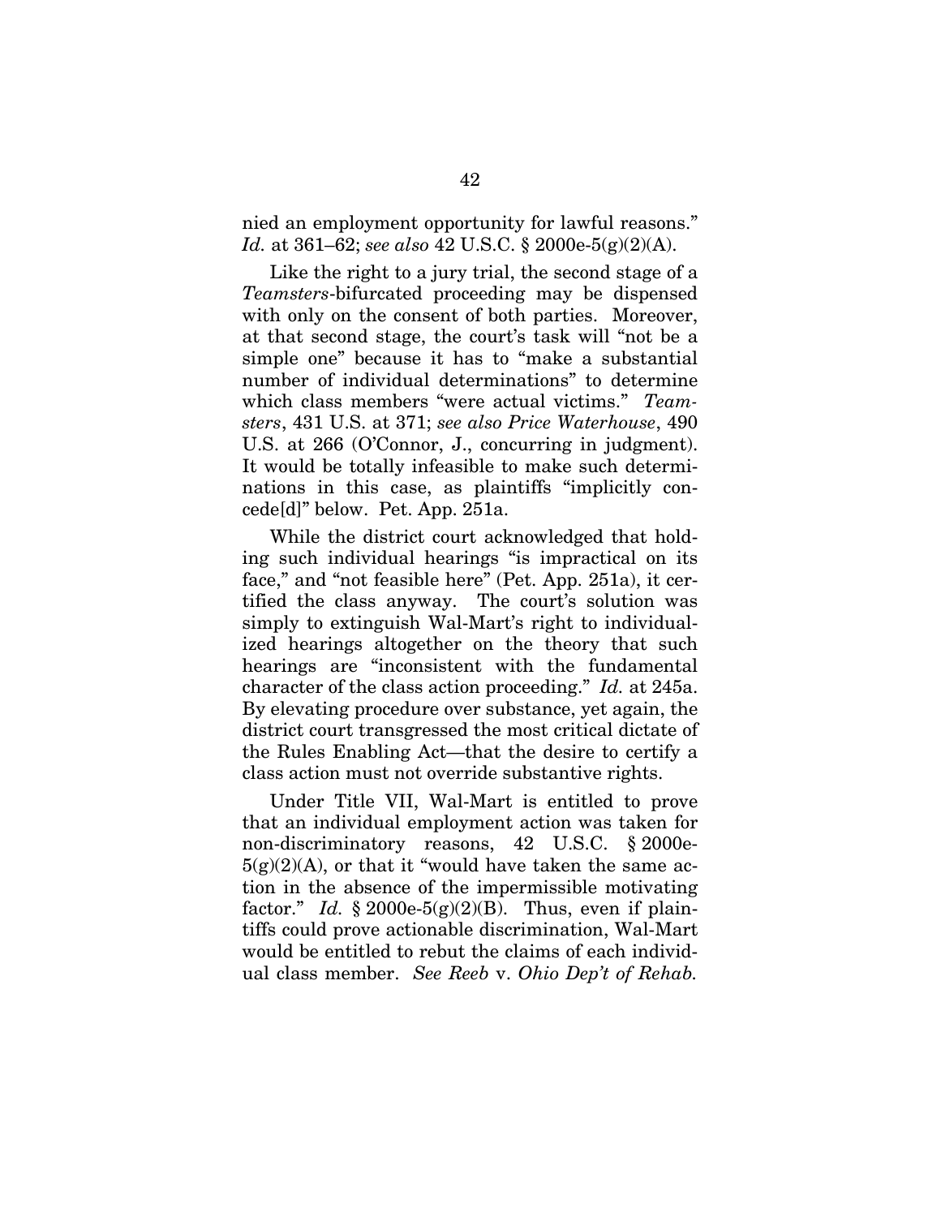nied an employment opportunity for lawful reasons." *Id.* at 361–62; *see also* 42 U.S.C. § 2000e-5(g)(2)(A).

Like the right to a jury trial, the second stage of a *Teamsters*-bifurcated proceeding may be dispensed with only on the consent of both parties. Moreover, at that second stage, the court's task will "not be a simple one" because it has to "make a substantial number of individual determinations" to determine which class members "were actual victims." *Teamsters*, 431 U.S. at 371; *see also Price Waterhouse*, 490 U.S. at 266 (O'Connor, J., concurring in judgment). It would be totally infeasible to make such determinations in this case, as plaintiffs "implicitly concede[d]" below. Pet. App. 251a.

While the district court acknowledged that holding such individual hearings "is impractical on its face," and "not feasible here" (Pet. App. 251a), it certified the class anyway. The court's solution was simply to extinguish Wal-Mart's right to individualized hearings altogether on the theory that such hearings are "inconsistent with the fundamental character of the class action proceeding." *Id.* at 245a. By elevating procedure over substance, yet again, the district court transgressed the most critical dictate of the Rules Enabling Act—that the desire to certify a class action must not override substantive rights.

Under Title VII, Wal-Mart is entitled to prove that an individual employment action was taken for non-discriminatory reasons, 42 U.S.C. § 2000e-5(g)(2)(A), or that it "would have taken the same action in the absence of the impermissible motivating factor." *Id.* § 2000e-5(g)(2)(B). Thus, even if plaintiffs could prove actionable discrimination, Wal-Mart would be entitled to rebut the claims of each individual class member. *See Reeb* v. *Ohio Dep't of Rehab.*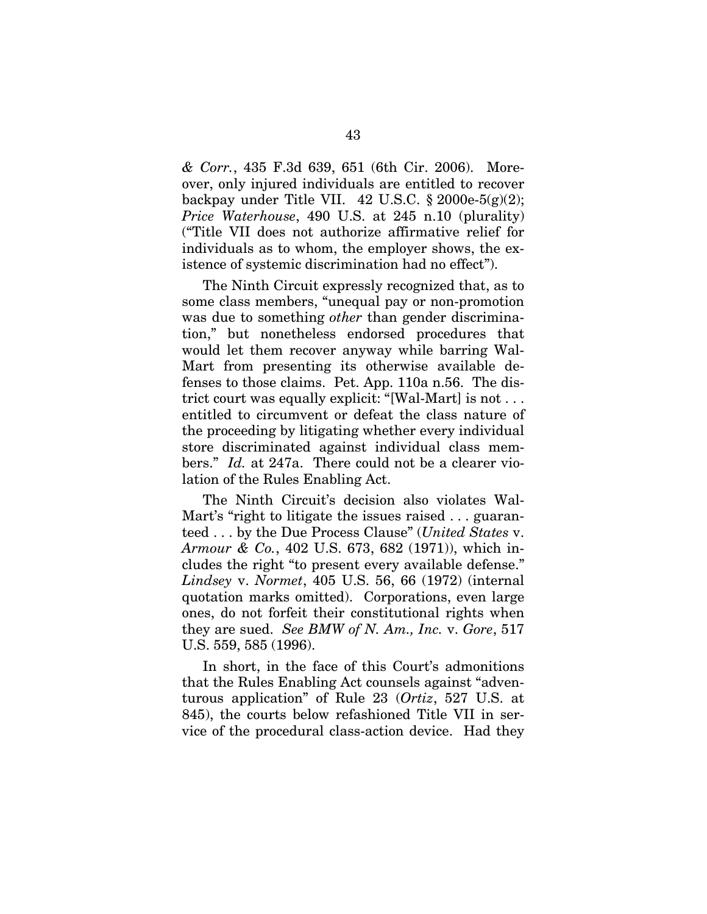*& Corr.*, 435 F.3d 639, 651 (6th Cir. 2006). Moreover, only injured individuals are entitled to recover backpay under Title VII. 42 U.S.C. § 2000e-5(g)(2); *Price Waterhouse*, 490 U.S. at 245 n.10 (plurality) ("Title VII does not authorize affirmative relief for individuals as to whom, the employer shows, the existence of systemic discrimination had no effect").

The Ninth Circuit expressly recognized that, as to some class members, "unequal pay or non-promotion was due to something *other* than gender discrimination," but nonetheless endorsed procedures that would let them recover anyway while barring Wal-Mart from presenting its otherwise available defenses to those claims. Pet. App. 110a n.56. The district court was equally explicit: "[Wal-Mart] is not . . . entitled to circumvent or defeat the class nature of the proceeding by litigating whether every individual store discriminated against individual class members." *Id.* at 247a. There could not be a clearer violation of the Rules Enabling Act.

The Ninth Circuit's decision also violates Wal-Mart's "right to litigate the issues raised . . . guaranteed . . . by the Due Process Clause" (*United States* v. *Armour & Co.*, 402 U.S. 673, 682 (1971)), which includes the right "to present every available defense." *Lindsey* v. *Normet*, 405 U.S. 56, 66 (1972) (internal quotation marks omitted). Corporations, even large ones, do not forfeit their constitutional rights when they are sued. *See BMW of N. Am., Inc.* v. *Gore*, 517 U.S. 559, 585 (1996).

In short, in the face of this Court's admonitions that the Rules Enabling Act counsels against "adventurous application" of Rule 23 (*Ortiz*, 527 U.S. at 845), the courts below refashioned Title VII in service of the procedural class-action device. Had they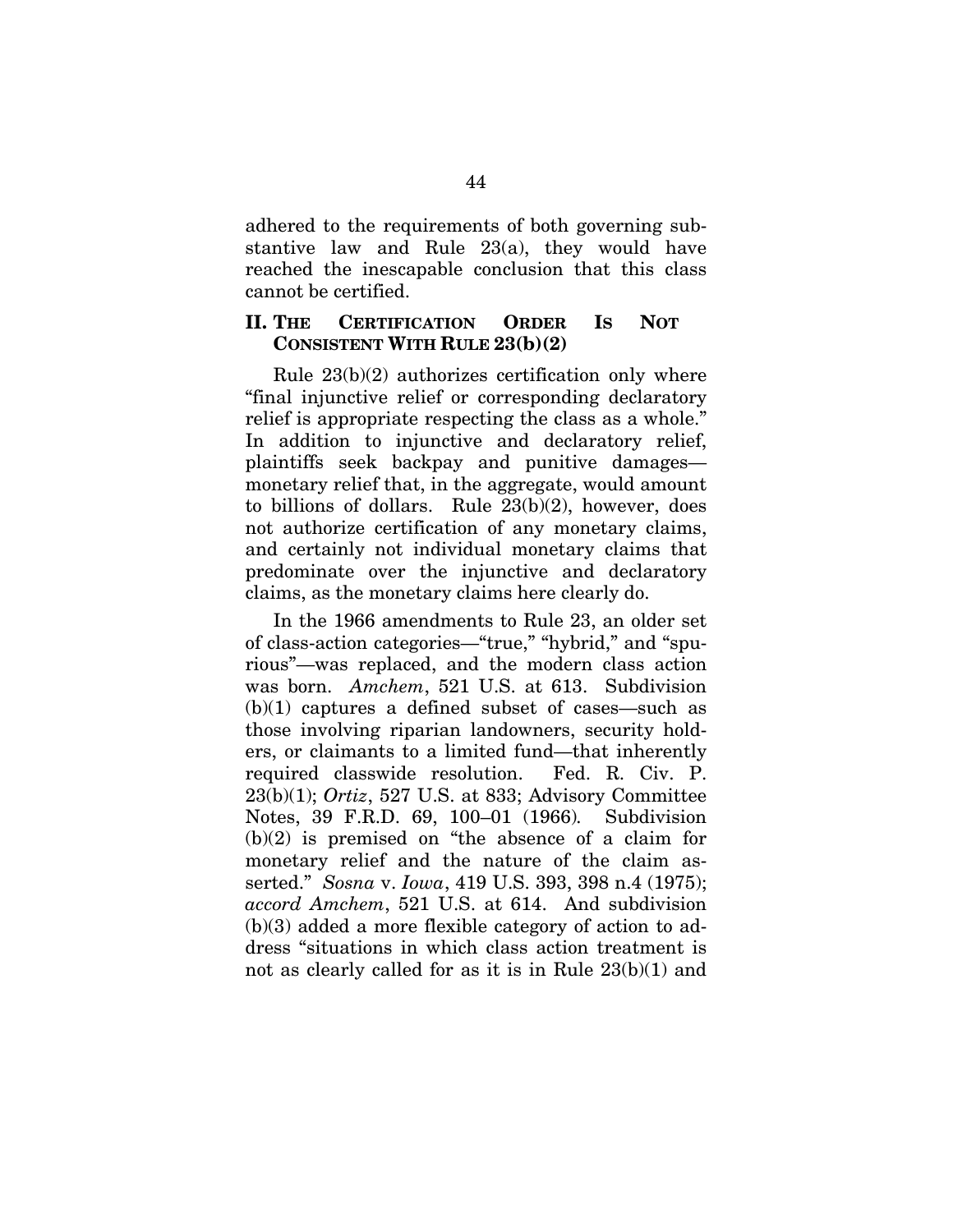adhered to the requirements of both governing substantive law and Rule 23(a), they would have reached the inescapable conclusion that this class cannot be certified.

## II. THE CERTIFICATION ORDER IS NOT CONSISTENT WITH RULE 23(b)(2)

Rule 23(b)(2) authorizes certification only where "final injunctive relief or corresponding declaratory relief is appropriate respecting the class as a whole." In addition to injunctive and declaratory relief, plaintiffs seek backpay and punitive damages—monetary relief that, in the aggregate, would amount to billions of dollars. Rule 23(b)(2), however, does not authorize certification of any monetary claims, and certainly not individual monetary claims that predominate over the injunctive and declaratory claims, as the monetary claims here clearly do.

In the 1966 amendments to Rule 23, an older set of class-action categories—"true," "hybrid," and "spurious"—was replaced, and the modern class action was born. *Amchem*, 521 U.S. at 613. Subdivision (b)(1) captures a defined subset of cases—such as those involving riparian landowners, security holders, or claimants to a limited fund—that inherently required classwide resolution. Fed. R. Civ. P. 23(b)(1); *Ortiz*, 527 U.S. at 833; Advisory Committee Notes, 39 F.R.D. 69, 100–01 (1966). Subdivision (b)(2) is premised on "the absence of a claim for monetary relief and the nature of the claim asserted." *Sosna* v. *Iowa*, 419 U.S. 393, 398 n.4 (1975); *accord Amchem*, 521 U.S. at 614. And subdivision (b)(3) added a more flexible category of action to address "situations in which class action treatment is not as clearly called for as it is in Rule 23(b)(1) and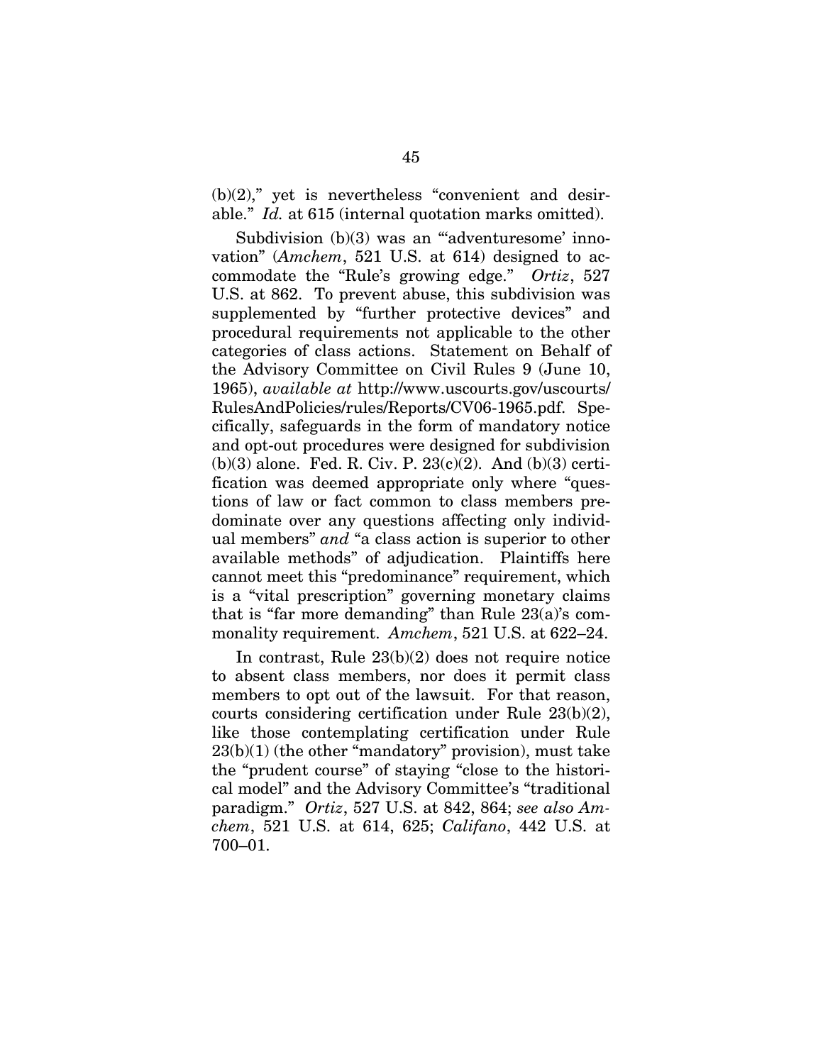(b)(2)," yet is nevertheless "convenient and desirable." *Id.* at 615 (internal quotation marks omitted).

Subdivision (b)(3) was an "'adventuresome' innovation" (*Amchem*, 521 U.S. at 614) designed to accommodate the "Rule's growing edge." *Ortiz*, 527 U.S. at 862. To prevent abuse, this subdivision was supplemented by "further protective devices" and procedural requirements not applicable to the other categories of class actions. Statement on Behalf of the Advisory Committee on Civil Rules 9 (June 10, 1965), *available at* http://www.uscourts.gov/uscourts/RulesAndPolicies/rules/Reports/CV06-1965.pdf. Specifically, safeguards in the form of mandatory notice and opt-out procedures were designed for subdivision (b)(3) alone. Fed. R. Civ. P. 23(c)(2). And (b)(3) certification was deemed appropriate only where "questions of law or fact common to class members predominate over any questions affecting only individual members" *and* "a class action is superior to other available methods" of adjudication. Plaintiffs here cannot meet this "predominance" requirement, which is a "vital prescription" governing monetary claims that is "far more demanding" than Rule 23(a)'s commonality requirement. *Amchem*, 521 U.S. at 622–24.

In contrast, Rule 23(b)(2) does not require notice to absent class members, nor does it permit class members to opt out of the lawsuit. For that reason, courts considering certification under Rule 23(b)(2), like those contemplating certification under Rule 23(b)(1) (the other "mandatory" provision), must take the "prudent course" of staying "close to the historical model" and the Advisory Committee's "traditional paradigm." *Ortiz*, 527 U.S. at 842, 864; *see also Amchem*, 521 U.S. at 614, 625; *Califano*, 442 U.S. at 700–01.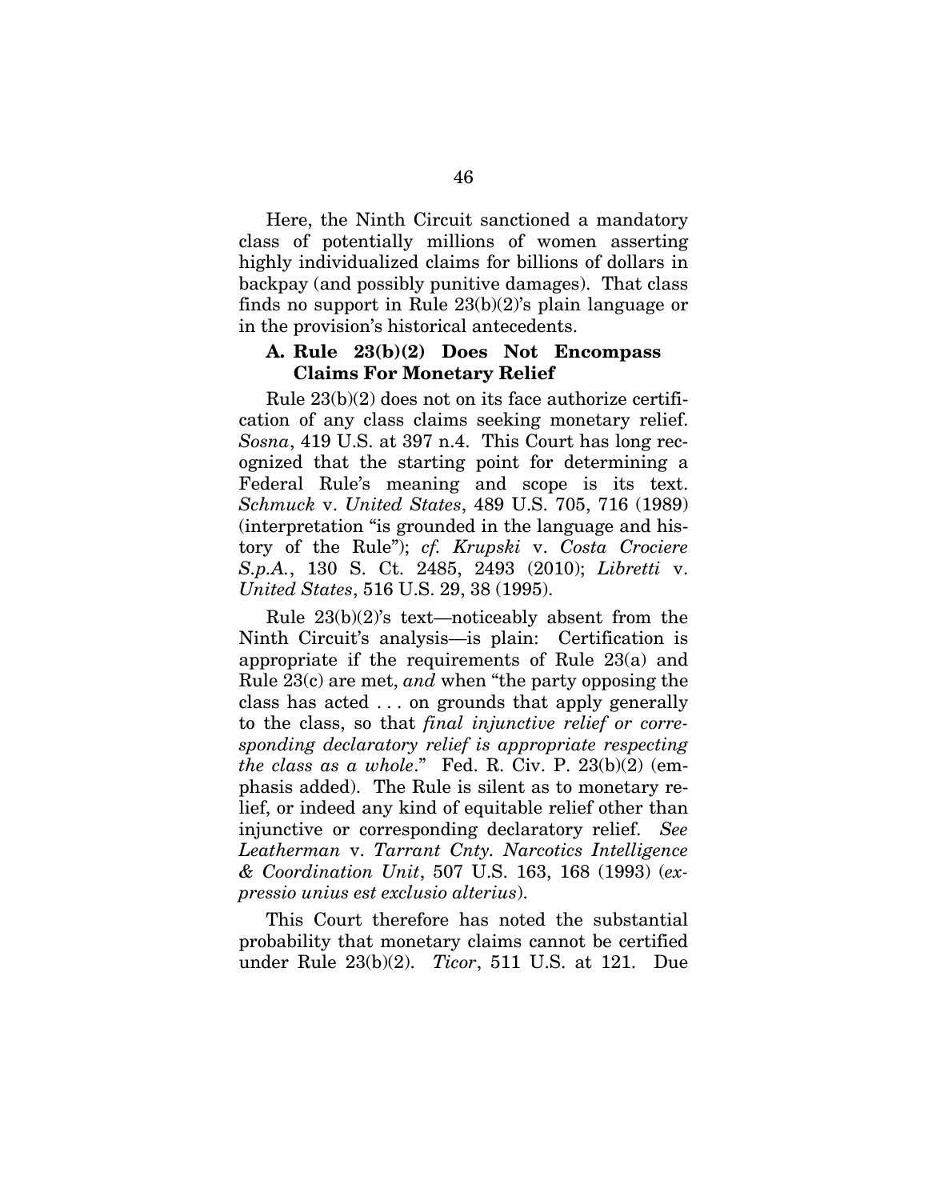Here, the Ninth Circuit sanctioned a mandatory class of potentially millions of women asserting highly individualized claims for billions of dollars in backpay (and possibly punitive damages). That class finds no support in Rule 23(b)(2)'s plain language or in the provision's historical antecedents.

### A. Rule 23(b)(2) Does Not Encompass Claims For Monetary Relief

Rule 23(b)(2) does not on its face authorize certification of any class claims seeking monetary relief. *Sosna*, 419 U.S. at 397 n.4. This Court has long recognized that the starting point for determining a Federal Rule's meaning and scope is its text. *Schmuck* v. *United States*, 489 U.S. 705, 716 (1989) (interpretation "is grounded in the language and history of the Rule"); *cf. Krupski* v. *Costa Crociere S.p.A.*, 130 S. Ct. 2485, 2493 (2010); *Libretti* v. *United States*, 516 U.S. 29, 38 (1995).

Rule 23(b)(2)'s text—noticeably absent from the Ninth Circuit's analysis—is plain: Certification is appropriate if the requirements of Rule 23(a) and Rule 23(c) are met, *and* when "the party opposing the class has acted . . . on grounds that apply generally to the class, so that *final injunctive relief or corresponding declaratory relief is appropriate respecting the class as a whole*." Fed. R. Civ. P. 23(b)(2) (emphasis added). The Rule is silent as to monetary relief, or indeed any kind of equitable relief other than injunctive or corresponding declaratory relief. *See Leatherman* v. *Tarrant Cnty. Narcotics Intelligence & Coordination Unit*, 507 U.S. 163, 168 (1993) (*expressio unius est exclusio alterius*).

This Court therefore has noted the substantial probability that monetary claims cannot be certified under Rule 23(b)(2). *Ticor*, 511 U.S. at 121. Due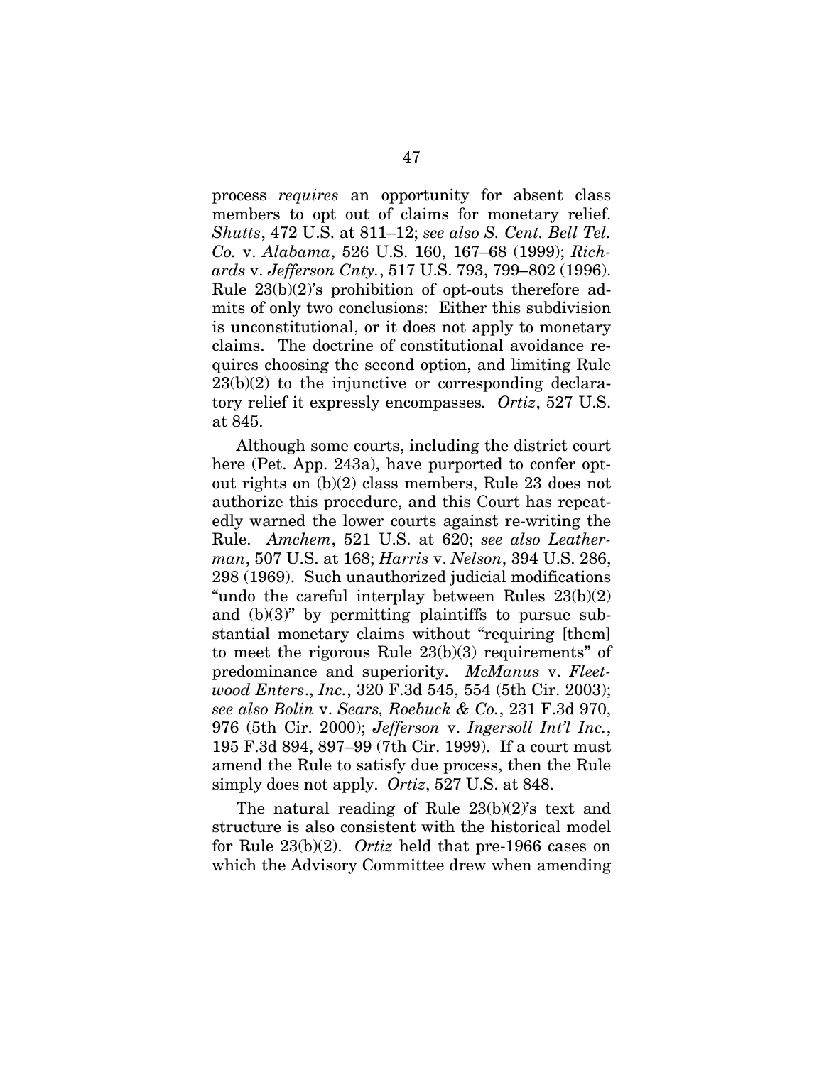process *requires* an opportunity for absent class members to opt out of claims for monetary relief. *Shutts*, 472 U.S. at 811–12; *see also S. Cent. Bell Tel. Co.* v. *Alabama*, 526 U.S. 160, 167–68 (1999); *Richards* v. *Jefferson Cnty.*, 517 U.S. 793, 799–802 (1996). Rule 23(b)(2)'s prohibition of opt-outs therefore admits of only two conclusions: Either this subdivision is unconstitutional, or it does not apply to monetary claims. The doctrine of constitutional avoidance requires choosing the second option, and limiting Rule 23(b)(2) to the injunctive or corresponding declaratory relief it expressly encompasses. *Ortiz*, 527 U.S. at 845.

Although some courts, including the district court here (Pet. App. 243a), have purported to confer opt-out rights on (b)(2) class members, Rule 23 does not authorize this procedure, and this Court has repeatedly warned the lower courts against re-writing the Rule. *Amchem*, 521 U.S. at 620; *see also Leatherman*, 507 U.S. at 168; *Harris* v. *Nelson*, 394 U.S. 286, 298 (1969). Such unauthorized judicial modifications "undo the careful interplay between Rules 23(b)(2) and (b)(3)" by permitting plaintiffs to pursue substantial monetary claims without "requiring [them] to meet the rigorous Rule 23(b)(3) requirements" of predominance and superiority. *McManus* v. *Fleetwood Enters*., *Inc.*, 320 F.3d 545, 554 (5th Cir. 2003); *see also Bolin* v. *Sears, Roebuck & Co.*, 231 F.3d 970, 976 (5th Cir. 2000); *Jefferson* v. *Ingersoll Int'l Inc.*, 195 F.3d 894, 897–99 (7th Cir. 1999). If a court must amend the Rule to satisfy due process, then the Rule simply does not apply. *Ortiz*, 527 U.S. at 848.

The natural reading of Rule 23(b)(2)'s text and structure is also consistent with the historical model for Rule 23(b)(2). *Ortiz* held that pre-1966 cases on which the Advisory Committee drew when amending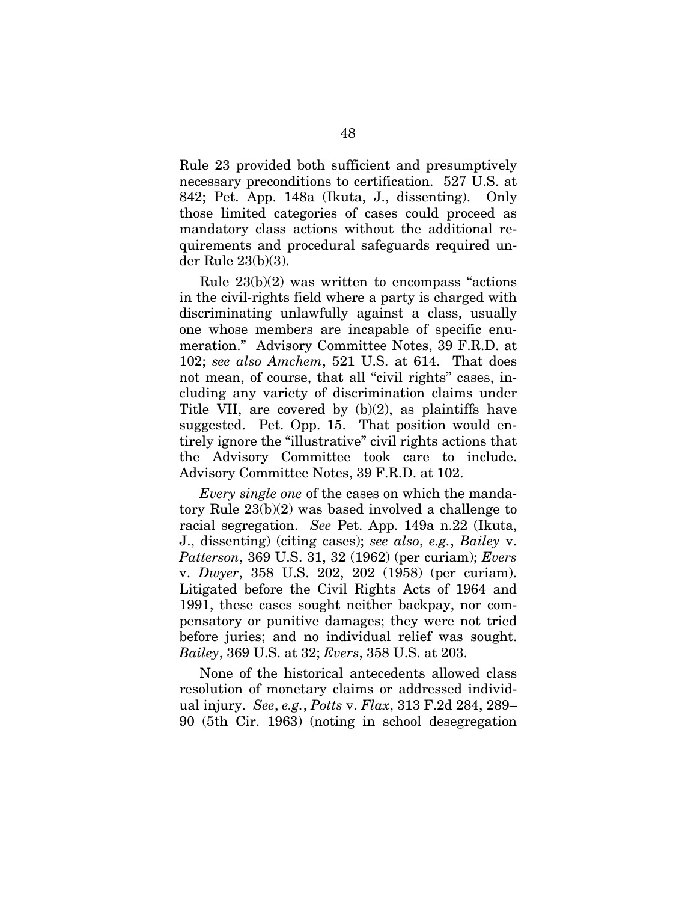Rule 23 provided both sufficient and presumptively necessary preconditions to certification. 527 U.S. at 842; Pet. App. 148a (Ikuta, J., dissenting). Only those limited categories of cases could proceed as mandatory class actions without the additional requirements and procedural safeguards required under Rule 23(b)(3).

Rule 23(b)(2) was written to encompass "actions in the civil-rights field where a party is charged with discriminating unlawfully against a class, usually one whose members are incapable of specific enumeration." Advisory Committee Notes, 39 F.R.D. at 102; *see also Amchem*, 521 U.S. at 614. That does not mean, of course, that all "civil rights" cases, including any variety of discrimination claims under Title VII, are covered by (b)(2), as plaintiffs have suggested. Pet. Opp. 15. That position would entirely ignore the "illustrative" civil rights actions that the Advisory Committee took care to include. Advisory Committee Notes, 39 F.R.D. at 102.

*Every single one* of the cases on which the mandatory Rule 23(b)(2) was based involved a challenge to racial segregation. *See* Pet. App. 149a n.22 (Ikuta, J., dissenting) (citing cases); *see also*, *e.g.*, *Bailey* v. *Patterson*, 369 U.S. 31, 32 (1962) (per curiam); *Evers* v. *Dwyer*, 358 U.S. 202, 202 (1958) (per curiam). Litigated before the Civil Rights Acts of 1964 and 1991, these cases sought neither backpay, nor compensatory or punitive damages; they were not tried before juries; and no individual relief was sought. *Bailey*, 369 U.S. at 32; *Evers*, 358 U.S. at 203.

None of the historical antecedents allowed class resolution of monetary claims or addressed individual injury. *See*, *e.g.*, *Potts* v. *Flax*, 313 F.2d 284, 289–90 (5th Cir. 1963) (noting in school desegregation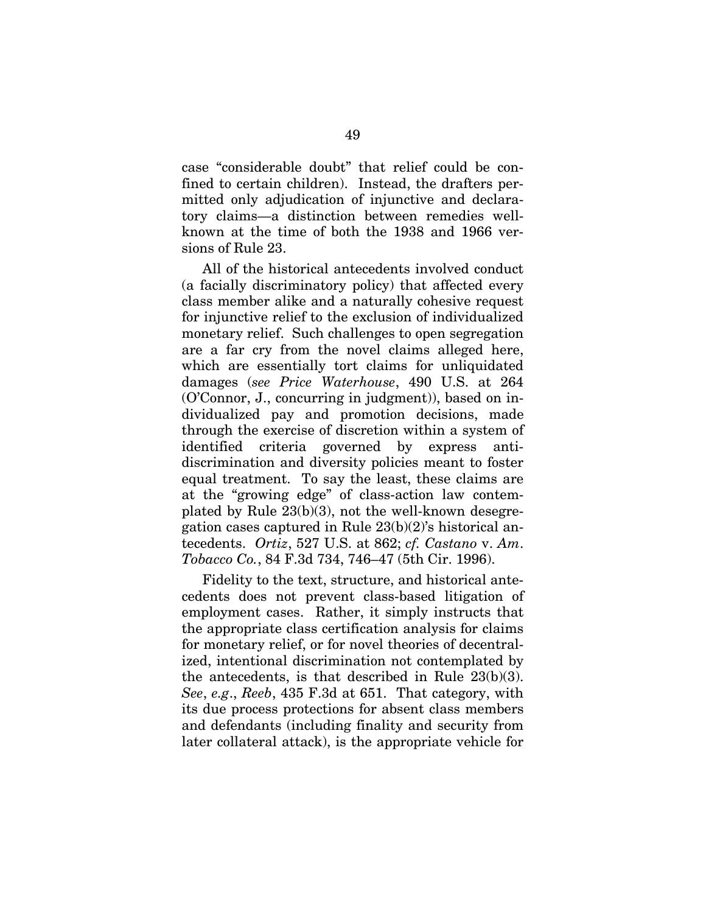case "considerable doubt" that relief could be confined to certain children). Instead, the drafters permitted only adjudication of injunctive and declaratory claims—a distinction between remedies well-known at the time of both the 1938 and 1966 versions of Rule 23.

All of the historical antecedents involved conduct (a facially discriminatory policy) that affected every class member alike and a naturally cohesive request for injunctive relief to the exclusion of individualized monetary relief. Such challenges to open segregation are a far cry from the novel claims alleged here, which are essentially tort claims for unliquidated damages (*see Price Waterhouse*, 490 U.S. at 264 (O'Connor, J., concurring in judgment)), based on individualized pay and promotion decisions, made through the exercise of discretion within a system of identified criteria governed by express anti-discrimination and diversity policies meant to foster equal treatment. To say the least, these claims are at the "growing edge" of class-action law contemplated by Rule 23(b)(3), not the well-known desegregation cases captured in Rule 23(b)(2)'s historical antecedents. *Ortiz*, 527 U.S. at 862; *cf. Castano* v. *Am. Tobacco Co.*, 84 F.3d 734, 746–47 (5th Cir. 1996).

Fidelity to the text, structure, and historical antecedents does not prevent class-based litigation of employment cases. Rather, it simply instructs that the appropriate class certification analysis for claims for monetary relief, or for novel theories of decentralized, intentional discrimination not contemplated by the antecedents, is that described in Rule 23(b)(3). *See*, *e.g*., *Reeb*, 435 F.3d at 651. That category, with its due process protections for absent class members and defendants (including finality and security from later collateral attack), is the appropriate vehicle for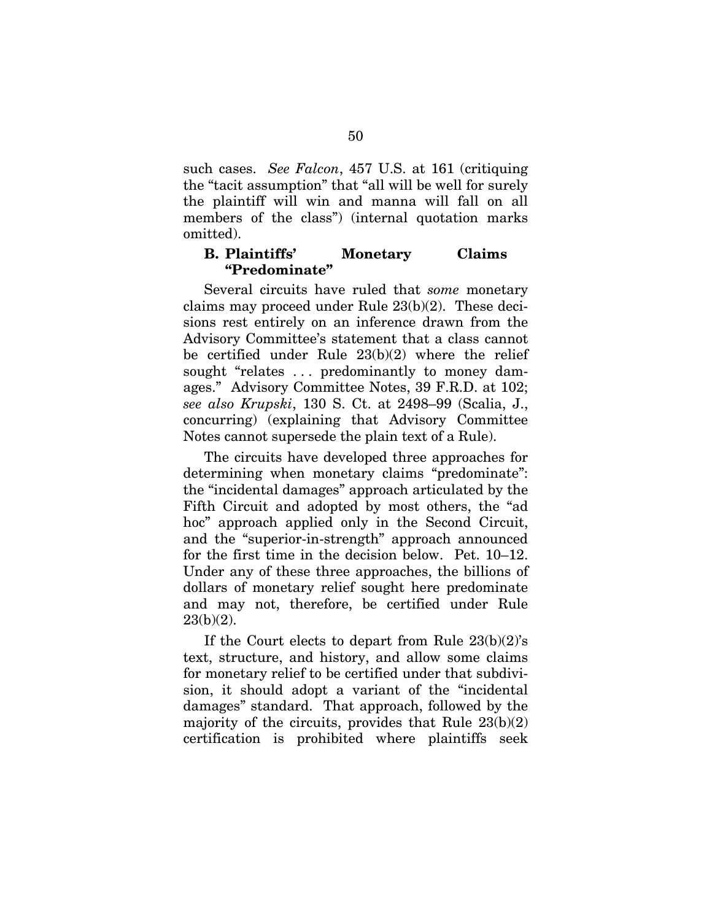such cases. *See Falcon*, 457 U.S. at 161 (critiquing the "tacit assumption" that "all will be well for surely the plaintiff will win and manna will fall on all members of the class") (internal quotation marks omitted).

### B. Plaintiffs' Monetary Claims "Predominate"

Several circuits have ruled that *some* monetary claims may proceed under Rule 23(b)(2). These decisions rest entirely on an inference drawn from the Advisory Committee's statement that a class cannot be certified under Rule 23(b)(2) where the relief sought "relates . . . predominantly to money damages." Advisory Committee Notes, 39 F.R.D. at 102; *see also Krupski*, 130 S. Ct. at 2498–99 (Scalia, J., concurring) (explaining that Advisory Committee Notes cannot supersede the plain text of a Rule).

The circuits have developed three approaches for determining when monetary claims "predominate": the "incidental damages" approach articulated by the Fifth Circuit and adopted by most others, the "ad hoc" approach applied only in the Second Circuit, and the "superior-in-strength" approach announced for the first time in the decision below. Pet. 10–12. Under any of these three approaches, the billions of dollars of monetary relief sought here predominate and may not, therefore, be certified under Rule 23(b)(2).

If the Court elects to depart from Rule 23(b)(2)'s text, structure, and history, and allow some claims for monetary relief to be certified under that subdivision, it should adopt a variant of the "incidental damages" standard. That approach, followed by the majority of the circuits, provides that Rule 23(b)(2) certification is prohibited where plaintiffs seek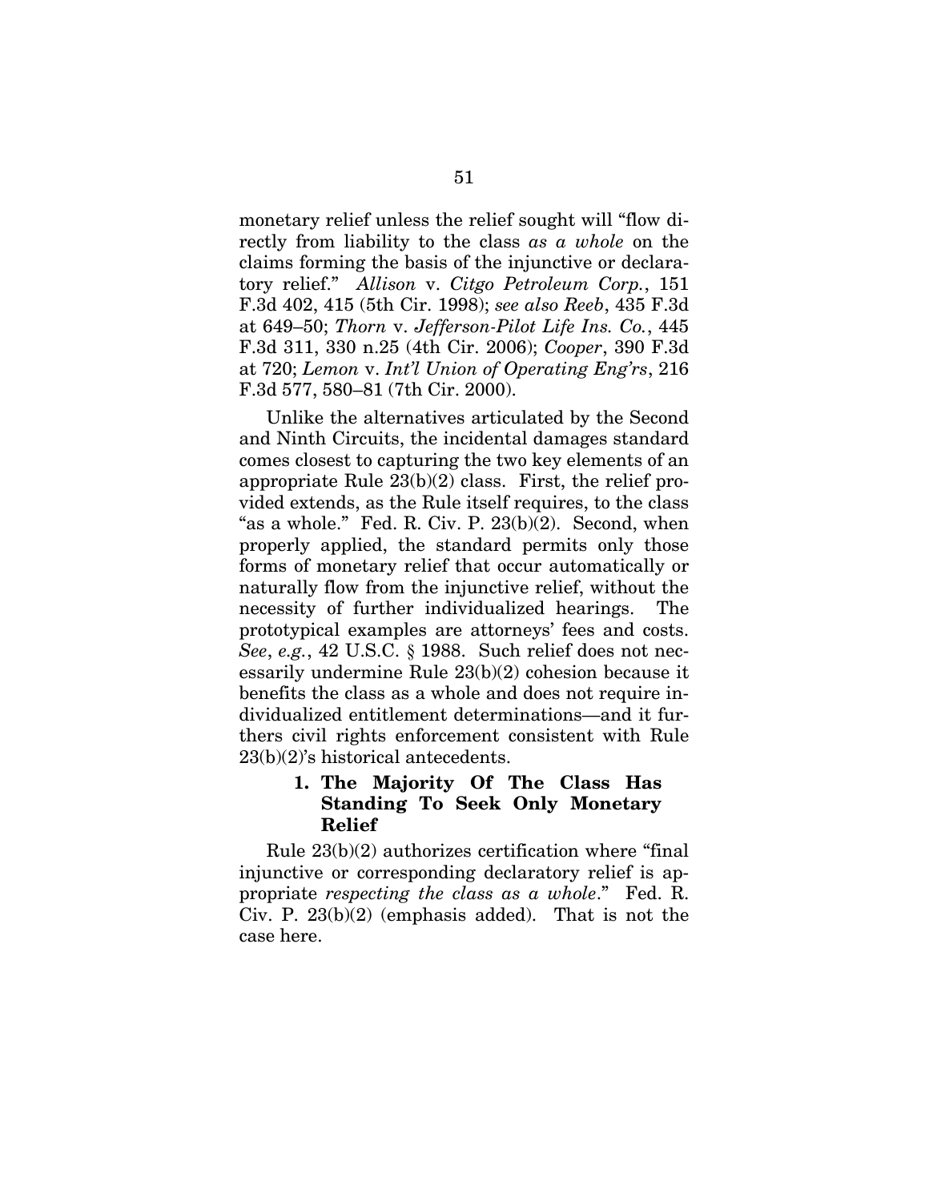monetary relief unless the relief sought will "flow directly from liability to the class *as a whole* on the claims forming the basis of the injunctive or declaratory relief." *Allison* v. *Citgo Petroleum Corp.*, 151 F.3d 402, 415 (5th Cir. 1998); *see also Reeb*, 435 F.3d at 649–50; *Thorn* v. *Jefferson-Pilot Life Ins. Co.*, 445 F.3d 311, 330 n.25 (4th Cir. 2006); *Cooper*, 390 F.3d at 720; *Lemon* v. *Int'l Union of Operating Eng'rs*, 216 F.3d 577, 580–81 (7th Cir. 2000).

Unlike the alternatives articulated by the Second and Ninth Circuits, the incidental damages standard comes closest to capturing the two key elements of an appropriate Rule 23(b)(2) class. First, the relief provided extends, as the Rule itself requires, to the class "as a whole." Fed. R. Civ. P. 23(b)(2). Second, when properly applied, the standard permits only those forms of monetary relief that occur automatically or naturally flow from the injunctive relief, without the necessity of further individualized hearings. The prototypical examples are attorneys' fees and costs. *See*, *e.g.*, 42 U.S.C. § 1988. Such relief does not necessarily undermine Rule 23(b)(2) cohesion because it benefits the class as a whole and does not require individualized entitlement determinations—and it furthers civil rights enforcement consistent with Rule 23(b)(2)'s historical antecedents.

### 1. The Majority Of The Class Has Standing To Seek Only Monetary Relief

Rule 23(b)(2) authorizes certification where "final injunctive or corresponding declaratory relief is appropriate *respecting the class as a whole*." Fed. R. Civ. P. 23(b)(2) (emphasis added). That is not the case here.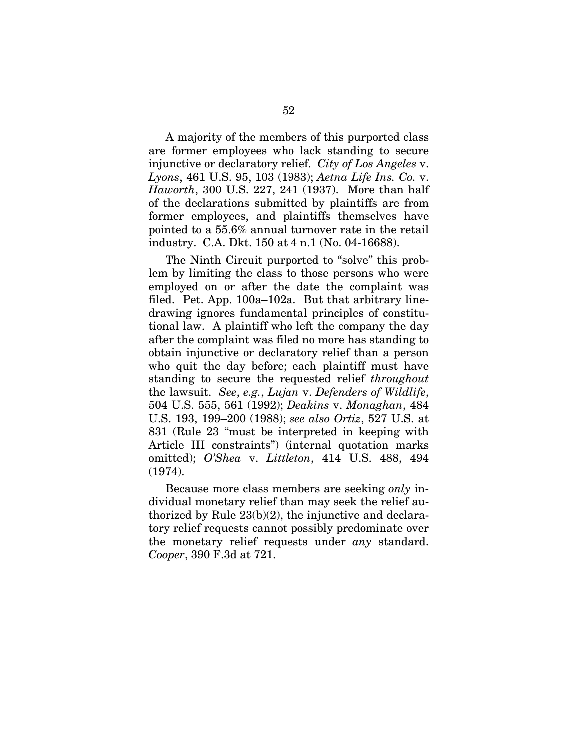A majority of the members of this purported class are former employees who lack standing to secure injunctive or declaratory relief. *City of Los Angeles* v. *Lyons*, 461 U.S. 95, 103 (1983); *Aetna Life Ins. Co.* v. *Haworth*, 300 U.S. 227, 241 (1937). More than half of the declarations submitted by plaintiffs are from former employees, and plaintiffs themselves have pointed to a 55.6% annual turnover rate in the retail industry. C.A. Dkt. 150 at 4 n.1 (No. 04-16688).

The Ninth Circuit purported to "solve" this problem by limiting the class to those persons who were employed on or after the date the complaint was filed. Pet. App. 100a–102a. But that arbitrary line-drawing ignores fundamental principles of constitutional law. A plaintiff who left the company the day after the complaint was filed no more has standing to obtain injunctive or declaratory relief than a person who quit the day before; each plaintiff must have standing to secure the requested relief *throughout* the lawsuit. *See*, *e.g.*, *Lujan* v. *Defenders of Wildlife*, 504 U.S. 555, 561 (1992); *Deakins* v. *Monaghan*, 484 U.S. 193, 199–200 (1988); *see also Ortiz*, 527 U.S. at 831 (Rule 23 "must be interpreted in keeping with Article III constraints") (internal quotation marks omitted); *O'Shea* v. *Littleton*, 414 U.S. 488, 494 (1974).

Because more class members are seeking *only* individual monetary relief than may seek the relief authorized by Rule 23(b)(2), the injunctive and declaratory relief requests cannot possibly predominate over the monetary relief requests under *any* standard. *Cooper*, 390 F.3d at 721.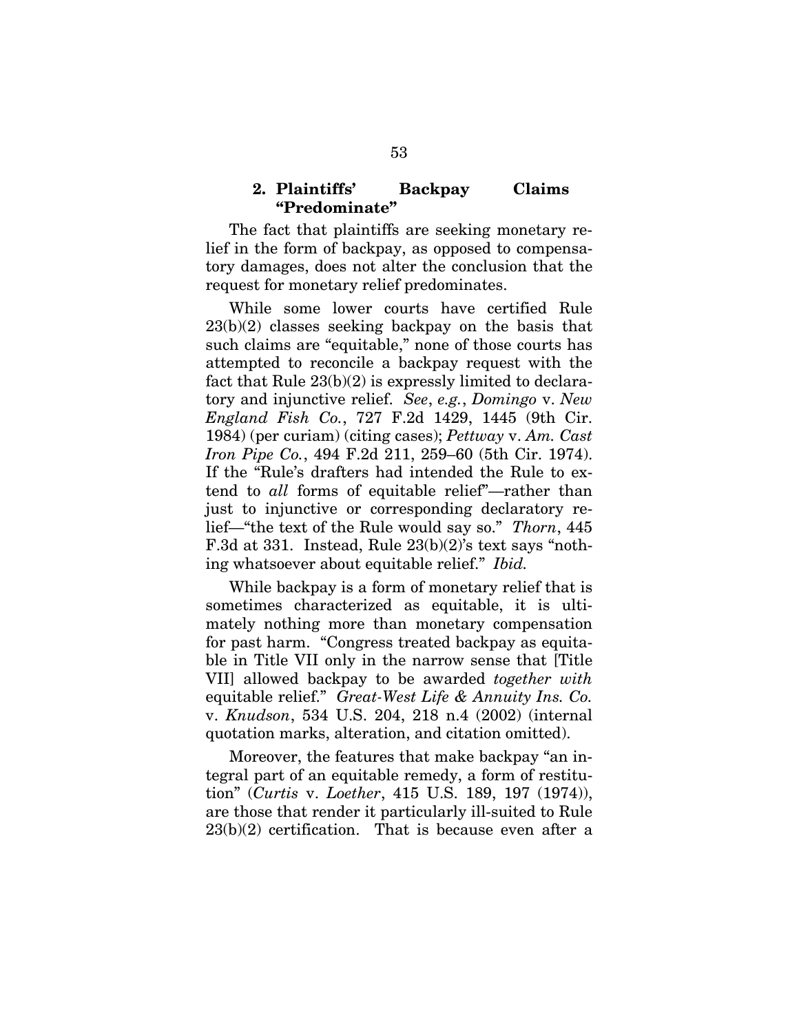### 2. Plaintiffs' Backpay Claims "Predominate"

The fact that plaintiffs are seeking monetary relief in the form of backpay, as opposed to compensatory damages, does not alter the conclusion that the request for monetary relief predominates.

While some lower courts have certified Rule 23(b)(2) classes seeking backpay on the basis that such claims are "equitable," none of those courts has attempted to reconcile a backpay request with the fact that Rule 23(b)(2) is expressly limited to declaratory and injunctive relief. *See*, *e.g.*, *Domingo* v. *New England Fish Co.*, 727 F.2d 1429, 1445 (9th Cir. 1984) (per curiam) (citing cases); *Pettway* v. *Am. Cast Iron Pipe Co.*, 494 F.2d 211, 259–60 (5th Cir. 1974). If the "Rule's drafters had intended the Rule to extend to *all* forms of equitable relief"—rather than just to injunctive or corresponding declaratory relief—"the text of the Rule would say so." *Thorn*, 445 F.3d at 331. Instead, Rule 23(b)(2)'s text says "nothing whatsoever about equitable relief." *Ibid.*

While backpay is a form of monetary relief that is sometimes characterized as equitable, it is ultimately nothing more than monetary compensation for past harm. "Congress treated backpay as equitable in Title VII only in the narrow sense that [Title VII] allowed backpay to be awarded *together with* equitable relief." *Great-West Life & Annuity Ins. Co.* v. *Knudson*, 534 U.S. 204, 218 n.4 (2002) (internal quotation marks, alteration, and citation omitted).

Moreover, the features that make backpay "an integral part of an equitable remedy, a form of restitution" (*Curtis* v. *Loether*, 415 U.S. 189, 197 (1974)), are those that render it particularly ill-suited to Rule 23(b)(2) certification. That is because even after a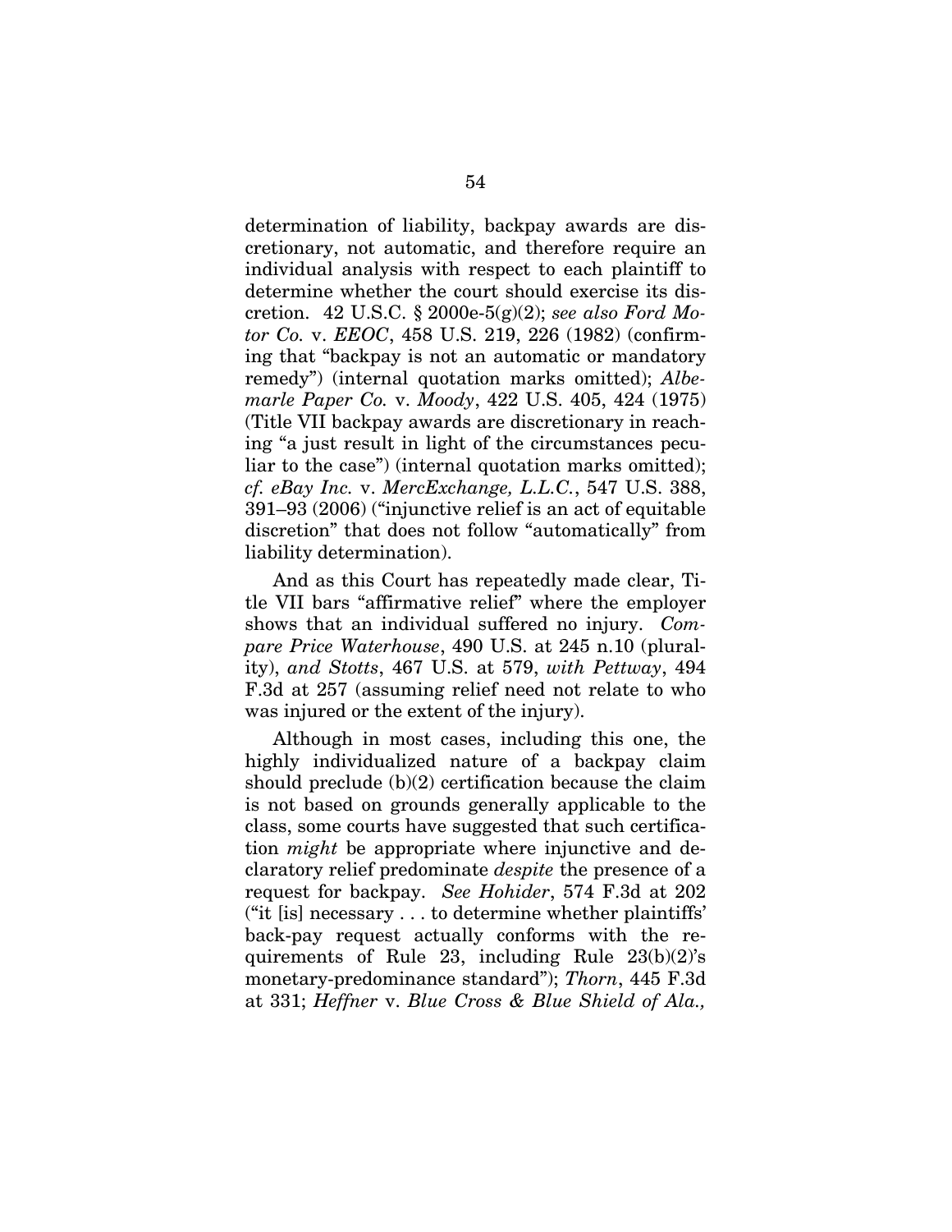determination of liability, backpay awards are discretionary, not automatic, and therefore require an individual analysis with respect to each plaintiff to determine whether the court should exercise its discretion. 42 U.S.C. § 2000e-5(g)(2); *see also Ford Motor Co.* v. *EEOC*, 458 U.S. 219, 226 (1982) (confirming that "backpay is not an automatic or mandatory remedy") (internal quotation marks omitted); *Albemarle Paper Co.* v. *Moody*, 422 U.S. 405, 424 (1975) (Title VII backpay awards are discretionary in reaching "a just result in light of the circumstances peculiar to the case") (internal quotation marks omitted); *cf. eBay Inc.* v. *MercExchange, L.L.C.*, 547 U.S. 388, 391–93 (2006) ("injunctive relief is an act of equitable discretion" that does not follow "automatically" from liability determination).

And as this Court has repeatedly made clear, Title VII bars "affirmative relief" where the employer shows that an individual suffered no injury. *Compare Price Waterhouse*, 490 U.S. at 245 n.10 (plurality), *and Stotts*, 467 U.S. at 579, *with Pettway*, 494 F.3d at 257 (assuming relief need not relate to who was injured or the extent of the injury).

Although in most cases, including this one, the highly individualized nature of a backpay claim should preclude (b)(2) certification because the claim is not based on grounds generally applicable to the class, some courts have suggested that such certification *might* be appropriate where injunctive and declaratory relief predominate *despite* the presence of a request for backpay. *See Hohider*, 574 F.3d at 202 ("it [is] necessary . . . to determine whether plaintiffs' back-pay request actually conforms with the requirements of Rule 23, including Rule 23(b)(2)'s monetary-predominance standard"); *Thorn*, 445 F.3d at 331; *Heffner* v. *Blue Cross & Blue Shield of Ala.,*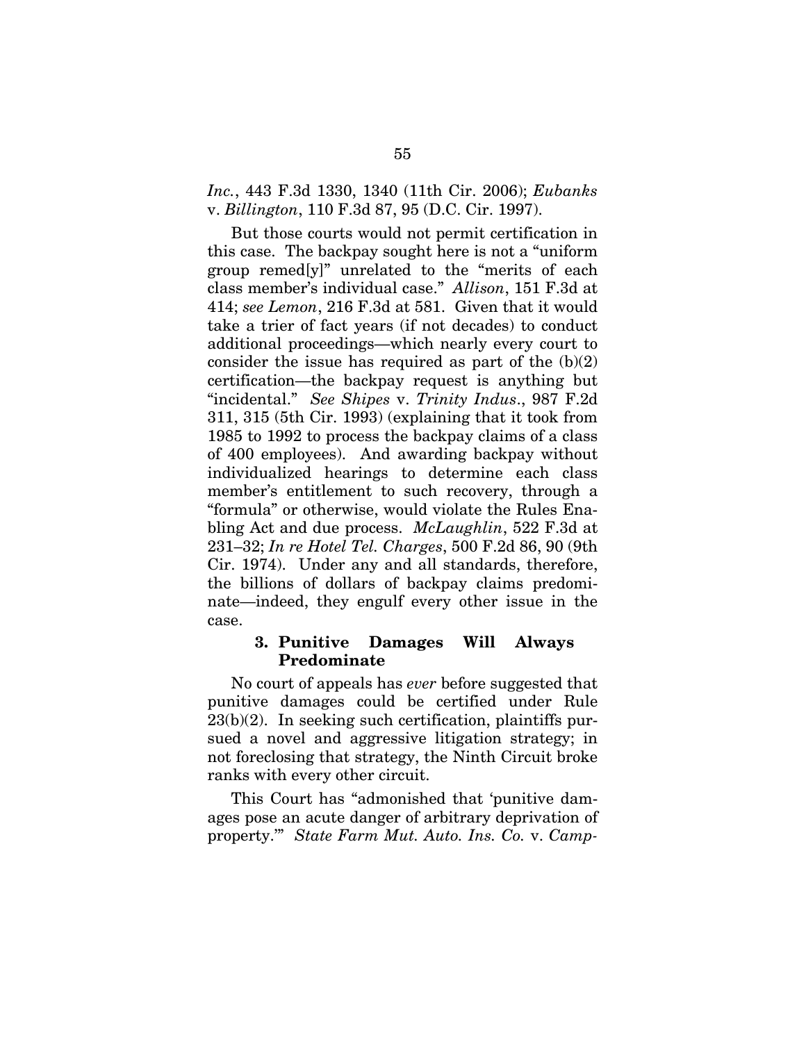*Inc.*, 443 F.3d 1330, 1340 (11th Cir. 2006); *Eubanks* v. *Billington*, 110 F.3d 87, 95 (D.C. Cir. 1997).

But those courts would not permit certification in this case. The backpay sought here is not a "uniform group remed[y]" unrelated to the "merits of each class member's individual case." *Allison*, 151 F.3d at 414; *see Lemon*, 216 F.3d at 581. Given that it would take a trier of fact years (if not decades) to conduct additional proceedings—which nearly every court to consider the issue has required as part of the (b)(2) certification—the backpay request is anything but "incidental." *See Shipes* v. *Trinity Indus*., 987 F.2d 311, 315 (5th Cir. 1993) (explaining that it took from 1985 to 1992 to process the backpay claims of a class of 400 employees). And awarding backpay without individualized hearings to determine each class member's entitlement to such recovery, through a "formula" or otherwise, would violate the Rules Enabling Act and due process. *McLaughlin*, 522 F.3d at 231–32; *In re Hotel Tel. Charges*, 500 F.2d 86, 90 (9th Cir. 1974). Under any and all standards, therefore, the billions of dollars of backpay claims predominate—indeed, they engulf every other issue in the case.

### 3. Punitive Damages Will Always Predominate

No court of appeals has *ever* before suggested that punitive damages could be certified under Rule 23(b)(2). In seeking such certification, plaintiffs pursued a novel and aggressive litigation strategy; in not foreclosing that strategy, the Ninth Circuit broke ranks with every other circuit.

This Court has "admonished that 'punitive damages pose an acute danger of arbitrary deprivation of property.'" *State Farm Mut. Auto. Ins. Co.* v. *Camp-*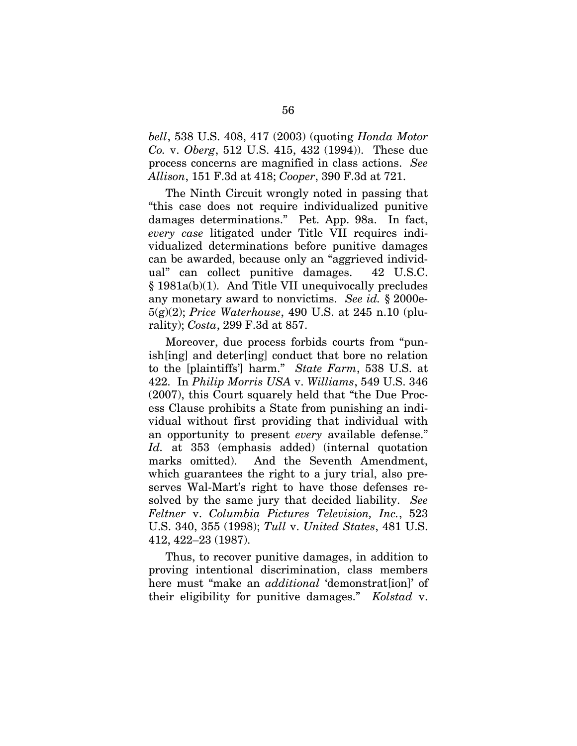*bell*, 538 U.S. 408, 417 (2003) (quoting *Honda Motor Co.* v. *Oberg*, 512 U.S. 415, 432 (1994)). These due process concerns are magnified in class actions. *See Allison*, 151 F.3d at 418; *Cooper*, 390 F.3d at 721.

The Ninth Circuit wrongly noted in passing that "this case does not require individualized punitive damages determinations." Pet. App. 98a. In fact, *every case* litigated under Title VII requires individualized determinations before punitive damages can be awarded, because only an "aggrieved individual" can collect punitive damages. 42 U.S.C. § 1981a(b)(1). And Title VII unequivocally precludes any monetary award to nonvictims. *See id.* § 2000e-5(g)(2); *Price Waterhouse*, 490 U.S. at 245 n.10 (plurality); *Costa*, 299 F.3d at 857.

Moreover, due process forbids courts from "punish[ing] and deter[ing] conduct that bore no relation to the [plaintiffs'] harm." *State Farm*, 538 U.S. at 422. In *Philip Morris USA* v. *Williams*, 549 U.S. 346 (2007), this Court squarely held that "the Due Process Clause prohibits a State from punishing an individual without first providing that individual with an opportunity to present *every* available defense." *Id.* at 353 (emphasis added) (internal quotation marks omitted). And the Seventh Amendment, which guarantees the right to a jury trial, also preserves Wal-Mart's right to have those defenses resolved by the same jury that decided liability. *See Feltner* v. *Columbia Pictures Television, Inc.*, 523 U.S. 340, 355 (1998); *Tull* v. *United States*, 481 U.S. 412, 422–23 (1987).

Thus, to recover punitive damages, in addition to proving intentional discrimination, class members here must "make an *additional* 'demonstrat[ion]' of their eligibility for punitive damages." *Kolstad* v.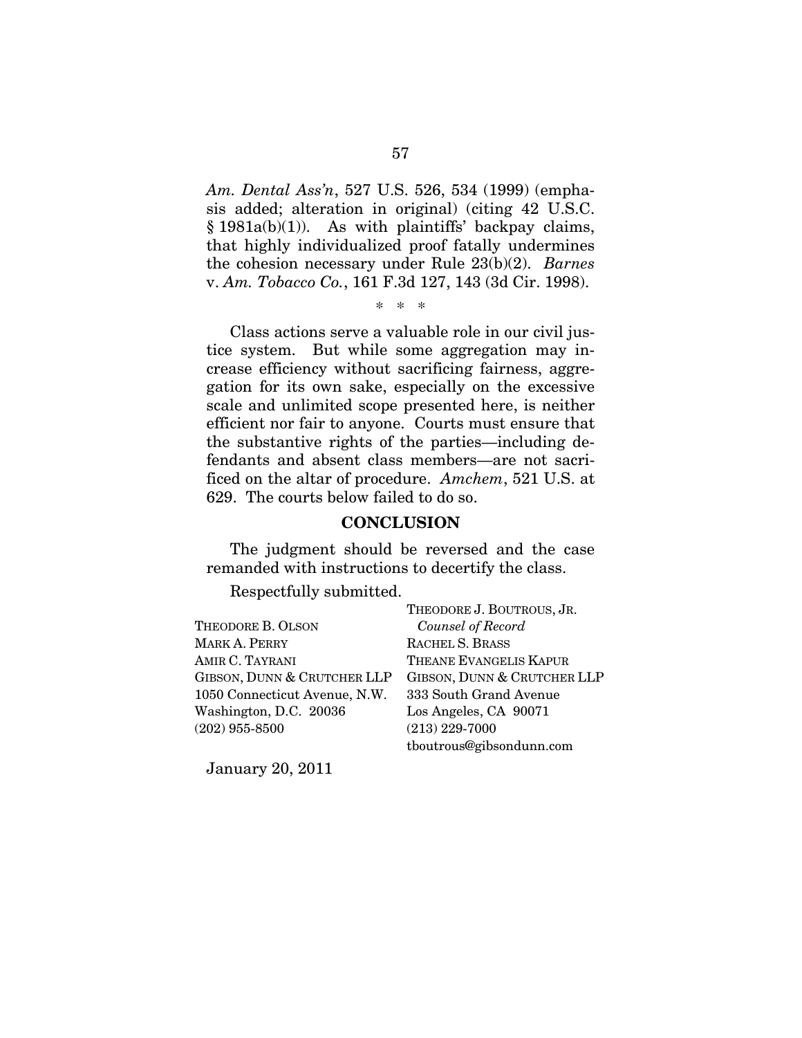*Am. Dental Ass'n*, 527 U.S. 526, 534 (1999) (emphasis added; alteration in original) (citing 42 U.S.C. § 1981a(b)(1)). As with plaintiffs' backpay claims, that highly individualized proof fatally undermines the cohesion necessary under Rule 23(b)(2). *Barnes* v. *Am. Tobacco Co.*, 161 F.3d 127, 143 (3d Cir. 1998).

\* \* \*

Class actions serve a valuable role in our civil justice system. But while some aggregation may increase efficiency without sacrificing fairness, aggregation for its own sake, especially on the excessive scale and unlimited scope presented here, is neither efficient nor fair to anyone. Courts must ensure that the substantive rights of the parties—including defendants and absent class members—are not sacrificed on the altar of procedure. *Amchem*, 521 U.S. at 629. The courts below failed to do so.

## CONCLUSION

The judgment should be reversed and the case remanded with instructions to decertify the class.

Respectfully submitted.

THEODORE B. OLSON
MARK A. PERRY
AMIR C. TAYRANI
GIBSON, DUNN & CRUTCHER LLP
1050 Connecticut Avenue, N.W.
Washington, D.C. 20036
(202) 955-8500

THEODORE J. BOUTROUS, JR.
*Counsel of Record*
RACHEL S. BRASS
THEANE EVANGELIS KAPUR
GIBSON, DUNN & CRUTCHER LLP
333 South Grand Avenue
Los Angeles, CA 90071
(213) 229-7000
tboutrous@gibsondunn.com

January 20, 2011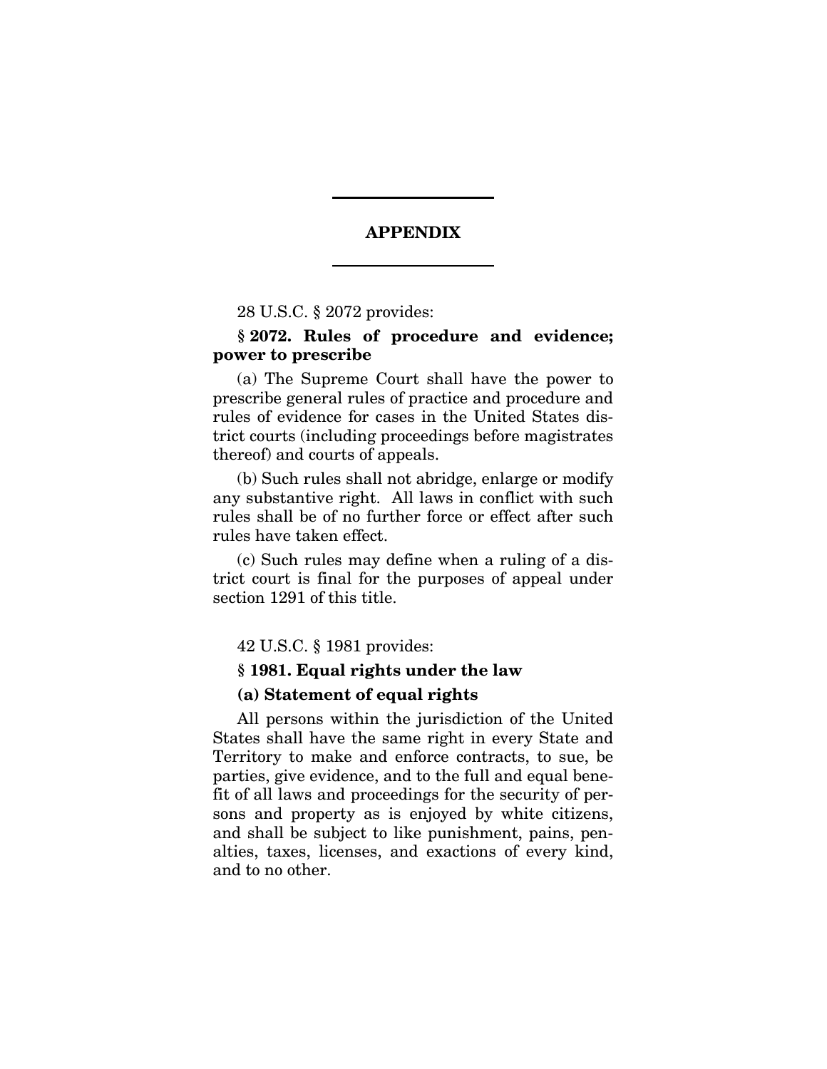## APPENDIX

28 U.S.C. § 2072 provides:

**§ 2072. Rules of procedure and evidence; power to prescribe**

(a) The Supreme Court shall have the power to prescribe general rules of practice and procedure and rules of evidence for cases in the United States district courts (including proceedings before magistrates thereof) and courts of appeals.

(b) Such rules shall not abridge, enlarge or modify any substantive right. All laws in conflict with such rules shall be of no further force or effect after such rules have taken effect.

(c) Such rules may define when a ruling of a district court is final for the purposes of appeal under section 1291 of this title.

42 U.S.C. § 1981 provides:

**§ 1981. Equal rights under the law**

**(a) Statement of equal rights**

All persons within the jurisdiction of the United States shall have the same right in every State and Territory to make and enforce contracts, to sue, be parties, give evidence, and to the full and equal benefit of all laws and proceedings for the security of persons and property as is enjoyed by white citizens, and shall be subject to like punishment, pains, penalties, taxes, licenses, and exactions of every kind, and to no other.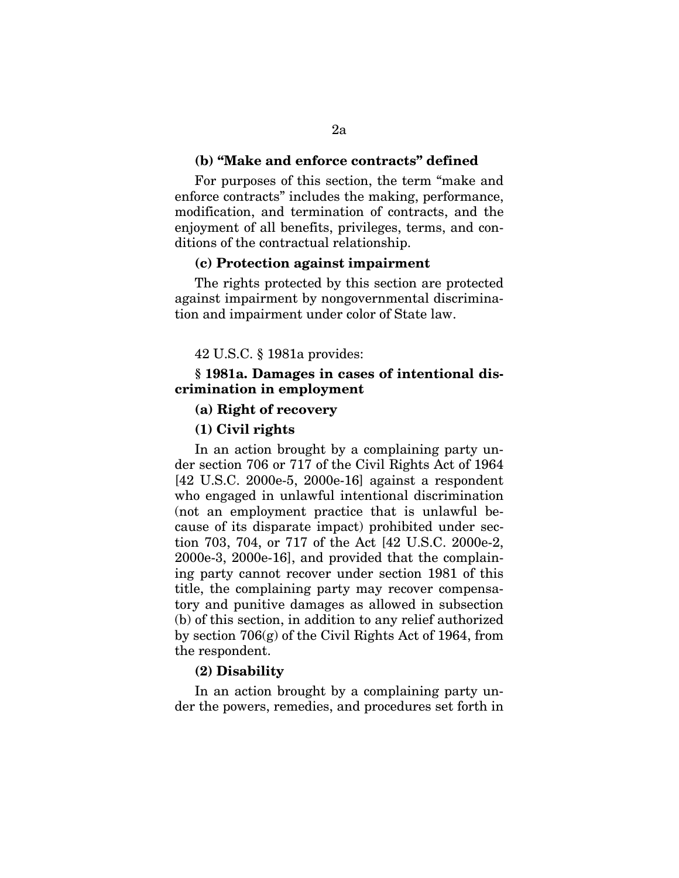**(b) "Make and enforce contracts" defined**

For purposes of this section, the term "make and enforce contracts" includes the making, performance, modification, and termination of contracts, and the enjoyment of all benefits, privileges, terms, and conditions of the contractual relationship.

**(c) Protection against impairment**

The rights protected by this section are protected against impairment by nongovernmental discrimination and impairment under color of State law.

42 U.S.C. § 1981a provides:

**§ 1981a. Damages in cases of intentional discrimination in employment**

**(a) Right of recovery**

**(1) Civil rights**

In an action brought by a complaining party under section 706 or 717 of the Civil Rights Act of 1964 [42 U.S.C. 2000e-5, 2000e-16] against a respondent who engaged in unlawful intentional discrimination (not an employment practice that is unlawful because of its disparate impact) prohibited under section 703, 704, or 717 of the Act [42 U.S.C. 2000e-2, 2000e-3, 2000e-16], and provided that the complaining party cannot recover under section 1981 of this title, the complaining party may recover compensatory and punitive damages as allowed in subsection (b) of this section, in addition to any relief authorized by section 706(g) of the Civil Rights Act of 1964, from the respondent.

**(2) Disability**

In an action brought by a complaining party under the powers, remedies, and procedures set forth in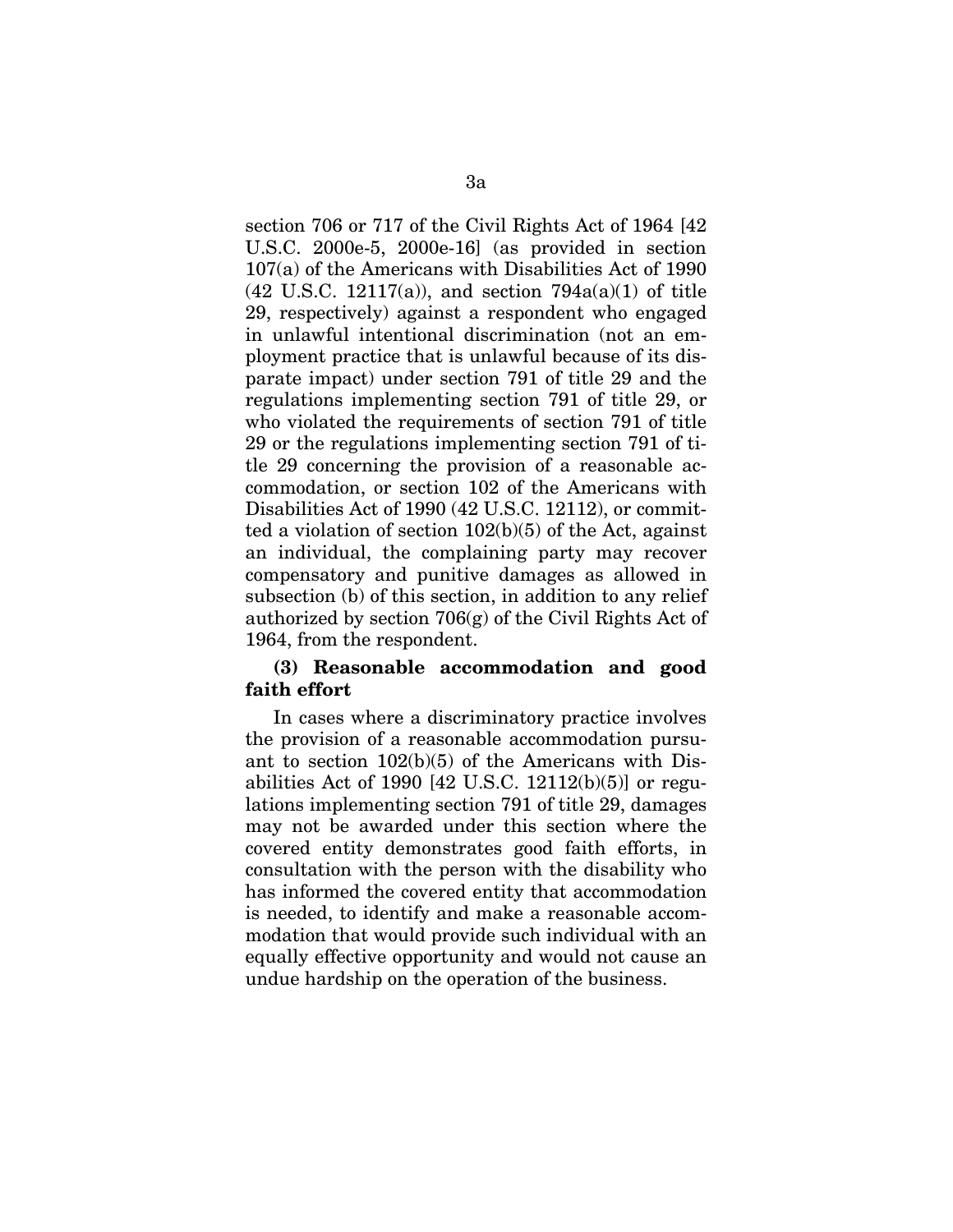section 706 or 717 of the Civil Rights Act of 1964 [42 U.S.C. 2000e-5, 2000e-16] (as provided in section 107(a) of the Americans with Disabilities Act of 1990 (42 U.S.C. 12117(a)), and section 794a(a)(1) of title 29, respectively) against a respondent who engaged in unlawful intentional discrimination (not an employment practice that is unlawful because of its disparate impact) under section 791 of title 29 and the regulations implementing section 791 of title 29, or who violated the requirements of section 791 of title 29 or the regulations implementing section 791 of title 29 concerning the provision of a reasonable accommodation, or section 102 of the Americans with Disabilities Act of 1990 (42 U.S.C. 12112), or committed a violation of section 102(b)(5) of the Act, against an individual, the complaining party may recover compensatory and punitive damages as allowed in subsection (b) of this section, in addition to any relief authorized by section 706(g) of the Civil Rights Act of 1964, from the respondent.

**(3) Reasonable accommodation and good faith effort**

In cases where a discriminatory practice involves the provision of a reasonable accommodation pursuant to section 102(b)(5) of the Americans with Disabilities Act of 1990 [42 U.S.C. 12112(b)(5)] or regulations implementing section 791 of title 29, damages may not be awarded under this section where the covered entity demonstrates good faith efforts, in consultation with the person with the disability who has informed the covered entity that accommodation is needed, to identify and make a reasonable accommodation that would provide such individual with an equally effective opportunity and would not cause an undue hardship on the operation of the business.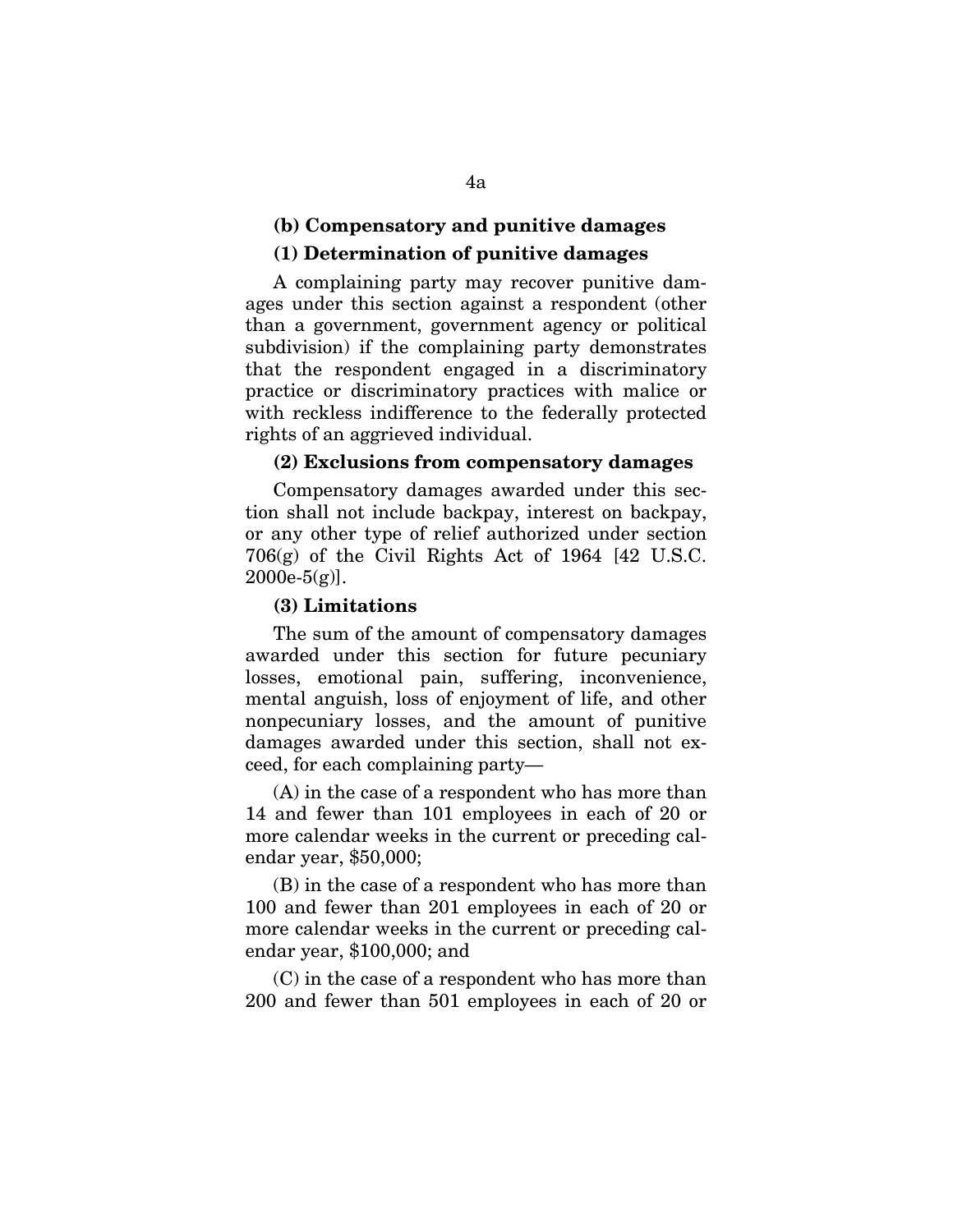**(b) Compensatory and punitive damages**

**(1) Determination of punitive damages**

A complaining party may recover punitive damages under this section against a respondent (other than a government, government agency or political subdivision) if the complaining party demonstrates that the respondent engaged in a discriminatory practice or discriminatory practices with malice or with reckless indifference to the federally protected rights of an aggrieved individual.

**(2) Exclusions from compensatory damages**

Compensatory damages awarded under this section shall not include backpay, interest on backpay, or any other type of relief authorized under section 706(g) of the Civil Rights Act of 1964 [42 U.S.C. 2000e-5(g)].

**(3) Limitations**

The sum of the amount of compensatory damages awarded under this section for future pecuniary losses, emotional pain, suffering, inconvenience, mental anguish, loss of enjoyment of life, and other nonpecuniary losses, and the amount of punitive damages awarded under this section, shall not exceed, for each complaining party—

(A) in the case of a respondent who has more than 14 and fewer than 101 employees in each of 20 or more calendar weeks in the current or preceding calendar year, $50,000;

(B) in the case of a respondent who has more than 100 and fewer than 201 employees in each of 20 or more calendar weeks in the current or preceding calendar year, $100,000; and

(C) in the case of a respondent who has more than 200 and fewer than 501 employees in each of 20 or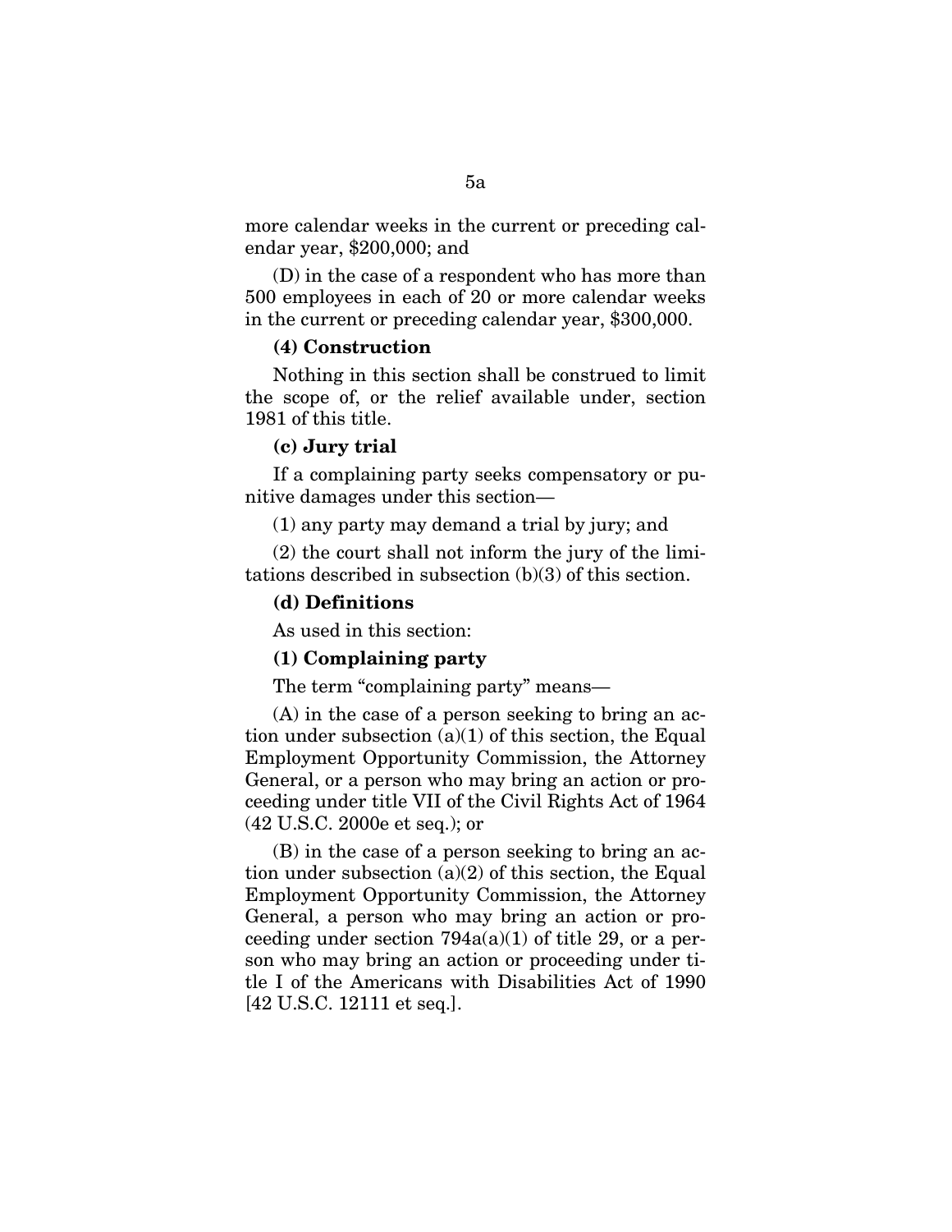more calendar weeks in the current or preceding calendar year, $200,000; and

(D) in the case of a respondent who has more than 500 employees in each of 20 or more calendar weeks in the current or preceding calendar year, $300,000.

**(4) Construction**

Nothing in this section shall be construed to limit the scope of, or the relief available under, section 1981 of this title.

**(c) Jury trial**

If a complaining party seeks compensatory or punitive damages under this section—

(1) any party may demand a trial by jury; and

(2) the court shall not inform the jury of the limitations described in subsection (b)(3) of this section.

**(d) Definitions**

As used in this section:

**(1) Complaining party**

The term "complaining party" means—

(A) in the case of a person seeking to bring an action under subsection (a)(1) of this section, the Equal Employment Opportunity Commission, the Attorney General, or a person who may bring an action or proceeding under title VII of the Civil Rights Act of 1964 (42 U.S.C. 2000e et seq.); or

(B) in the case of a person seeking to bring an action under subsection (a)(2) of this section, the Equal Employment Opportunity Commission, the Attorney General, a person who may bring an action or proceeding under section 794a(a)(1) of title 29, or a person who may bring an action or proceeding under title I of the Americans with Disabilities Act of 1990 [42 U.S.C. 12111 et seq.].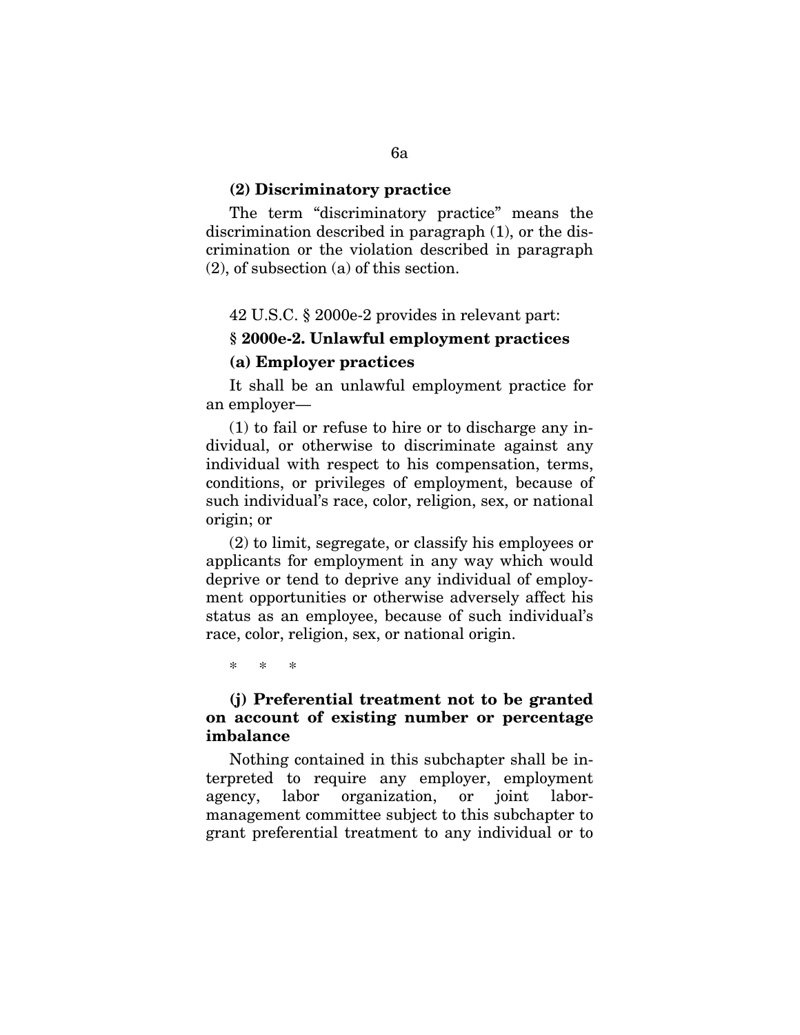**(2) Discriminatory practice**

The term "discriminatory practice" means the discrimination described in paragraph (1), or the discrimination or the violation described in paragraph (2), of subsection (a) of this section.

42 U.S.C. § 2000e-2 provides in relevant part:

**§ 2000e-2. Unlawful employment practices**

**(a) Employer practices**

It shall be an unlawful employment practice for an employer—

(1) to fail or refuse to hire or to discharge any individual, or otherwise to discriminate against any individual with respect to his compensation, terms, conditions, or privileges of employment, because of such individual's race, color, religion, sex, or national origin; or

(2) to limit, segregate, or classify his employees or applicants for employment in any way which would deprive or tend to deprive any individual of employment opportunities or otherwise adversely affect his status as an employee, because of such individual's race, color, religion, sex, or national origin.

\* \* \*

**(j) Preferential treatment not to be granted on account of existing number or percentage imbalance**

Nothing contained in this subchapter shall be interpreted to require any employer, employment agency, labor organization, or joint labor-management committee subject to this subchapter to grant preferential treatment to any individual or to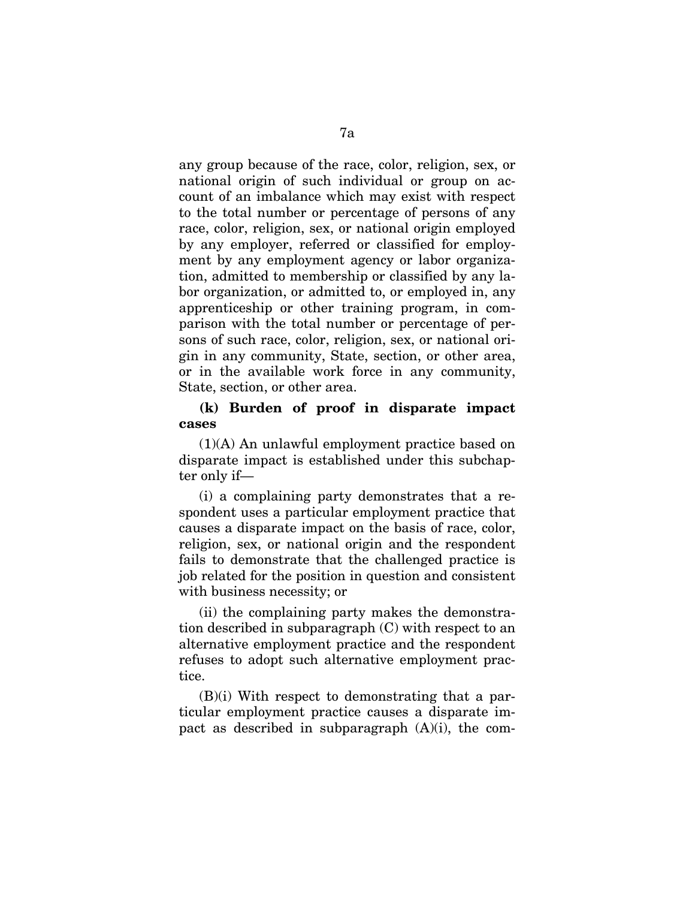any group because of the race, color, religion, sex, or national origin of such individual or group on account of an imbalance which may exist with respect to the total number or percentage of persons of any race, color, religion, sex, or national origin employed by any employer, referred or classified for employment by any employment agency or labor organization, admitted to membership or classified by any labor organization, or admitted to, or employed in, any apprenticeship or other training program, in comparison with the total number or percentage of persons of such race, color, religion, sex, or national origin in any community, State, section, or other area, or in the available work force in any community, State, section, or other area.

**(k) Burden of proof in disparate impact cases**

(1)(A) An unlawful employment practice based on disparate impact is established under this subchapter only if—

(i) a complaining party demonstrates that a respondent uses a particular employment practice that causes a disparate impact on the basis of race, color, religion, sex, or national origin and the respondent fails to demonstrate that the challenged practice is job related for the position in question and consistent with business necessity; or

(ii) the complaining party makes the demonstration described in subparagraph (C) with respect to an alternative employment practice and the respondent refuses to adopt such alternative employment practice.

(B)(i) With respect to demonstrating that a particular employment practice causes a disparate impact as described in subparagraph (A)(i), the com-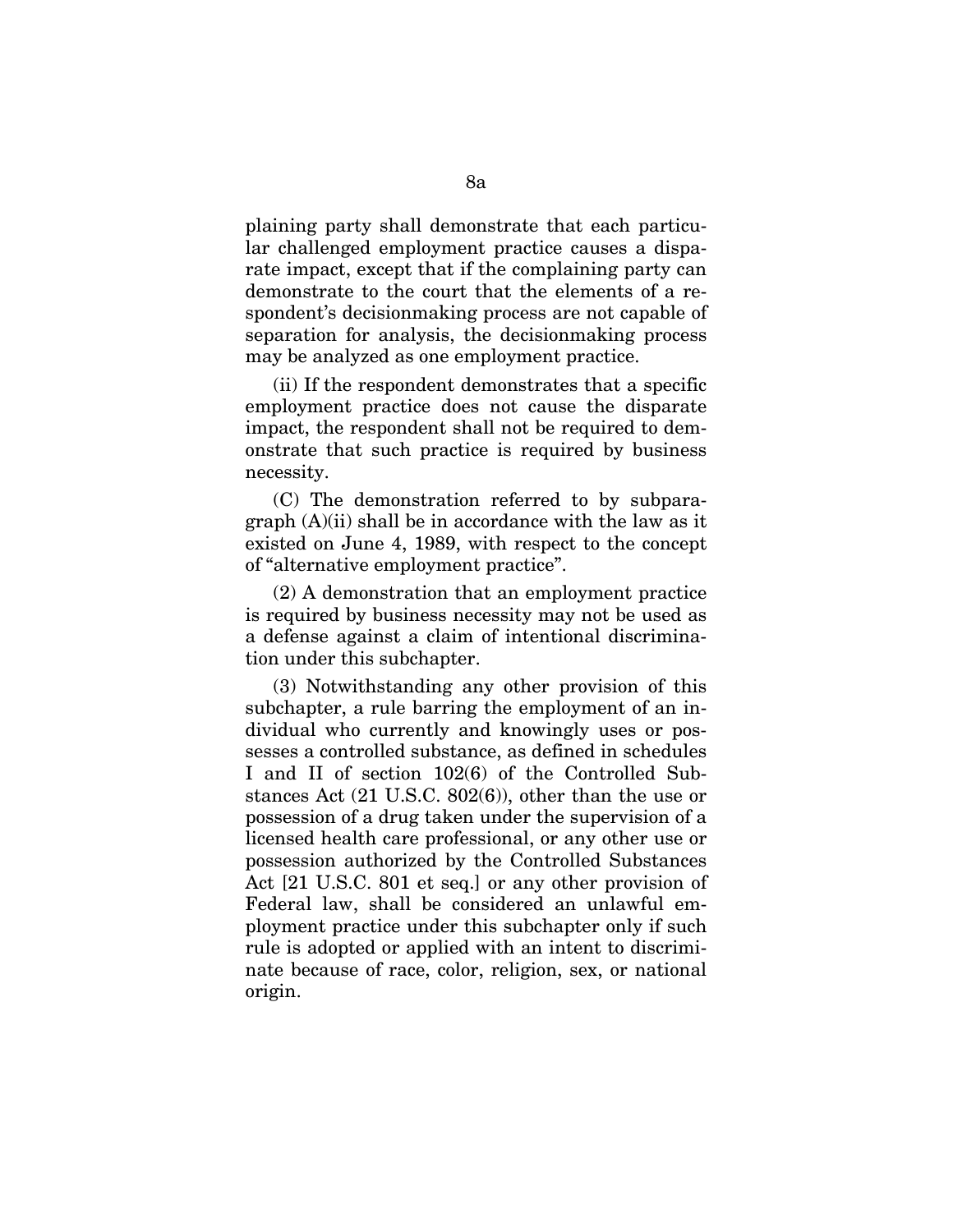plaining party shall demonstrate that each particular challenged employment practice causes a disparate impact, except that if the complaining party can demonstrate to the court that the elements of a respondent's decisionmaking process are not capable of separation for analysis, the decisionmaking process may be analyzed as one employment practice.

(ii) If the respondent demonstrates that a specific employment practice does not cause the disparate impact, the respondent shall not be required to demonstrate that such practice is required by business necessity.

(C) The demonstration referred to by subparagraph (A)(ii) shall be in accordance with the law as it existed on June 4, 1989, with respect to the concept of "alternative employment practice".

(2) A demonstration that an employment practice is required by business necessity may not be used as a defense against a claim of intentional discrimination under this subchapter.

(3) Notwithstanding any other provision of this subchapter, a rule barring the employment of an individual who currently and knowingly uses or possesses a controlled substance, as defined in schedules I and II of section 102(6) of the Controlled Substances Act (21 U.S.C. 802(6)), other than the use or possession of a drug taken under the supervision of a licensed health care professional, or any other use or possession authorized by the Controlled Substances Act [21 U.S.C. 801 et seq.] or any other provision of Federal law, shall be considered an unlawful employment practice under this subchapter only if such rule is adopted or applied with an intent to discriminate because of race, color, religion, sex, or national origin.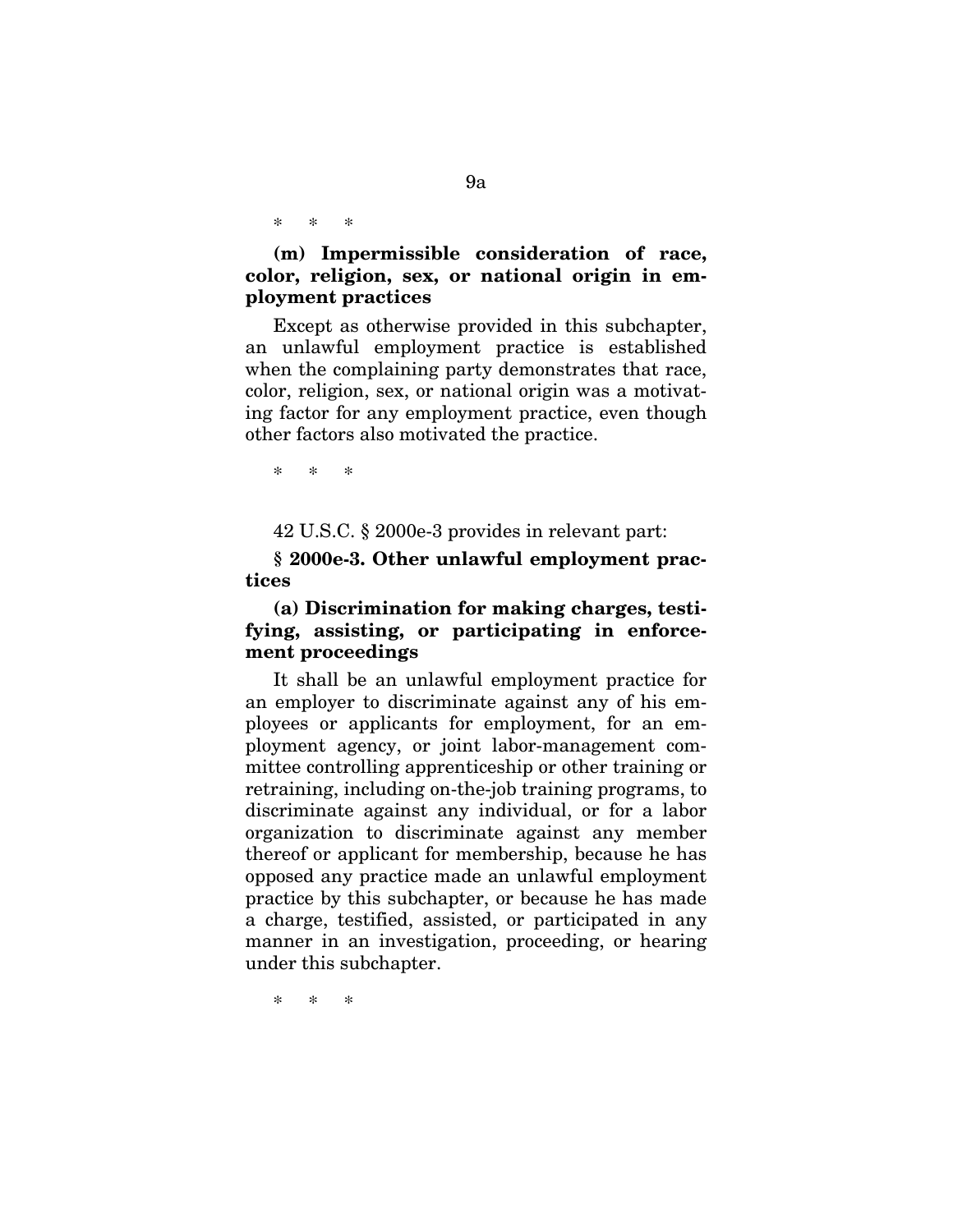\*  \*  \*

**(m) Impermissible consideration of race, color, religion, sex, or national origin in employment practices**

Except as otherwise provided in this subchapter, an unlawful employment practice is established when the complaining party demonstrates that race, color, religion, sex, or national origin was a motivating factor for any employment practice, even though other factors also motivated the practice.

\*  \*  \*

42 U.S.C. § 2000e-3 provides in relevant part:

**§ 2000e-3. Other unlawful employment practices**

**(a) Discrimination for making charges, testifying, assisting, or participating in enforcement proceedings**

It shall be an unlawful employment practice for an employer to discriminate against any of his employees or applicants for employment, for an employment agency, or joint labor-management committee controlling apprenticeship or other training or retraining, including on-the-job training programs, to discriminate against any individual, or for a labor organization to discriminate against any member thereof or applicant for membership, because he has opposed any practice made an unlawful employment practice by this subchapter, or because he has made a charge, testified, assisted, or participated in any manner in an investigation, proceeding, or hearing under this subchapter.

\*  \*  \*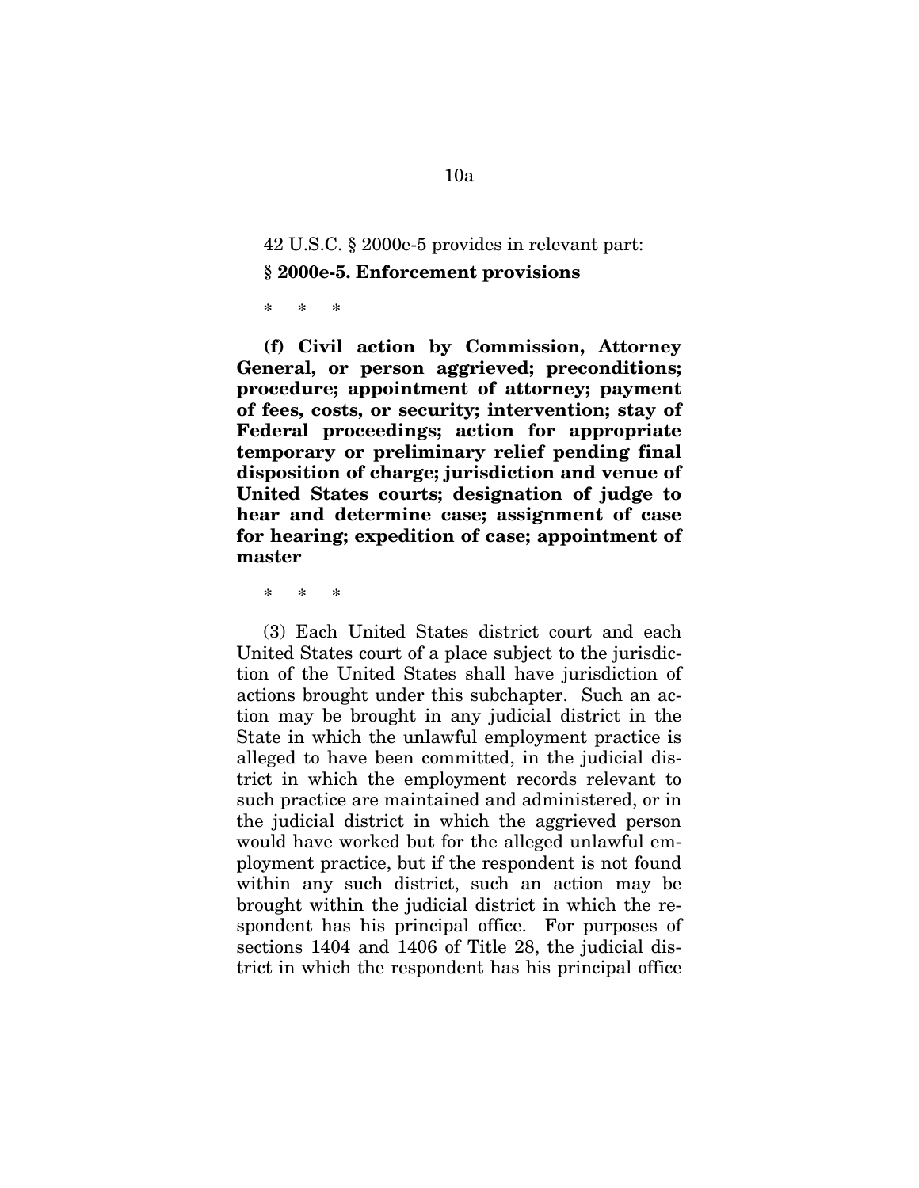42 U.S.C. § 2000e-5 provides in relevant part:

**§ 2000e-5. Enforcement provisions**

\* \* \*

**(f) Civil action by Commission, Attorney General, or person aggrieved; preconditions; procedure; appointment of attorney; payment of fees, costs, or security; intervention; stay of Federal proceedings; action for appropriate temporary or preliminary relief pending final disposition of charge; jurisdiction and venue of United States courts; designation of judge to hear and determine case; assignment of case for hearing; expedition of case; appointment of master**

\* \* \*

(3) Each United States district court and each United States court of a place subject to the jurisdiction of the United States shall have jurisdiction of actions brought under this subchapter. Such an action may be brought in any judicial district in the State in which the unlawful employment practice is alleged to have been committed, in the judicial district in which the employment records relevant to such practice are maintained and administered, or in the judicial district in which the aggrieved person would have worked but for the alleged unlawful employment practice, but if the respondent is not found within any such district, such an action may be brought within the judicial district in which the respondent has his principal office. For purposes of sections 1404 and 1406 of Title 28, the judicial district in which the respondent has his principal office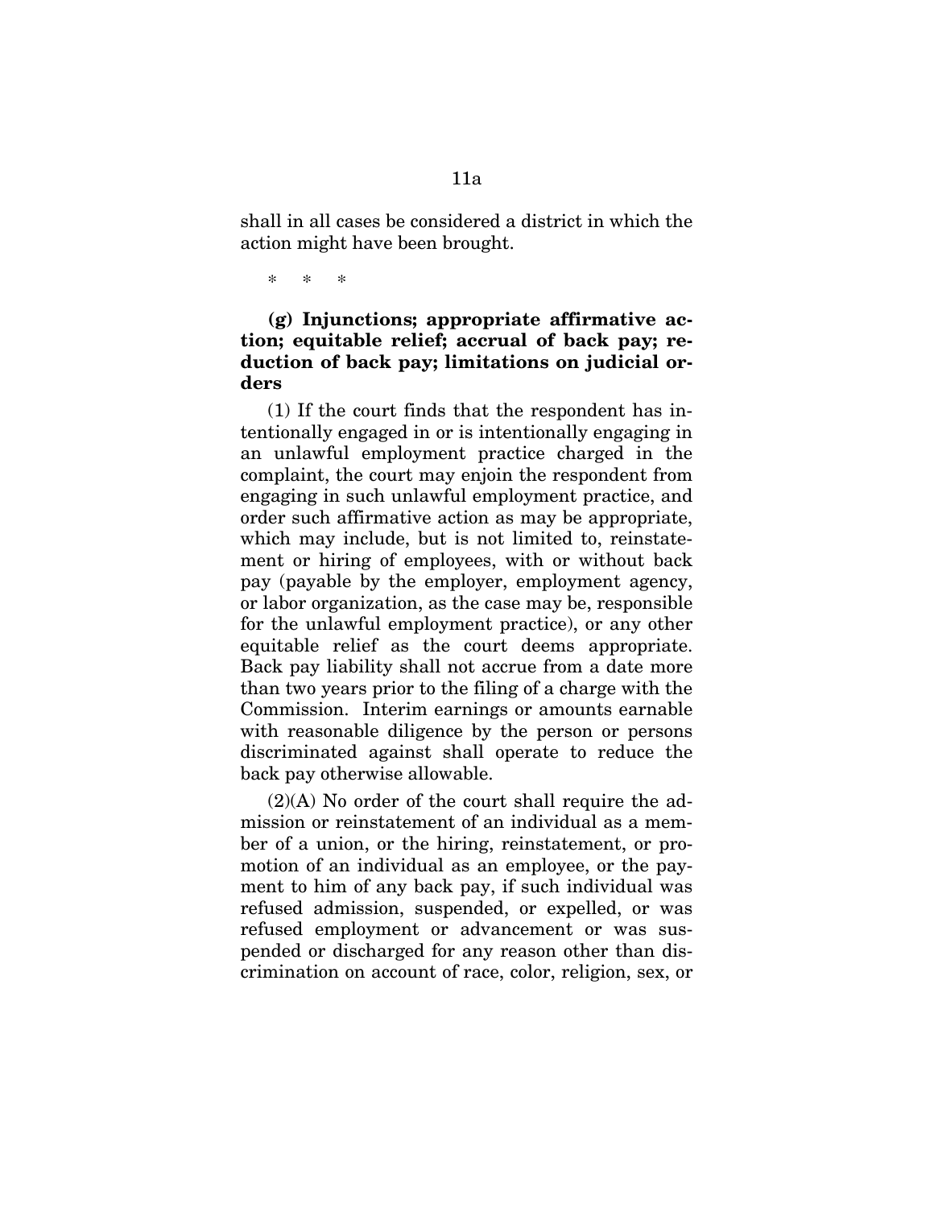shall in all cases be considered a district in which the action might have been brought.

\* \* \*

**(g) Injunctions; appropriate affirmative action; equitable relief; accrual of back pay; reduction of back pay; limitations on judicial orders**

(1) If the court finds that the respondent has intentionally engaged in or is intentionally engaging in an unlawful employment practice charged in the complaint, the court may enjoin the respondent from engaging in such unlawful employment practice, and order such affirmative action as may be appropriate, which may include, but is not limited to, reinstatement or hiring of employees, with or without back pay (payable by the employer, employment agency, or labor organization, as the case may be, responsible for the unlawful employment practice), or any other equitable relief as the court deems appropriate. Back pay liability shall not accrue from a date more than two years prior to the filing of a charge with the Commission. Interim earnings or amounts earnable with reasonable diligence by the person or persons discriminated against shall operate to reduce the back pay otherwise allowable.

(2)(A) No order of the court shall require the admission or reinstatement of an individual as a member of a union, or the hiring, reinstatement, or promotion of an individual as an employee, or the payment to him of any back pay, if such individual was refused admission, suspended, or expelled, or was refused employment or advancement or was suspended or discharged for any reason other than discrimination on account of race, color, religion, sex, or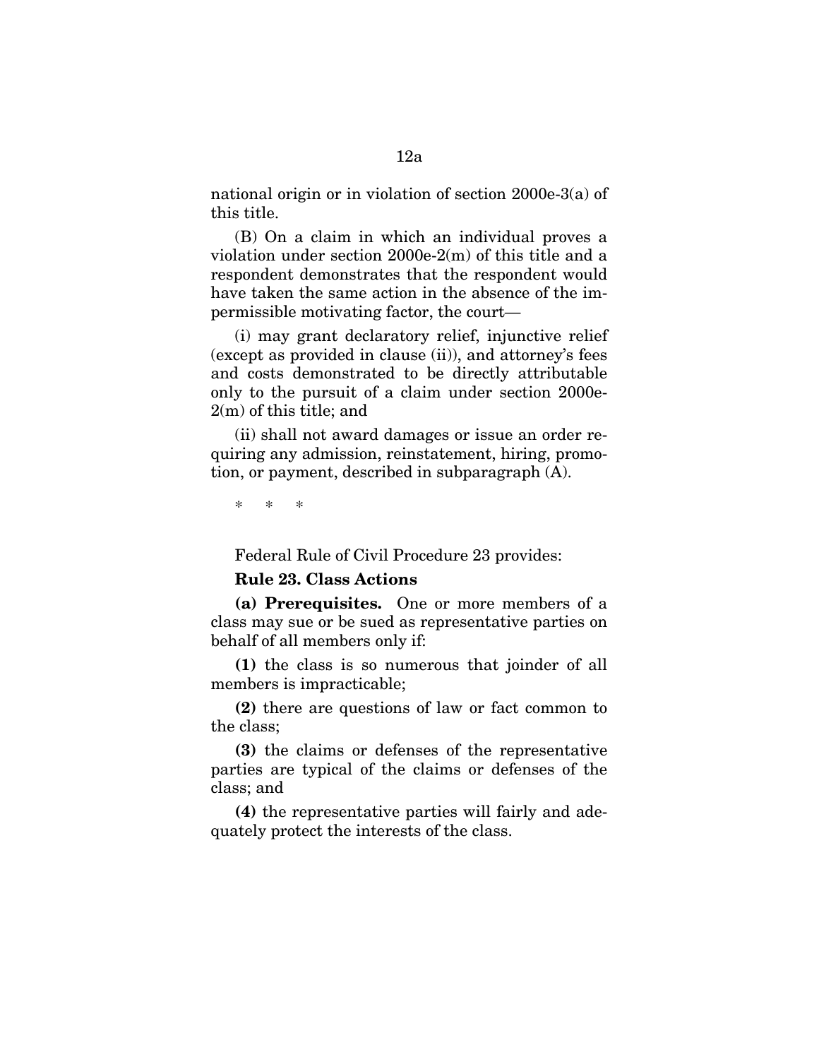national origin or in violation of section 2000e-3(a) of this title.

(B) On a claim in which an individual proves a violation under section 2000e-2(m) of this title and a respondent demonstrates that the respondent would have taken the same action in the absence of the impermissible motivating factor, the court—

(i) may grant declaratory relief, injunctive relief (except as provided in clause (ii)), and attorney's fees and costs demonstrated to be directly attributable only to the pursuit of a claim under section 2000e-2(m) of this title; and

(ii) shall not award damages or issue an order requiring any admission, reinstatement, hiring, promotion, or payment, described in subparagraph (A).

\* \* \*

Federal Rule of Civil Procedure 23 provides:

**Rule 23. Class Actions**

**(a) Prerequisites.** One or more members of a class may sue or be sued as representative parties on behalf of all members only if:

**(1)** the class is so numerous that joinder of all members is impracticable;

**(2)** there are questions of law or fact common to the class;

**(3)** the claims or defenses of the representative parties are typical of the claims or defenses of the class; and

**(4)** the representative parties will fairly and adequately protect the interests of the class.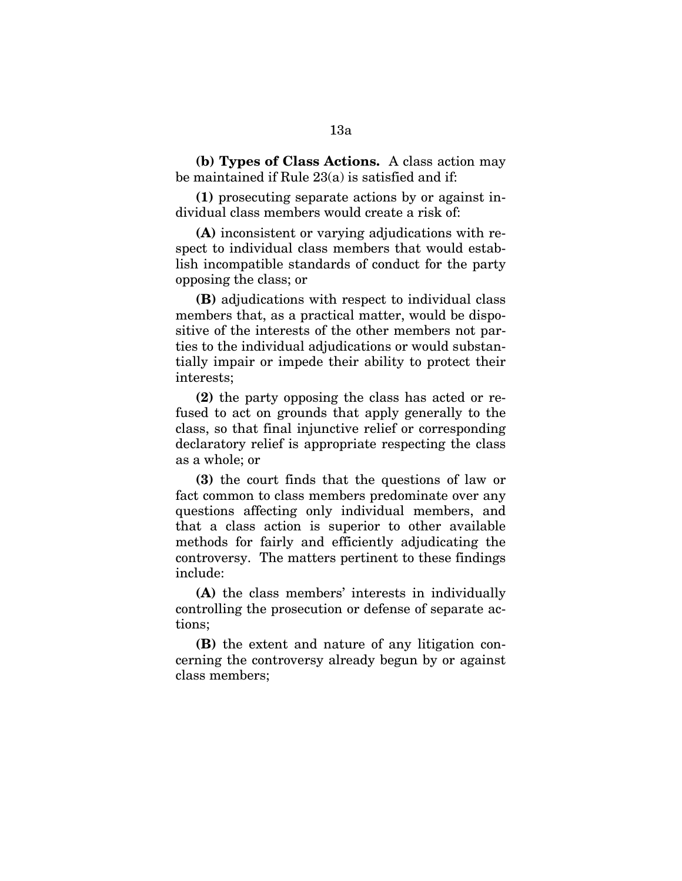**(b) Types of Class Actions.** A class action may be maintained if Rule 23(a) is satisfied and if:

**(1)** prosecuting separate actions by or against individual class members would create a risk of:

**(A)** inconsistent or varying adjudications with respect to individual class members that would establish incompatible standards of conduct for the party opposing the class; or

**(B)** adjudications with respect to individual class members that, as a practical matter, would be dispositive of the interests of the other members not parties to the individual adjudications or would substantially impair or impede their ability to protect their interests;

**(2)** the party opposing the class has acted or refused to act on grounds that apply generally to the class, so that final injunctive relief or corresponding declaratory relief is appropriate respecting the class as a whole; or

**(3)** the court finds that the questions of law or fact common to class members predominate over any questions affecting only individual members, and that a class action is superior to other available methods for fairly and efficiently adjudicating the controversy. The matters pertinent to these findings include:

**(A)** the class members' interests in individually controlling the prosecution or defense of separate actions;

**(B)** the extent and nature of any litigation concerning the controversy already begun by or against class members;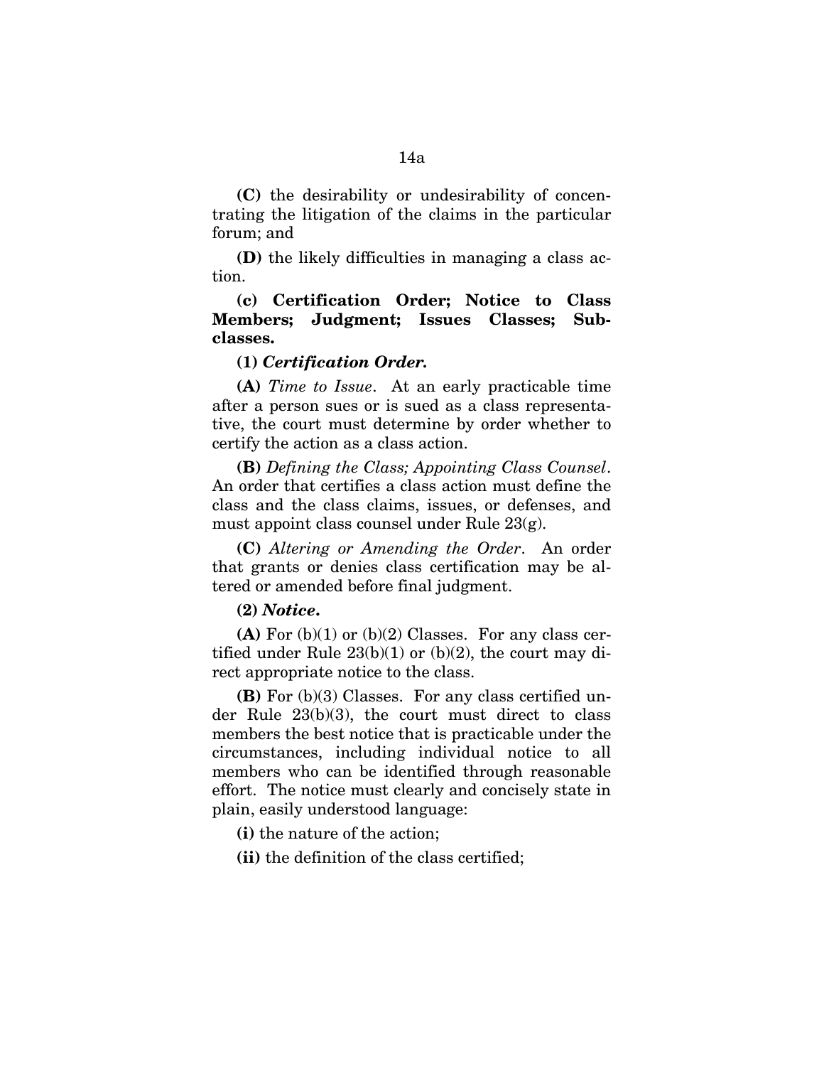**(C)** the desirability or undesirability of concentrating the litigation of the claims in the particular forum; and

**(D)** the likely difficulties in managing a class action.

**(c) Certification Order; Notice to Class Members; Judgment; Issues Classes; Subclasses.**

**(1)** ***Certification Order.***

**(A)** *Time to Issue*. At an early practicable time after a person sues or is sued as a class representative, the court must determine by order whether to certify the action as a class action.

**(B)** *Defining the Class; Appointing Class Counsel*. An order that certifies a class action must define the class and the class claims, issues, or defenses, and must appoint class counsel under Rule 23(g).

**(C)** *Altering or Amending the Order*. An order that grants or denies class certification may be altered or amended before final judgment.

**(2)** ***Notice.***

**(A)** For (b)(1) or (b)(2) Classes. For any class certified under Rule 23(b)(1) or (b)(2), the court may direct appropriate notice to the class.

**(B)** For (b)(3) Classes. For any class certified under Rule 23(b)(3), the court must direct to class members the best notice that is practicable under the circumstances, including individual notice to all members who can be identified through reasonable effort. The notice must clearly and concisely state in plain, easily understood language:

**(i)** the nature of the action;

**(ii)** the definition of the class certified;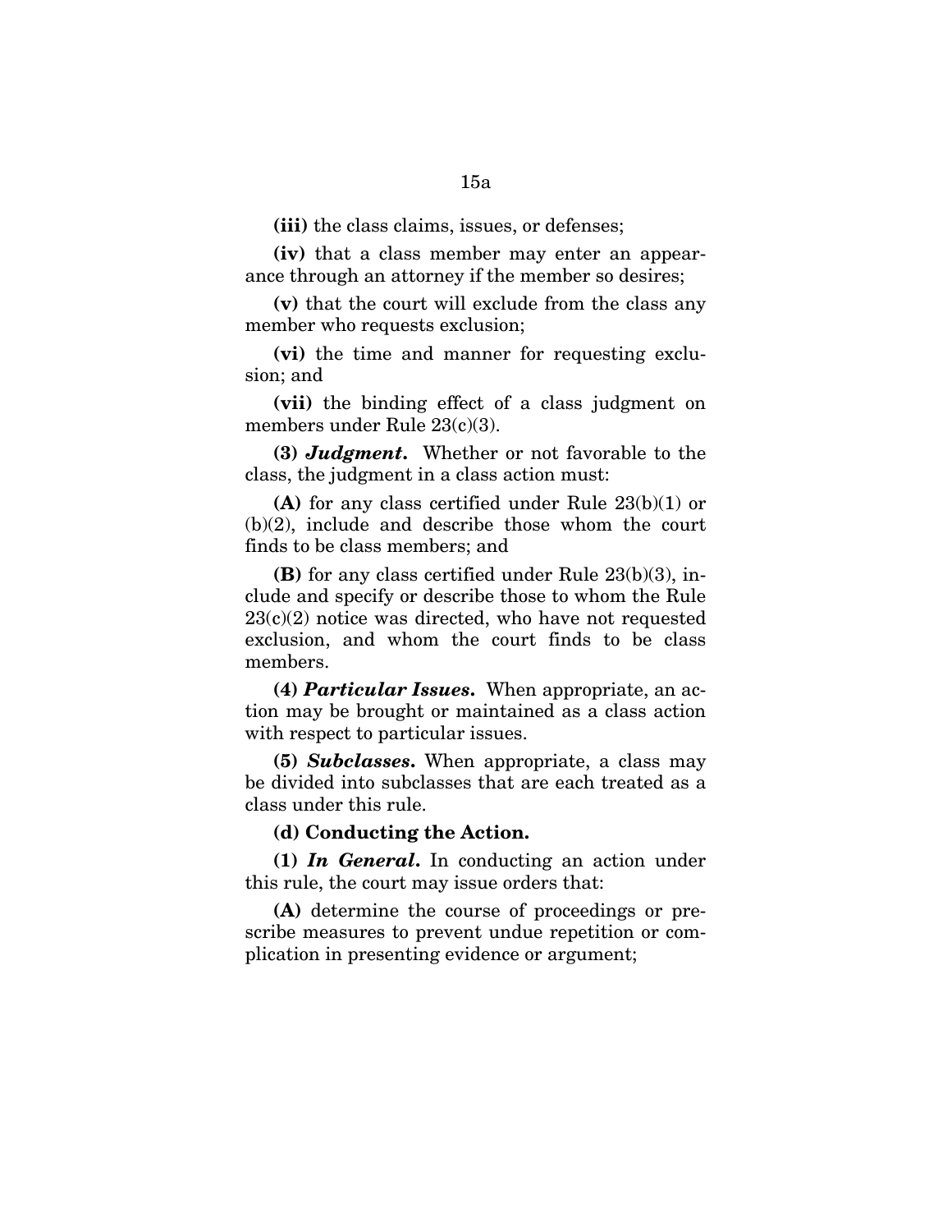**(iii)** the class claims, issues, or defenses;

**(iv)** that a class member may enter an appearance through an attorney if the member so desires;

**(v)** that the court will exclude from the class any member who requests exclusion;

**(vi)** the time and manner for requesting exclusion; and

**(vii)** the binding effect of a class judgment on members under Rule 23(c)(3).

**(3)** ***Judgment.*** Whether or not favorable to the class, the judgment in a class action must:

**(A)** for any class certified under Rule 23(b)(1) or (b)(2), include and describe those whom the court finds to be class members; and

**(B)** for any class certified under Rule 23(b)(3), include and specify or describe those to whom the Rule 23(c)(2) notice was directed, who have not requested exclusion, and whom the court finds to be class members.

**(4)** ***Particular Issues.*** When appropriate, an action may be brought or maintained as a class action with respect to particular issues.

**(5)** ***Subclasses.*** When appropriate, a class may be divided into subclasses that are each treated as a class under this rule.

**(d) Conducting the Action.**

**(1)** ***In General.*** In conducting an action under this rule, the court may issue orders that:

**(A)** determine the course of proceedings or prescribe measures to prevent undue repetition or complication in presenting evidence or argument;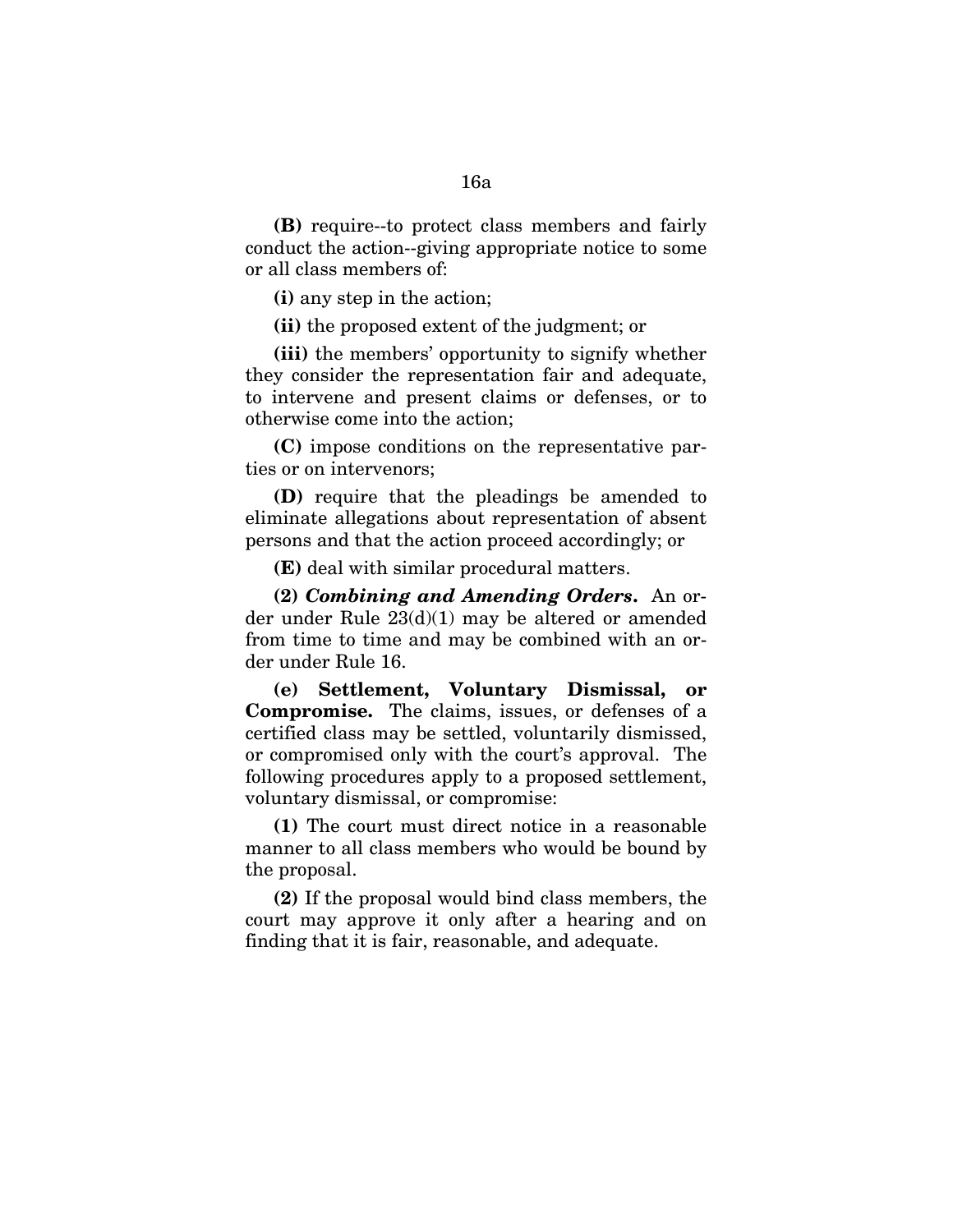**(B)** require--to protect class members and fairly conduct the action--giving appropriate notice to some or all class members of:

**(i)** any step in the action;

**(ii)** the proposed extent of the judgment; or

**(iii)** the members' opportunity to signify whether they consider the representation fair and adequate, to intervene and present claims or defenses, or to otherwise come into the action;

**(C)** impose conditions on the representative parties or on intervenors;

**(D)** require that the pleadings be amended to eliminate allegations about representation of absent persons and that the action proceed accordingly; or

**(E)** deal with similar procedural matters.

**(2)** ***Combining and Amending Orders.*** An order under Rule 23(d)(1) may be altered or amended from time to time and may be combined with an order under Rule 16.

**(e) Settlement, Voluntary Dismissal, or Compromise.** The claims, issues, or defenses of a certified class may be settled, voluntarily dismissed, or compromised only with the court's approval. The following procedures apply to a proposed settlement, voluntary dismissal, or compromise:

**(1)** The court must direct notice in a reasonable manner to all class members who would be bound by the proposal.

**(2)** If the proposal would bind class members, the court may approve it only after a hearing and on finding that it is fair, reasonable, and adequate.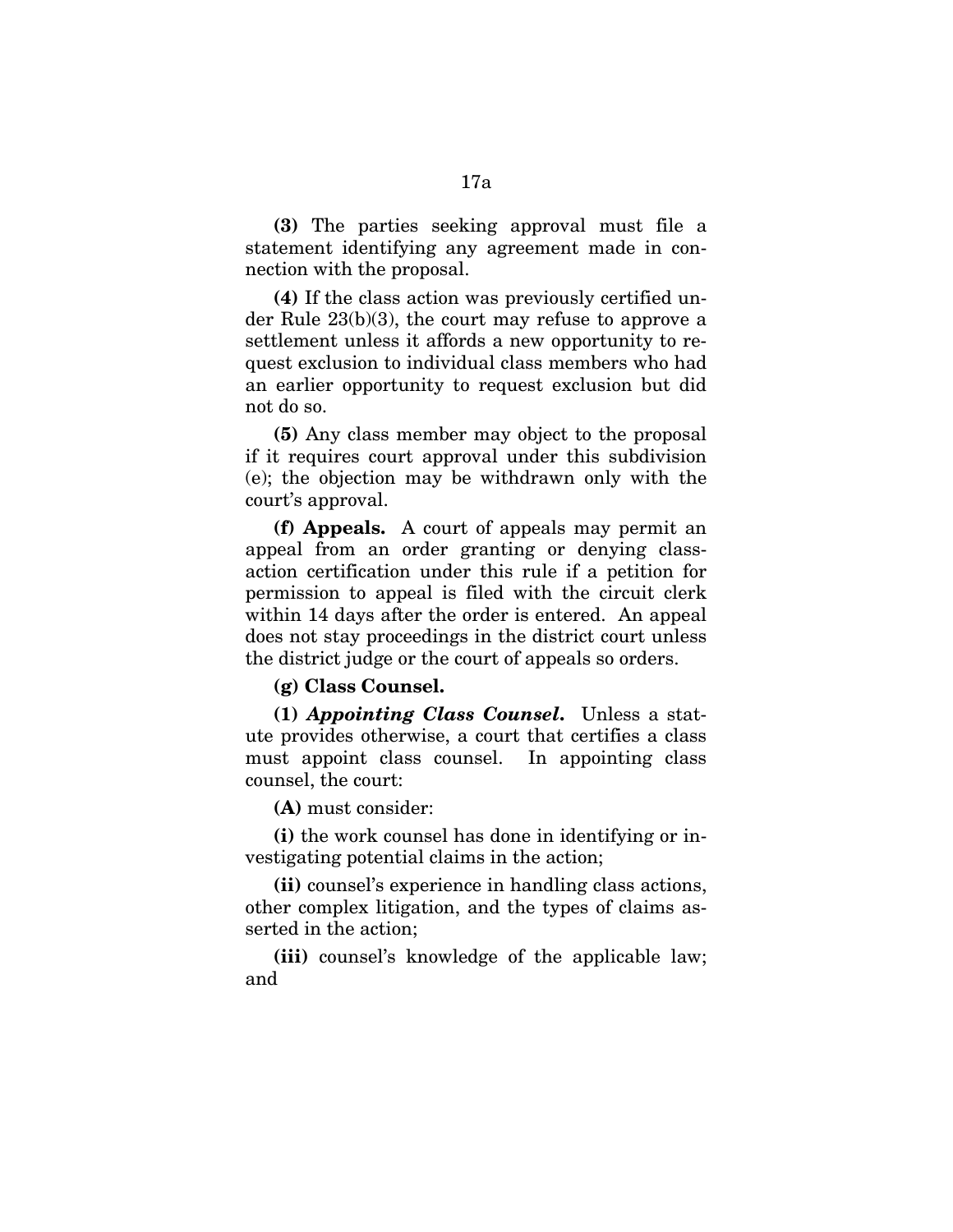**(3)** The parties seeking approval must file a statement identifying any agreement made in connection with the proposal.

**(4)** If the class action was previously certified under Rule 23(b)(3), the court may refuse to approve a settlement unless it affords a new opportunity to request exclusion to individual class members who had an earlier opportunity to request exclusion but did not do so.

**(5)** Any class member may object to the proposal if it requires court approval under this subdivision (e); the objection may be withdrawn only with the court's approval.

**(f) Appeals.** A court of appeals may permit an appeal from an order granting or denying class-action certification under this rule if a petition for permission to appeal is filed with the circuit clerk within 14 days after the order is entered. An appeal does not stay proceedings in the district court unless the district judge or the court of appeals so orders.

**(g) Class Counsel.**

**(1)** ***Appointing Class Counsel.*** Unless a statute provides otherwise, a court that certifies a class must appoint class counsel. In appointing class counsel, the court:

**(A)** must consider:

**(i)** the work counsel has done in identifying or investigating potential claims in the action;

**(ii)** counsel's experience in handling class actions, other complex litigation, and the types of claims asserted in the action;

**(iii)** counsel's knowledge of the applicable law; and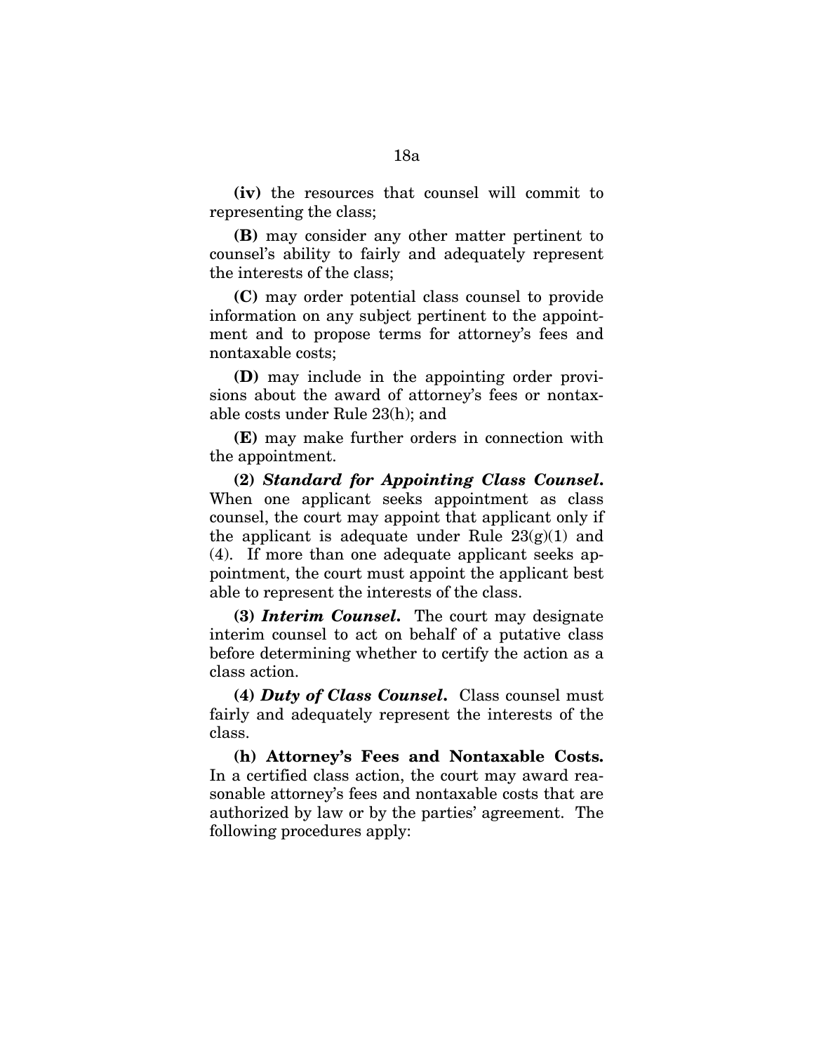**(iv)** the resources that counsel will commit to representing the class;

**(B)** may consider any other matter pertinent to counsel's ability to fairly and adequately represent the interests of the class;

**(C)** may order potential class counsel to provide information on any subject pertinent to the appointment and to propose terms for attorney's fees and nontaxable costs;

**(D)** may include in the appointing order provisions about the award of attorney's fees or nontaxable costs under Rule 23(h); and

**(E)** may make further orders in connection with the appointment.

**(2)** ***Standard for Appointing Class Counsel.*** When one applicant seeks appointment as class counsel, the court may appoint that applicant only if the applicant is adequate under Rule 23(g)(1) and (4). If more than one adequate applicant seeks appointment, the court must appoint the applicant best able to represent the interests of the class.

**(3)** ***Interim Counsel.*** The court may designate interim counsel to act on behalf of a putative class before determining whether to certify the action as a class action.

**(4)** ***Duty of Class Counsel.*** Class counsel must fairly and adequately represent the interests of the class.

**(h) Attorney's Fees and Nontaxable Costs.** In a certified class action, the court may award reasonable attorney's fees and nontaxable costs that are authorized by law or by the parties' agreement. The following procedures apply: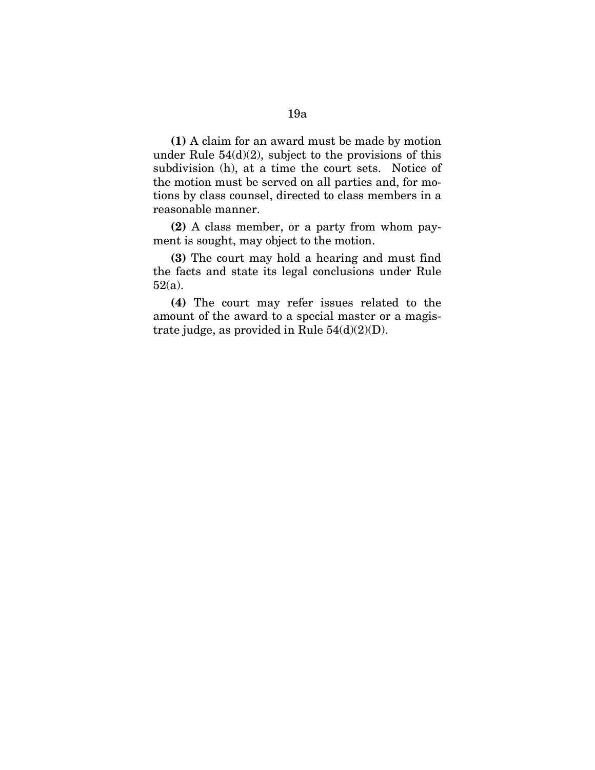**(1)** A claim for an award must be made by motion under Rule 54(d)(2), subject to the provisions of this subdivision (h), at a time the court sets. Notice of the motion must be served on all parties and, for motions by class counsel, directed to class members in a reasonable manner.

**(2)** A class member, or a party from whom payment is sought, may object to the motion.

**(3)** The court may hold a hearing and must find the facts and state its legal conclusions under Rule 52(a).

**(4)** The court may refer issues related to the amount of the award to a special master or a magistrate judge, as provided in Rule 54(d)(2)(D).